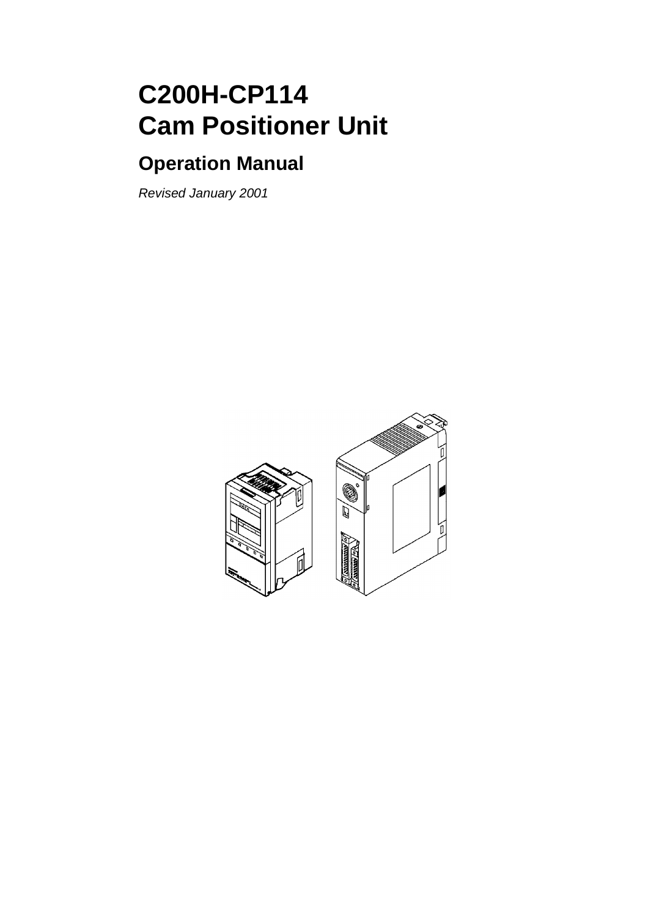# C200H-CP114
# Cam Positioner Unit

## Operation Manual

*Revised January 2001*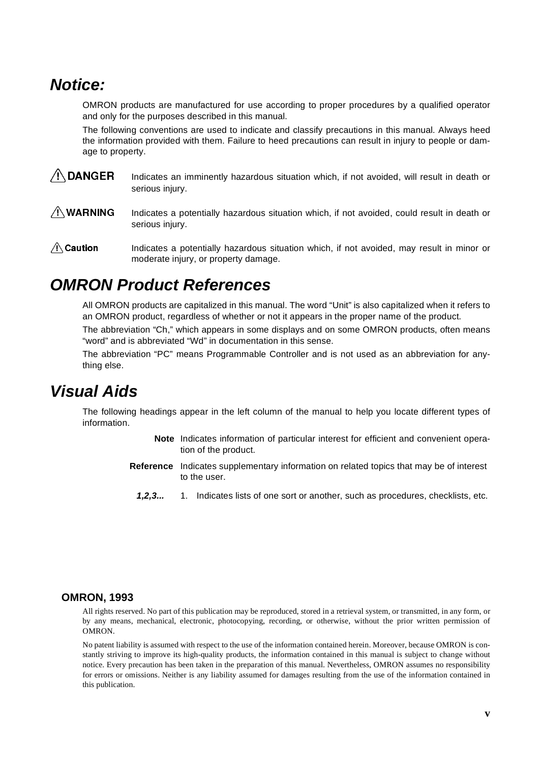## Notice:

OMRON products are manufactured for use according to proper procedures by a qualified operator and only for the purposes described in this manual.

The following conventions are used to indicate and classify precautions in this manual. Always heed the information provided with them. Failure to heed precautions can result in injury to people or damage to property.

**⚠ DANGER** Indicates an imminently hazardous situation which, if not avoided, will result in death or serious injury.

**⚠ WARNING** Indicates a potentially hazardous situation which, if not avoided, could result in death or serious injury.

**⚠ Caution** Indicates a potentially hazardous situation which, if not avoided, may result in minor or moderate injury, or property damage.

## OMRON Product References

All OMRON products are capitalized in this manual. The word "Unit" is also capitalized when it refers to an OMRON product, regardless of whether or not it appears in the proper name of the product.

The abbreviation "Ch," which appears in some displays and on some OMRON products, often means "word" and is abbreviated "Wd" in documentation in this sense.

The abbreviation "PC" means Programmable Controller and is not used as an abbreviation for anything else.

## Visual Aids

The following headings appear in the left column of the manual to help you locate different types of information.

**Note** Indicates information of particular interest for efficient and convenient operation of the product.

**Reference** Indicates supplementary information on related topics that may be of interest to the user.

***1,2,3...*** 1. Indicates lists of one sort or another, such as procedures, checklists, etc.

**OMRON, 1993**

All rights reserved. No part of this publication may be reproduced, stored in a retrieval system, or transmitted, in any form, or by any means, mechanical, electronic, photocopying, recording, or otherwise, without the prior written permission of OMRON.

No patent liability is assumed with respect to the use of the information contained herein. Moreover, because OMRON is constantly striving to improve its high-quality products, the information contained in this manual is subject to change without notice. Every precaution has been taken in the preparation of this manual. Nevertheless, OMRON assumes no responsibility for errors or omissions. Neither is any liability assumed for damages resulting from the use of the information contained in this publication.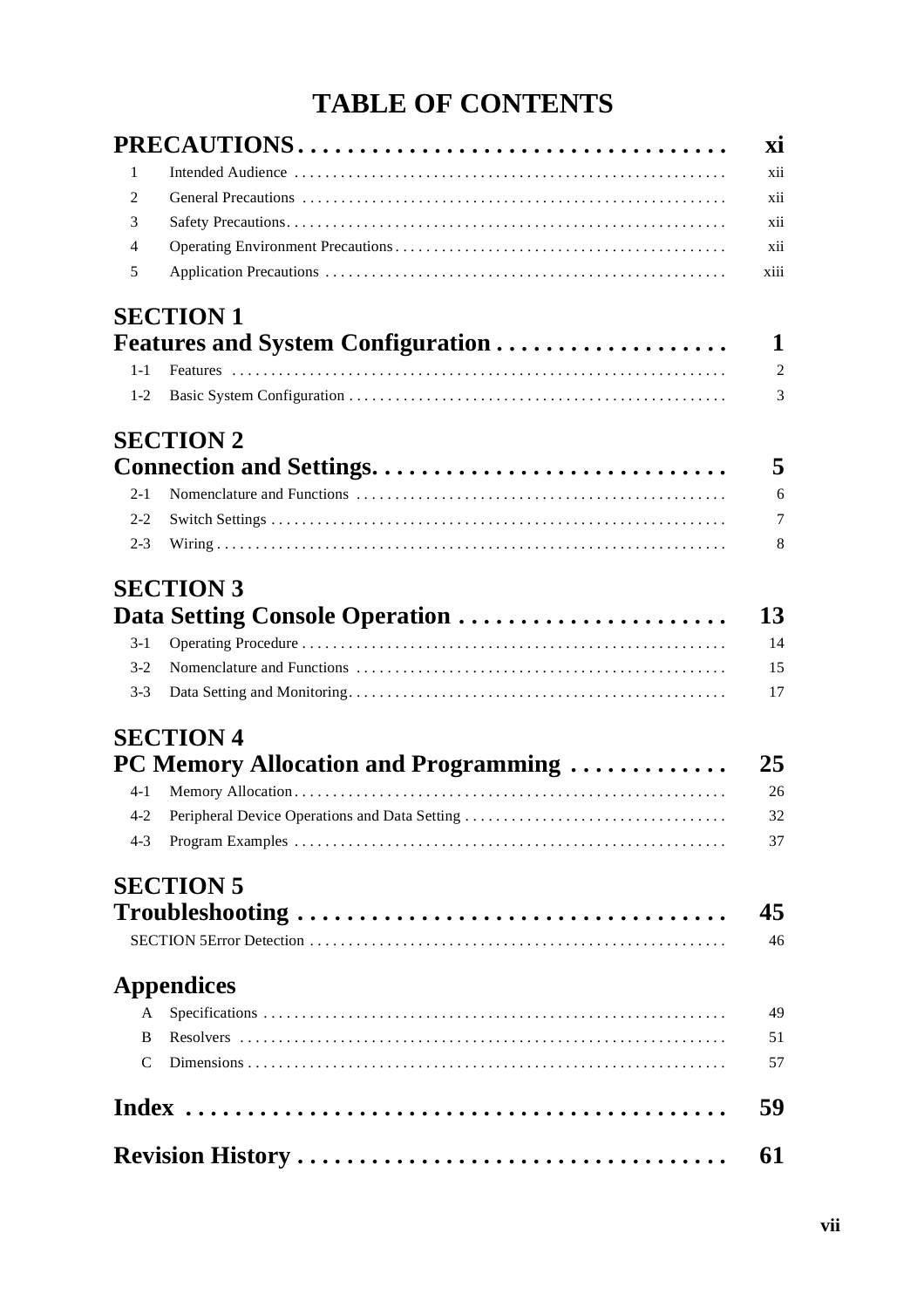# TABLE OF CONTENTS

**PRECAUTIONS** . . . . . . . . . . . . . . . . . . . . . . . . . . . . . . . . . . **xi**

1 Intended Audience . . . . . . . . . . . . . . . . . . . . . . . . . . . . . . . . . . xii
2 General Precautions . . . . . . . . . . . . . . . . . . . . . . . . . . . . . . . . . xii
3 Safety Precautions . . . . . . . . . . . . . . . . . . . . . . . . . . . . . . . . . . xii
4 Operating Environment Precautions . . . . . . . . . . . . . . . . . . . . . . . . . xii
5 Application Precautions . . . . . . . . . . . . . . . . . . . . . . . . . . . . . . . xiii

## SECTION 1
## Features and System Configuration . . . . . . . . . . . . . . . . . . . 1

1-1 Features . . . . . . . . . . . . . . . . . . . . . . . . . . . . . . . . . . . . . . . 2
1-2 Basic System Configuration . . . . . . . . . . . . . . . . . . . . . . . . . . . . . 3

## SECTION 2
## Connection and Settings. . . . . . . . . . . . . . . . . . . . . . . . . . . . 5

2-1 Nomenclature and Functions . . . . . . . . . . . . . . . . . . . . . . . . . . . . 6
2-2 Switch Settings . . . . . . . . . . . . . . . . . . . . . . . . . . . . . . . . . . . 7
2-3 Wiring . . . . . . . . . . . . . . . . . . . . . . . . . . . . . . . . . . . . . . . . 8

## SECTION 3
## Data Setting Console Operation . . . . . . . . . . . . . . . . . . . . . . 13

3-1 Operating Procedure . . . . . . . . . . . . . . . . . . . . . . . . . . . . . . . . 14
3-2 Nomenclature and Functions . . . . . . . . . . . . . . . . . . . . . . . . . . . . 15
3-3 Data Setting and Monitoring . . . . . . . . . . . . . . . . . . . . . . . . . . . . 17

## SECTION 4
## PC Memory Allocation and Programming . . . . . . . . . . . . . 25

4-1 Memory Allocation . . . . . . . . . . . . . . . . . . . . . . . . . . . . . . . . . 26
4-2 Peripheral Device Operations and Data Setting . . . . . . . . . . . . . . . . . . . 32
4-3 Program Examples . . . . . . . . . . . . . . . . . . . . . . . . . . . . . . . . . 37

## SECTION 5
## Troubleshooting . . . . . . . . . . . . . . . . . . . . . . . . . . . . . . . . . . 45

SECTION 5Error Detection . . . . . . . . . . . . . . . . . . . . . . . . . . . . . . . 46

## Appendices

A Specifications . . . . . . . . . . . . . . . . . . . . . . . . . . . . . . . . . . . . 49
B Resolvers . . . . . . . . . . . . . . . . . . . . . . . . . . . . . . . . . . . . . . 51
C Dimensions . . . . . . . . . . . . . . . . . . . . . . . . . . . . . . . . . . . . . 57

## Index . . . . . . . . . . . . . . . . . . . . . . . . . . . . . . . . . . . . . . . . . . 59

## Revision History . . . . . . . . . . . . . . . . . . . . . . . . . . . . . . . . . 61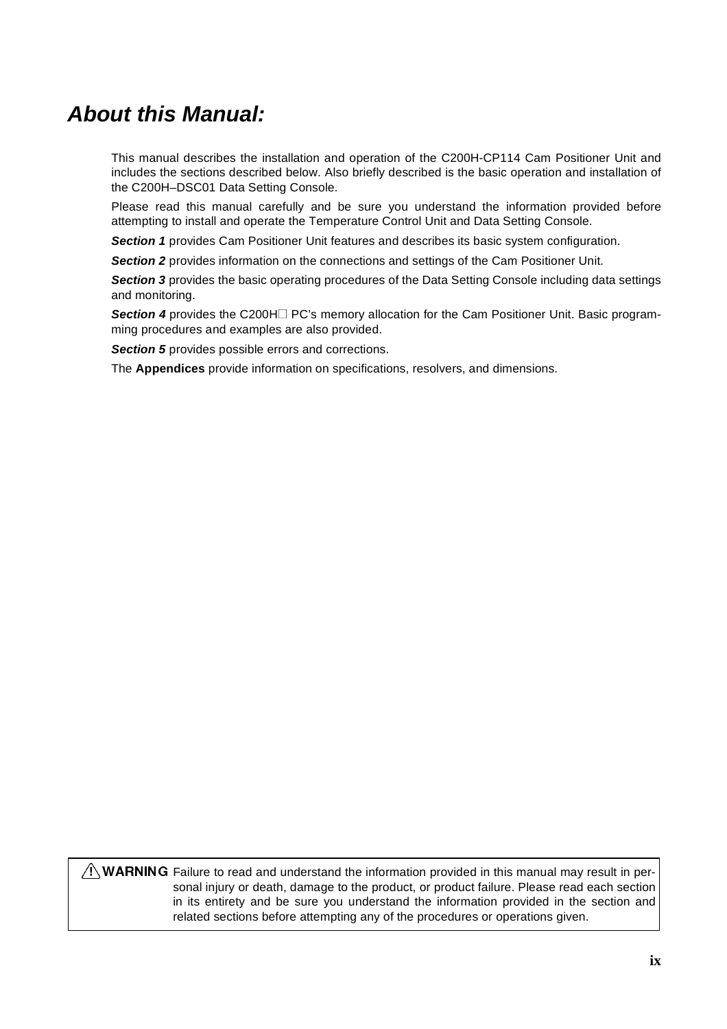# About this Manual:

This manual describes the installation and operation of the C200H-CP114 Cam Positioner Unit and includes the sections described below. Also briefly described is the basic operation and installation of the C200H–DSC01 Data Setting Console.

Please read this manual carefully and be sure you understand the information provided before attempting to install and operate the Temperature Control Unit and Data Setting Console.

***Section 1*** provides Cam Positioner Unit features and describes its basic system configuration.

***Section 2*** provides information on the connections and settings of the Cam Positioner Unit.

***Section 3*** provides the basic operating procedures of the Data Setting Console including data settings and monitoring.

***Section 4*** provides the C200H☐ PC's memory allocation for the Cam Positioner Unit. Basic programming procedures and examples are also provided.

***Section 5*** provides possible errors and corrections.

The **Appendices** provide information on specifications, resolvers, and dimensions.

> ⚠ **WARNING** Failure to read and understand the information provided in this manual may result in personal injury or death, damage to the product, or product failure. Please read each section in its entirety and be sure you understand the information provided in the section and related sections before attempting any of the procedures or operations given.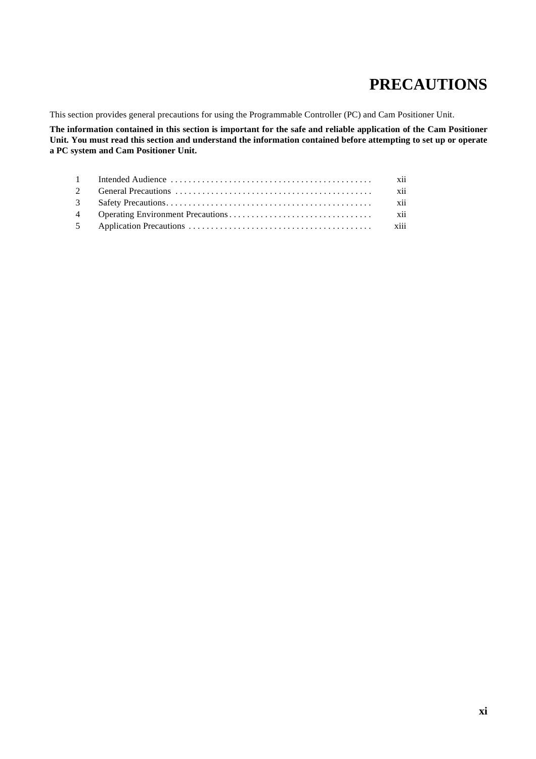# PRECAUTIONS

This section provides general precautions for using the Programmable Controller (PC) and Cam Positioner Unit.

**The information contained in this section is important for the safe and reliable application of the Cam Positioner Unit. You must read this section and understand the information contained before attempting to set up or operate a PC system and Cam Positioner Unit.**

| | | |
|---|---|---|
| 1 | Intended Audience | xii |
| 2 | General Precautions | xii |
| 3 | Safety Precautions | xii |
| 4 | Operating Environment Precautions | xii |
| 5 | Application Precautions | xiii |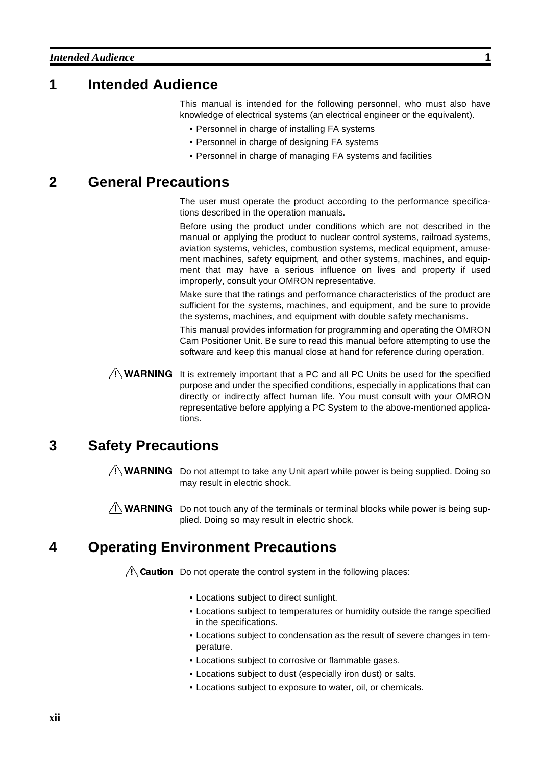## 1 Intended Audience

This manual is intended for the following personnel, who must also have knowledge of electrical systems (an electrical engineer or the equivalent).

- Personnel in charge of installing FA systems
- Personnel in charge of designing FA systems
- Personnel in charge of managing FA systems and facilities

## 2 General Precautions

The user must operate the product according to the performance specifications described in the operation manuals.

Before using the product under conditions which are not described in the manual or applying the product to nuclear control systems, railroad systems, aviation systems, vehicles, combustion systems, medical equipment, amusement machines, safety equipment, and other systems, machines, and equipment that may have a serious influence on lives and property if used improperly, consult your OMRON representative.

Make sure that the ratings and performance characteristics of the product are sufficient for the systems, machines, and equipment, and be sure to provide the systems, machines, and equipment with double safety mechanisms.

This manual provides information for programming and operating the OMRON Cam Positioner Unit. Be sure to read this manual before attempting to use the software and keep this manual close at hand for reference during operation.

**⚠ WARNING** It is extremely important that a PC and all PC Units be used for the specified purpose and under the specified conditions, especially in applications that can directly or indirectly affect human life. You must consult with your OMRON representative before applying a PC System to the above-mentioned applications.

## 3 Safety Precautions

**⚠ WARNING** Do not attempt to take any Unit apart while power is being supplied. Doing so may result in electric shock.

**⚠ WARNING** Do not touch any of the terminals or terminal blocks while power is being supplied. Doing so may result in electric shock.

## 4 Operating Environment Precautions

**⚠ Caution** Do not operate the control system in the following places:

- Locations subject to direct sunlight.
- Locations subject to temperatures or humidity outside the range specified in the specifications.
- Locations subject to condensation as the result of severe changes in temperature.
- Locations subject to corrosive or flammable gases.
- Locations subject to dust (especially iron dust) or salts.
- Locations subject to exposure to water, oil, or chemicals.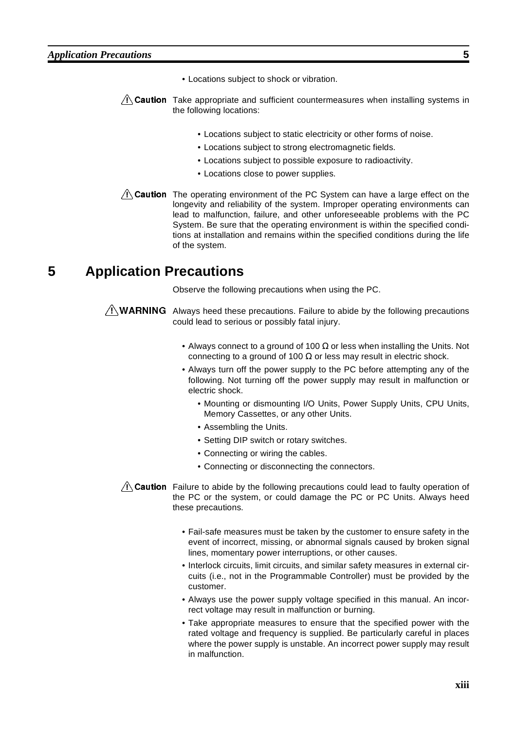- Locations subject to shock or vibration.

⚠ **Caution** Take appropriate and sufficient countermeasures when installing systems in the following locations:

- Locations subject to static electricity or other forms of noise.
- Locations subject to strong electromagnetic fields.
- Locations subject to possible exposure to radioactivity.
- Locations close to power supplies.

⚠ **Caution** The operating environment of the PC System can have a large effect on the longevity and reliability of the system. Improper operating environments can lead to malfunction, failure, and other unforeseeable problems with the PC System. Be sure that the operating environment is within the specified conditions at installation and remains within the specified conditions during the life of the system.

# 5 Application Precautions

Observe the following precautions when using the PC.

⚠ **WARNING** Always heed these precautions. Failure to abide by the following precautions could lead to serious or possibly fatal injury.

- Always connect to a ground of 100 Ω or less when installing the Units. Not connecting to a ground of 100 Ω or less may result in electric shock.
- Always turn off the power supply to the PC before attempting any of the following. Not turning off the power supply may result in malfunction or electric shock.
  - Mounting or dismounting I/O Units, Power Supply Units, CPU Units, Memory Cassettes, or any other Units.
  - Assembling the Units.
  - Setting DIP switch or rotary switches.
  - Connecting or wiring the cables.
  - Connecting or disconnecting the connectors.

⚠ **Caution** Failure to abide by the following precautions could lead to faulty operation of the PC or the system, or could damage the PC or PC Units. Always heed these precautions.

- Fail-safe measures must be taken by the customer to ensure safety in the event of incorrect, missing, or abnormal signals caused by broken signal lines, momentary power interruptions, or other causes.
- Interlock circuits, limit circuits, and similar safety measures in external circuits (i.e., not in the Programmable Controller) must be provided by the customer.
- Always use the power supply voltage specified in this manual. An incorrect voltage may result in malfunction or burning.
- Take appropriate measures to ensure that the specified power with the rated voltage and frequency is supplied. Be particularly careful in places where the power supply is unstable. An incorrect power supply may result in malfunction.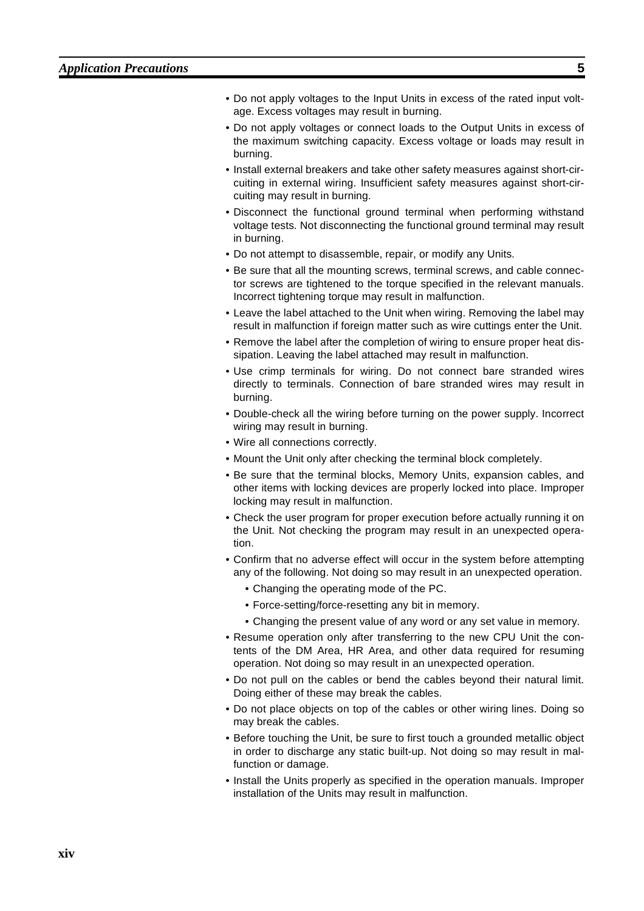- Do not apply voltages to the Input Units in excess of the rated input voltage. Excess voltages may result in burning.
- Do not apply voltages or connect loads to the Output Units in excess of the maximum switching capacity. Excess voltage or loads may result in burning.
- Install external breakers and take other safety measures against short-circuiting in external wiring. Insufficient safety measures against short-circuiting may result in burning.
- Disconnect the functional ground terminal when performing withstand voltage tests. Not disconnecting the functional ground terminal may result in burning.
- Do not attempt to disassemble, repair, or modify any Units.
- Be sure that all the mounting screws, terminal screws, and cable connector screws are tightened to the torque specified in the relevant manuals. Incorrect tightening torque may result in malfunction.
- Leave the label attached to the Unit when wiring. Removing the label may result in malfunction if foreign matter such as wire cuttings enter the Unit.
- Remove the label after the completion of wiring to ensure proper heat dissipation. Leaving the label attached may result in malfunction.
- Use crimp terminals for wiring. Do not connect bare stranded wires directly to terminals. Connection of bare stranded wires may result in burning.
- Double-check all the wiring before turning on the power supply. Incorrect wiring may result in burning.
- Wire all connections correctly.
- Mount the Unit only after checking the terminal block completely.
- Be sure that the terminal blocks, Memory Units, expansion cables, and other items with locking devices are properly locked into place. Improper locking may result in malfunction.
- Check the user program for proper execution before actually running it on the Unit. Not checking the program may result in an unexpected operation.
- Confirm that no adverse effect will occur in the system before attempting any of the following. Not doing so may result in an unexpected operation.
  - Changing the operating mode of the PC.
  - Force-setting/force-resetting any bit in memory.
  - Changing the present value of any word or any set value in memory.
- Resume operation only after transferring to the new CPU Unit the contents of the DM Area, HR Area, and other data required for resuming operation. Not doing so may result in an unexpected operation.
- Do not pull on the cables or bend the cables beyond their natural limit. Doing either of these may break the cables.
- Do not place objects on top of the cables or other wiring lines. Doing so may break the cables.
- Before touching the Unit, be sure to first touch a grounded metallic object in order to discharge any static built-up. Not doing so may result in malfunction or damage.
- Install the Units properly as specified in the operation manuals. Improper installation of the Units may result in malfunction.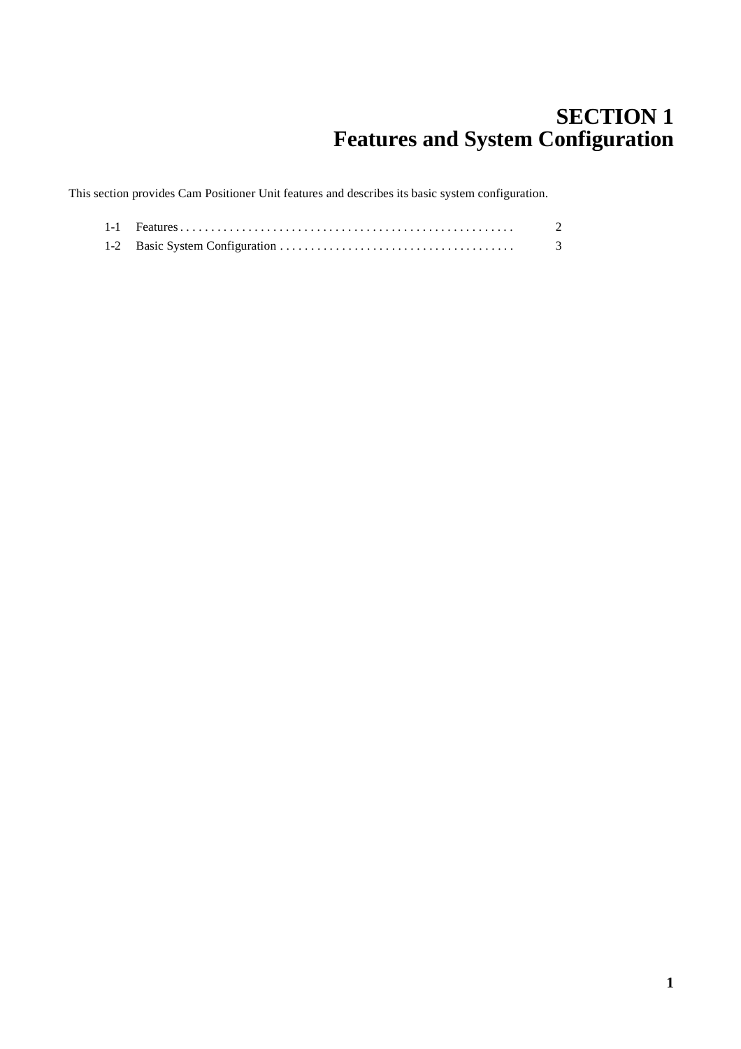# SECTION 1
# Features and System Configuration

This section provides Cam Positioner Unit features and describes its basic system configuration.

1-1 Features . . . . . . . . . . . . . . . . . . . . . . . . . . . . . . . . . . . . . . . . . . . . . . . . . . . . . 2

1-2 Basic System Configuration . . . . . . . . . . . . . . . . . . . . . . . . . . . . . . . . . . . . . . 3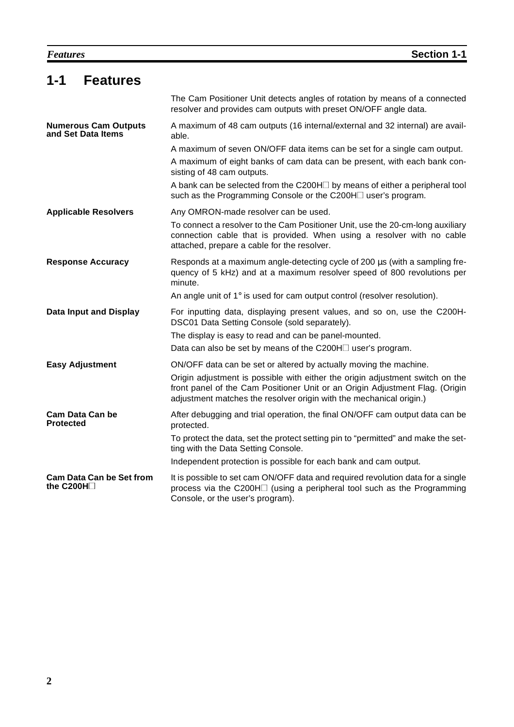## 1-1 Features

The Cam Positioner Unit detects angles of rotation by means of a connected resolver and provides cam outputs with preset ON/OFF angle data.

**Numerous Cam Outputs and Set Data Items**

A maximum of 48 cam outputs (16 internal/external and 32 internal) are available.

A maximum of seven ON/OFF data items can be set for a single cam output.

A maximum of eight banks of cam data can be present, with each bank consisting of 48 cam outputs.

A bank can be selected from the C200H□ by means of either a peripheral tool such as the Programming Console or the C200H□ user's program.

**Applicable Resolvers**

Any OMRON-made resolver can be used.

To connect a resolver to the Cam Positioner Unit, use the 20-cm-long auxiliary connection cable that is provided. When using a resolver with no cable attached, prepare a cable for the resolver.

**Response Accuracy**

Responds at a maximum angle-detecting cycle of 200 µs (with a sampling frequency of 5 kHz) and at a maximum resolver speed of 800 revolutions per minute.

An angle unit of 1° is used for cam output control (resolver resolution).

**Data Input and Display**

For inputting data, displaying present values, and so on, use the C200H-DSC01 Data Setting Console (sold separately).

The display is easy to read and can be panel-mounted.

Data can also be set by means of the C200H□ user's program.

**Easy Adjustment**

ON/OFF data can be set or altered by actually moving the machine.

Origin adjustment is possible with either the origin adjustment switch on the front panel of the Cam Positioner Unit or an Origin Adjustment Flag. (Origin adjustment matches the resolver origin with the mechanical origin.)

**Cam Data Can be Protected**

After debugging and trial operation, the final ON/OFF cam output data can be protected.

To protect the data, set the protect setting pin to "permitted" and make the setting with the Data Setting Console.

Independent protection is possible for each bank and cam output.

**Cam Data Can be Set from the C200H□**

It is possible to set cam ON/OFF data and required revolution data for a single process via the C200H□ (using a peripheral tool such as the Programming Console, or the user's program).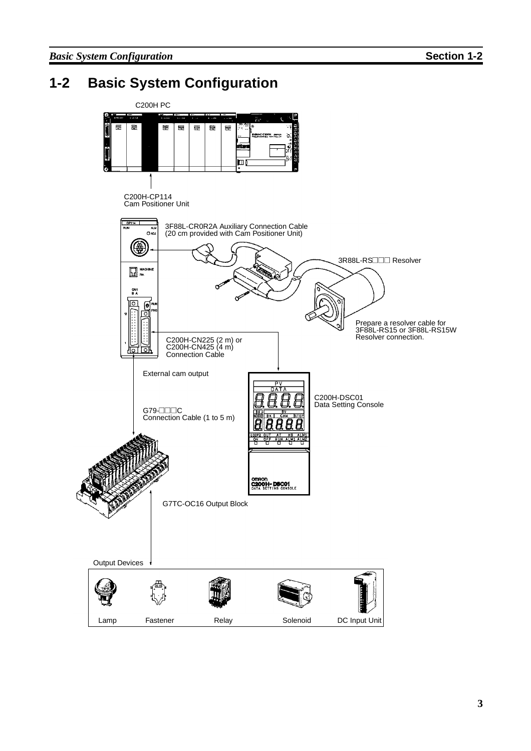## 1-2 Basic System Configuration

C200H PC

C200H-CP114
Cam Positioner Unit

3F88L-CR0R2A Auxiliary Connection Cable
(20 cm provided with Cam Positioner Unit)

3R88L-RS□□□ Resolver

Prepare a resolver cable for 3F88L-RS15 or 3F88L-RS15W Resolver connection.

C200H-CN225 (2 m) or
C200H-CN425 (4 m)
Connection Cable

External cam output

C200H-DSC01
Data Setting Console

G79-□□□C
Connection Cable (1 to 5 m)

G7TC-OC16 Output Block

Output Devices

Lamp | Fastener | Relay | Solenoid | DC Input Unit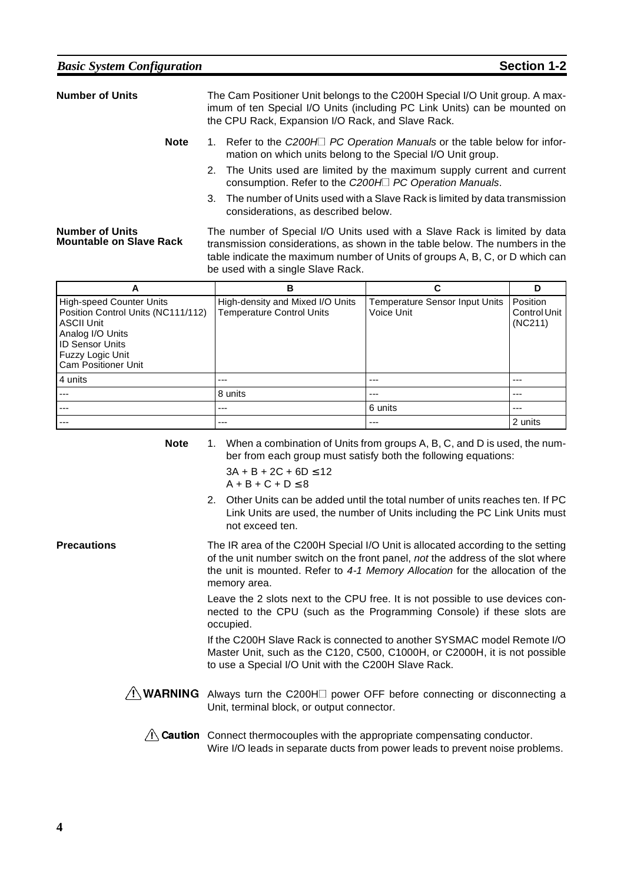**Number of Units**

The Cam Positioner Unit belongs to the C200H Special I/O Unit group. A maximum of ten Special I/O Units (including PC Link Units) can be mounted on the CPU Rack, Expansion I/O Rack, and Slave Rack.

**Note**
1. Refer to the *C200H□ PC Operation Manuals* or the table below for information on which units belong to the Special I/O Unit group.
2. The Units used are limited by the maximum supply current and current consumption. Refer to the *C200H□ PC Operation Manuals*.
3. The number of Units used with a Slave Rack is limited by data transmission considerations, as described below.

**Number of Units Mountable on Slave Rack**

The number of Special I/O Units used with a Slave Rack is limited by data transmission considerations, as shown in the table below. The numbers in the table indicate the maximum number of Units of groups A, B, C, or D which can be used with a single Slave Rack.

| A | B | C | D |
|---|---|---|---|
| High-speed Counter Units<br>Position Control Units (NC111/112)<br>ASCII Unit<br>Analog I/O Units<br>ID Sensor Units<br>Fuzzy Logic Unit<br>Cam Positioner Unit | High-density and Mixed I/O Units<br>Temperature Control Units | Temperature Sensor Input Units<br>Voice Unit | Position Control Unit (NC211) |
| 4 units | --- | --- | --- |
| --- | 8 units | --- | --- |
| --- | --- | 6 units | --- |
| --- | --- | --- | 2 units |

**Note**
1. When a combination of Units from groups A, B, C, and D is used, the number from each group must satisfy both the following equations:

   $3A + B + 2C + 6D \leq 12$
   $A + B + C + D \leq 8$

2. Other Units can be added until the total number of units reaches ten. If PC Link Units are used, the number of Units including the PC Link Units must not exceed ten.

**Precautions**

The IR area of the C200H Special I/O Unit is allocated according to the setting of the unit number switch on the front panel, *not* the address of the slot where the unit is mounted. Refer to *4-1 Memory Allocation* for the allocation of the memory area.

Leave the 2 slots next to the CPU free. It is not possible to use devices connected to the CPU (such as the Programming Console) if these slots are occupied.

If the C200H Slave Rack is connected to another SYSMAC model Remote I/O Master Unit, such as the C120, C500, C1000H, or C2000H, it is not possible to use a Special I/O Unit with the C200H Slave Rack.

**⚠ WARNING** Always turn the C200H□ power OFF before connecting or disconnecting a Unit, terminal block, or output connector.

**⚠ Caution** Connect thermocouples with the appropriate compensating conductor.
Wire I/O leads in separate ducts from power leads to prevent noise problems.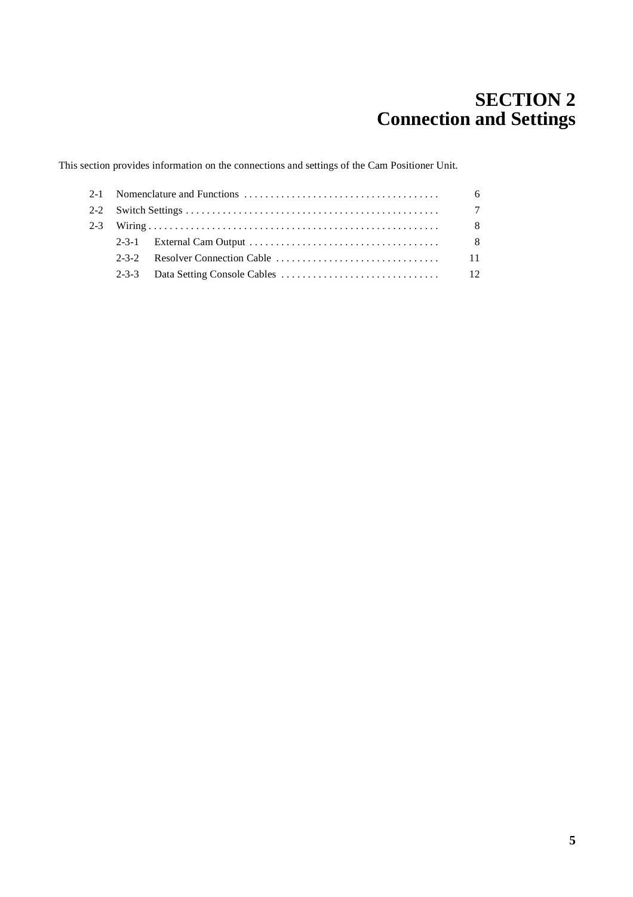# SECTION 2
# Connection and Settings

This section provides information on the connections and settings of the Cam Positioner Unit.

| | | |
|---|---|---|
| 2-1 | Nomenclature and Functions | 6 |
| 2-2 | Switch Settings | 7 |
| 2-3 | Wiring | 8 |
| | 2-3-1 External Cam Output | 8 |
| | 2-3-2 Resolver Connection Cable | 11 |
| | 2-3-3 Data Setting Console Cables | 12 |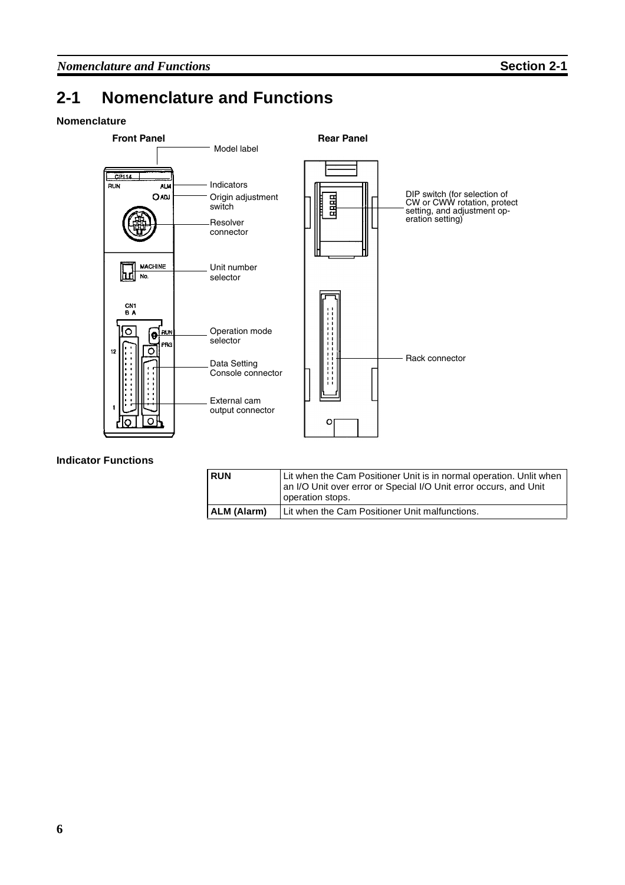## 2-1 Nomenclature and Functions

### Nomenclature

**Front Panel**

- Model label
- Indicators
- Origin adjustment switch
- Resolver connector
- Unit number selector
- Operation mode selector
- Data Setting Console connector
- External cam output connector

**Rear Panel**

- DIP switch (for selection of CW or CWW rotation, protect setting, and adjustment operation setting)
- Rack connector

### Indicator Functions

| | |
|---|---|
| **RUN** | Lit when the Cam Positioner Unit is in normal operation. Unlit when an I/O Unit over error or Special I/O Unit error occurs, and Unit operation stops. |
| **ALM (Alarm)** | Lit when the Cam Positioner Unit malfunctions. |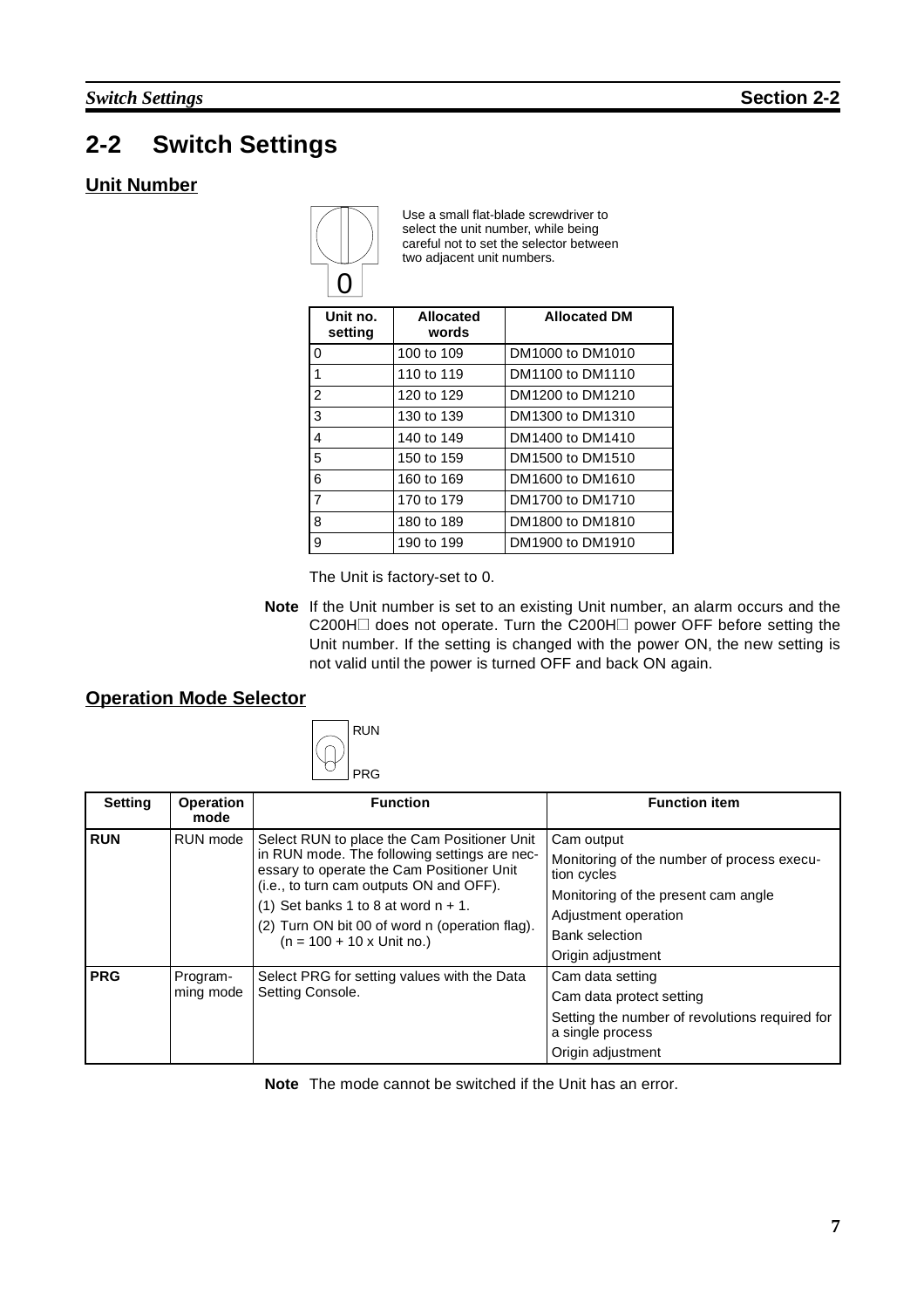## 2-2 Switch Settings

### Unit Number

0

Use a small flat-blade screwdriver to select the unit number, while being careful not to set the selector between two adjacent unit numbers.

| Unit no. setting | Allocated words | Allocated DM |
|---|---|---|
| 0 | 100 to 109 | DM1000 to DM1010 |
| 1 | 110 to 119 | DM1100 to DM1110 |
| 2 | 120 to 129 | DM1200 to DM1210 |
| 3 | 130 to 139 | DM1300 to DM1310 |
| 4 | 140 to 149 | DM1400 to DM1410 |
| 5 | 150 to 159 | DM1500 to DM1510 |
| 6 | 160 to 169 | DM1600 to DM1610 |
| 7 | 170 to 179 | DM1700 to DM1710 |
| 8 | 180 to 189 | DM1800 to DM1810 |
| 9 | 190 to 199 | DM1900 to DM1910 |

The Unit is factory-set to 0.

**Note** If the Unit number is set to an existing Unit number, an alarm occurs and the C200H□ does not operate. Turn the C200H□ power OFF before setting the Unit number. If the setting is changed with the power ON, the new setting is not valid until the power is turned OFF and back ON again.

### Operation Mode Selector

RUN

PRG

| Setting | Operation mode | Function | Function item |
|---|---|---|---|
| **RUN** | RUN mode | Select RUN to place the Cam Positioner Unit in RUN mode. The following settings are necessary to operate the Cam Positioner Unit (i.e., to turn cam outputs ON and OFF).<br>(1) Set banks 1 to 8 at word n + 1.<br>(2) Turn ON bit 00 of word n (operation flag).<br>(n = 100 + 10 x Unit no.) | Cam output<br>Monitoring of the number of process execution cycles<br>Monitoring of the present cam angle<br>Adjustment operation<br>Bank selection<br>Origin adjustment |
| **PRG** | Programming mode | Select PRG for setting values with the Data Setting Console. | Cam data setting<br>Cam data protect setting<br>Setting the number of revolutions required for a single process<br>Origin adjustment |

**Note** The mode cannot be switched if the Unit has an error.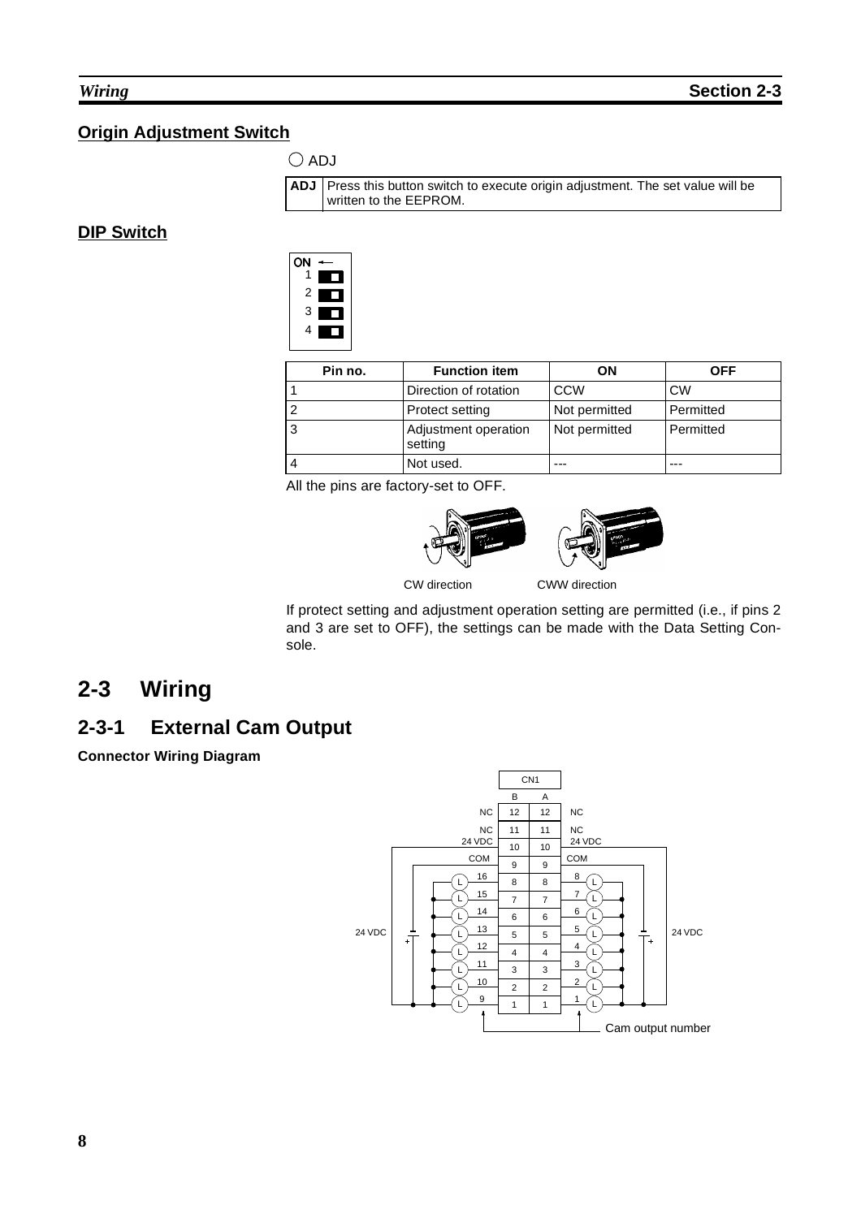## Origin Adjustment Switch

○ ADJ

| ADJ | Press this button switch to execute origin adjustment. The set value will be written to the EEPROM. |
|---|---|

## DIP Switch

| Pin no. | Function item | ON | OFF |
|---|---|---|---|
| 1 | Direction of rotation | CCW | CW |
| 2 | Protect setting | Not permitted | Permitted |
| 3 | Adjustment operation setting | Not permitted | Permitted |
| 4 | Not used. | --- | --- |

All the pins are factory-set to OFF.

CW direction CWW direction

If protect setting and adjustment operation setting are permitted (i.e., if pins 2 and 3 are set to OFF), the settings can be made with the Data Setting Console.

# 2-3 Wiring

## 2-3-1 External Cam Output

**Connector Wiring Diagram**

| Signal (B side) | CN1 B | CN1 A | Signal (A side) |
|---|---|---|---|
| NC | 12 | 12 | NC |
| NC | 11 | 11 | NC |
| 24 VDC | 10 | 10 | 24 VDC |
| COM | 9 | 9 | COM |
| 16 | 8 | 8 | 8 |
| 15 | 7 | 7 | 7 |
| 14 | 6 | 6 | 6 |
| 13 | 5 | 5 | 5 |
| 12 | 4 | 4 | 4 |
| 11 | 3 | 3 | 3 |
| 10 | 2 | 2 | 2 |
| 9 | 1 | 1 | 1 |

Each cam output (1 to 16) is connected to a load (L); each side is supplied by a 24 VDC power supply.

Cam output number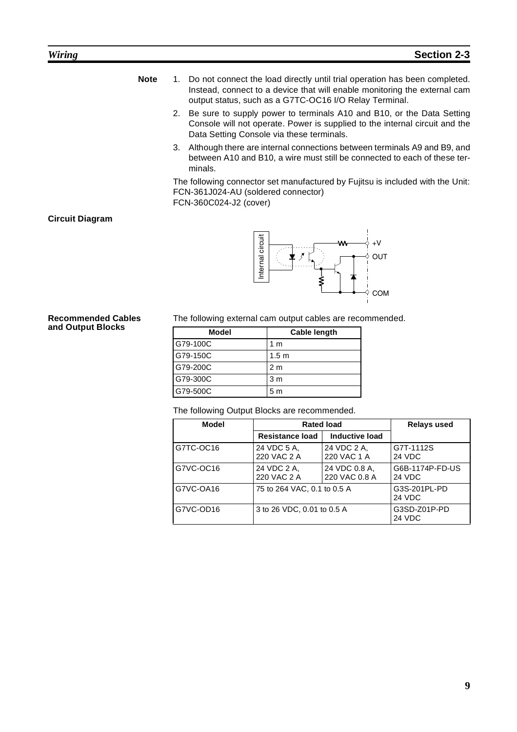**Note**

1. Do not connect the load directly until trial operation has been completed. Instead, connect to a device that will enable monitoring the external cam output status, such as a G7TC-OC16 I/O Relay Terminal.
2. Be sure to supply power to terminals A10 and B10, or the Data Setting Console will not operate. Power is supplied to the internal circuit and the Data Setting Console via these terminals.
3. Although there are internal connections between terminals A9 and B9, and between A10 and B10, a wire must still be connected to each of these terminals.

The following connector set manufactured by Fujitsu is included with the Unit:
FCN-361J024-AU (soldered connector)
FCN-360C024-J2 (cover)

### Circuit Diagram

Internal circuit
+V
OUT
COM

### Recommended Cables and Output Blocks

The following external cam output cables are recommended.

| Model | Cable length |
|---|---|
| G79-100C | 1 m |
| G79-150C | 1.5 m |
| G79-200C | 2 m |
| G79-300C | 3 m |
| G79-500C | 5 m |

The following Output Blocks are recommended.

| Model | Rated load | | Relays used |
|---|---|---|---|
| | Resistance load | Inductive load | |
| G7TC-OC16 | 24 VDC 5 A, 220 VAC 2 A | 24 VDC 2 A, 220 VAC 1 A | G7T-1112S 24 VDC |
| G7VC-OC16 | 24 VDC 2 A, 220 VAC 2 A | 24 VDC 0.8 A, 220 VAC 0.8 A | G6B-1174P-FD-US 24 VDC |
| G7VC-OA16 | 75 to 264 VAC, 0.1 to 0.5 A | | G3S-201PL-PD 24 VDC |
| G7VC-OD16 | 3 to 26 VDC, 0.01 to 0.5 A | | G3SD-Z01P-PD 24 VDC |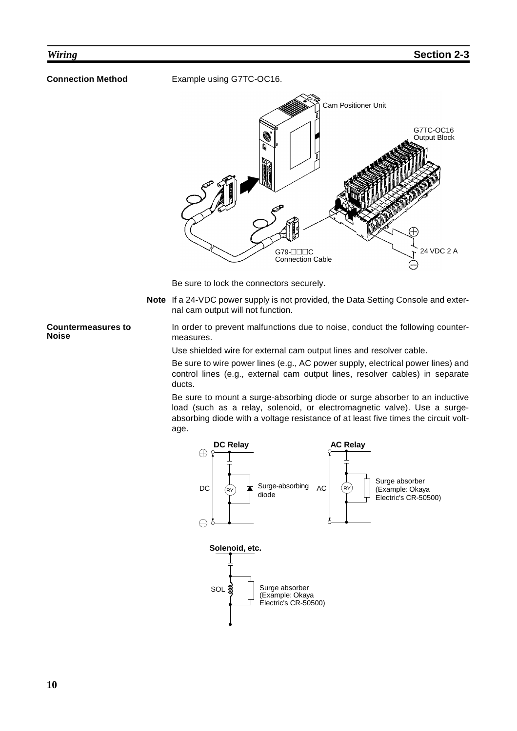**Connection Method**

Example using G7TC-OC16.

Be sure to lock the connectors securely.

**Note** If a 24-VDC power supply is not provided, the Data Setting Console and external cam output will not function.

**Countermeasures to Noise**

In order to prevent malfunctions due to noise, conduct the following countermeasures.

Use shielded wire for external cam output lines and resolver cable.

Be sure to wire power lines (e.g., AC power supply, electrical power lines) and control lines (e.g., external cam output lines, resolver cables) in separate ducts.

Be sure to mount a surge-absorbing diode or surge absorber to an inductive load (such as a relay, solenoid, or electromagnetic valve). Use a surge-absorbing diode with a voltage resistance of at least five times the circuit voltage.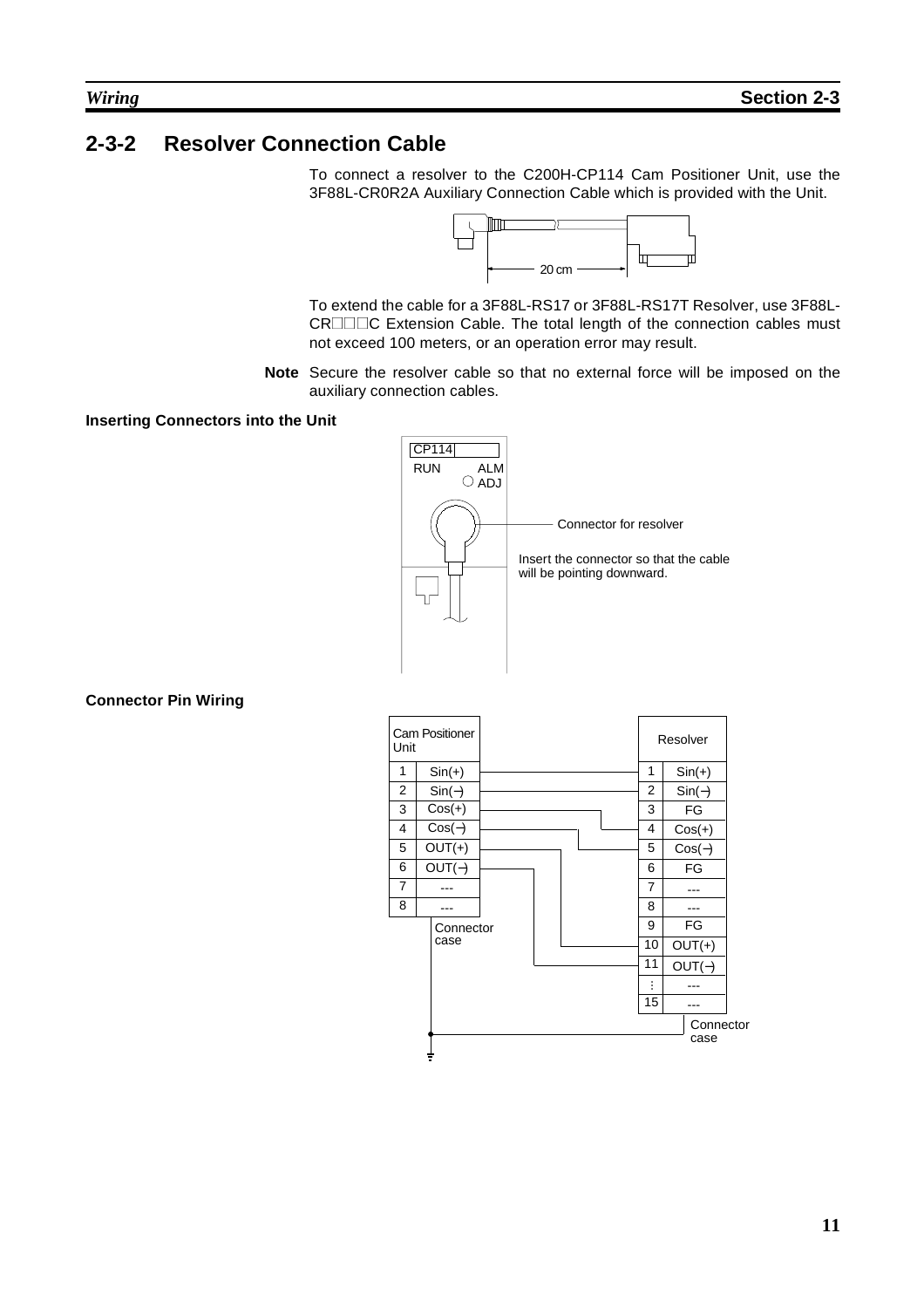## 2-3-2 Resolver Connection Cable

To connect a resolver to the C200H-CP114 Cam Positioner Unit, use the 3F88L-CR0R2A Auxiliary Connection Cable which is provided with the Unit.

To extend the cable for a 3F88L-RS17 or 3F88L-RS17T Resolver, use 3F88L-CR□□□C Extension Cable. The total length of the connection cables must not exceed 100 meters, or an operation error may result.

**Note** Secure the resolver cable so that no external force will be imposed on the auxiliary connection cables.

**Inserting Connectors into the Unit**

Connector for resolver

Insert the connector so that the cable will be pointing downward.

**Connector Pin Wiring**

| Cam Positioner Unit Pin | Signal | Resolver Pin | Signal |
|---|---|---|---|
| 1 | Sin(+) | 1 | Sin(+) |
| 2 | Sin(–) | 2 | Sin(–) |
| 3 | Cos(+) | 4 | Cos(+) |
| 4 | Cos(–) | 5 | Cos(–) |
| 5 | OUT(+) | 10 | OUT(+) |
| 6 | OUT(–) | 11 | OUT(–) |
| 7 | --- | | |
| 8 | --- | | |
| Connector case | | Connector case | |

Resolver pins 3, 6, 9: FG; pins 7, 8, 12 to 15: ---. Both connector cases are connected to ground.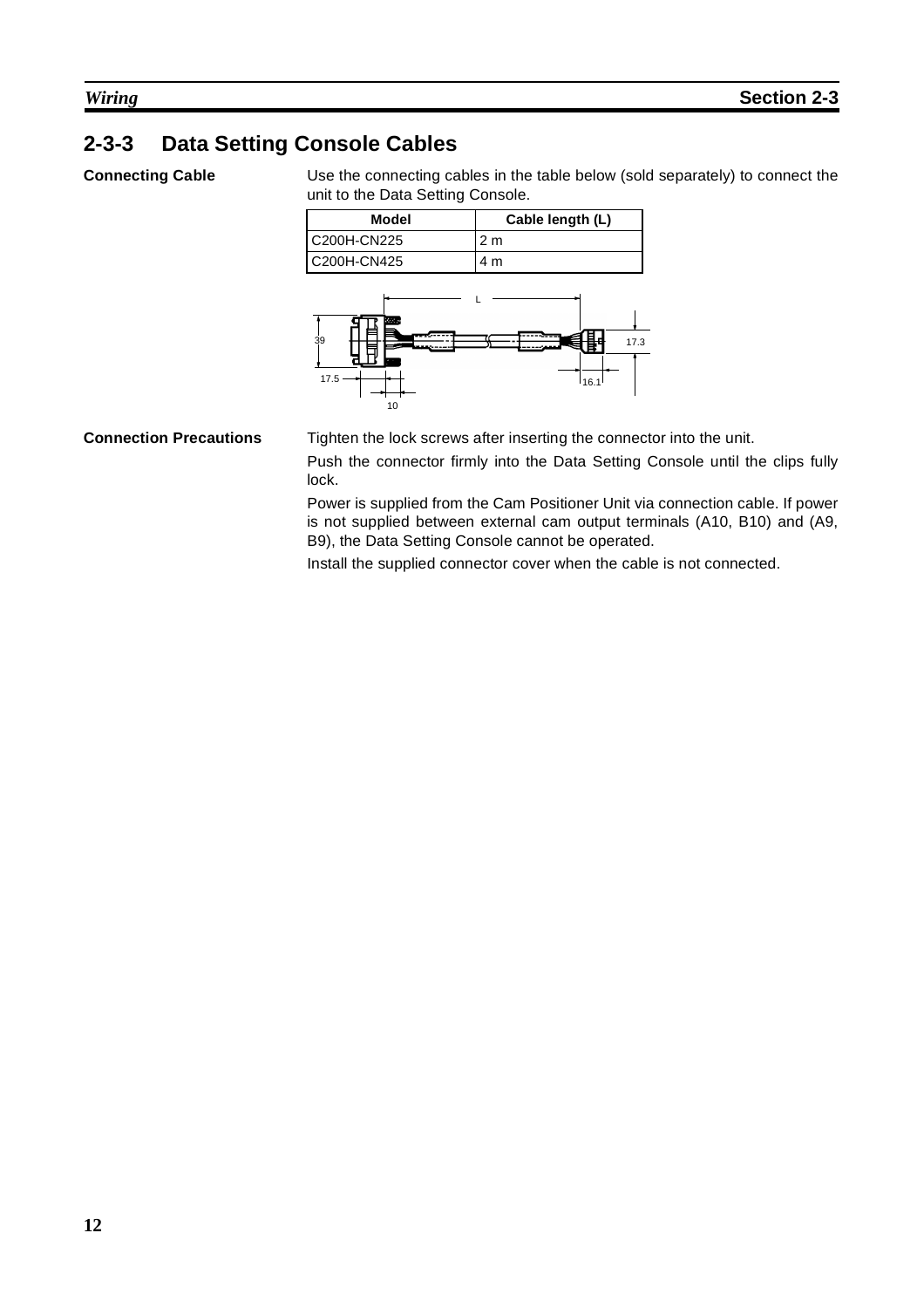## 2-3-3 Data Setting Console Cables

**Connecting Cable**

Use the connecting cables in the table below (sold separately) to connect the unit to the Data Setting Console.

| Model | Cable length (L) |
|---|---|
| C200H-CN225 | 2 m |
| C200H-CN425 | 4 m |

**Connection Precautions**

Tighten the lock screws after inserting the connector into the unit.

Push the connector firmly into the Data Setting Console until the clips fully lock.

Power is supplied from the Cam Positioner Unit via connection cable. If power is not supplied between external cam output terminals (A10, B10) and (A9, B9), the Data Setting Console cannot be operated.

Install the supplied connector cover when the cable is not connected.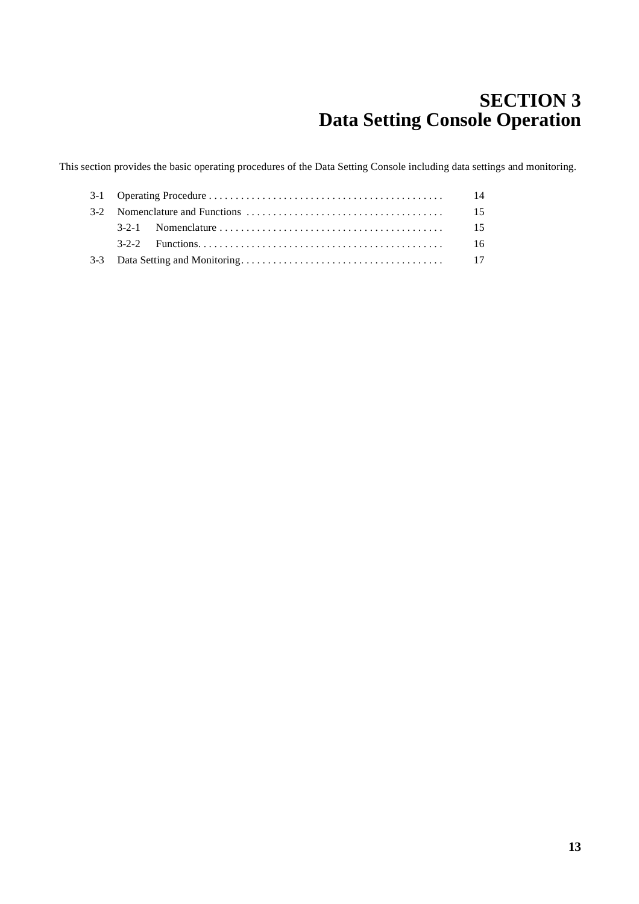# SECTION 3
# Data Setting Console Operation

This section provides the basic operating procedures of the Data Setting Console including data settings and monitoring.

| | | Page |
|---|---|---|
| 3-1 | Operating Procedure | 14 |
| 3-2 | Nomenclature and Functions | 15 |
| | 3-2-1 Nomenclature | 15 |
| | 3-2-2 Functions | 16 |
| 3-3 | Data Setting and Monitoring | 17 |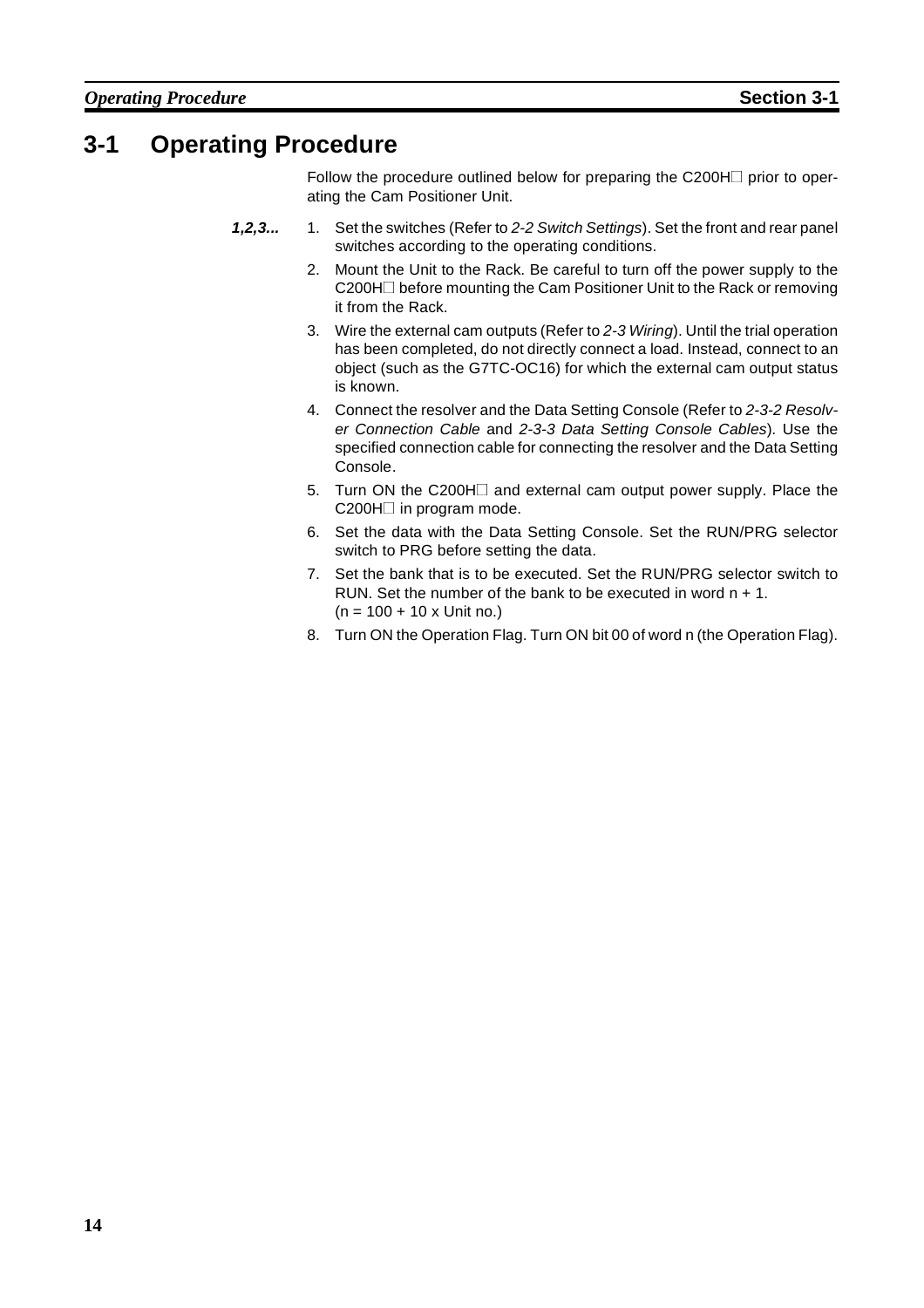# 3-1 Operating Procedure

Follow the procedure outlined below for preparing the C200H□ prior to operating the Cam Positioner Unit.

***1,2,3...***

1. Set the switches (Refer to *2-2 Switch Settings*). Set the front and rear panel switches according to the operating conditions.
2. Mount the Unit to the Rack. Be careful to turn off the power supply to the C200H□ before mounting the Cam Positioner Unit to the Rack or removing it from the Rack.
3. Wire the external cam outputs (Refer to *2-3 Wiring*). Until the trial operation has been completed, do not directly connect a load. Instead, connect to an object (such as the G7TC-OC16) for which the external cam output status is known.
4. Connect the resolver and the Data Setting Console (Refer to *2-3-2 Resolver Connection Cable* and *2-3-3 Data Setting Console Cables*). Use the specified connection cable for connecting the resolver and the Data Setting Console.
5. Turn ON the C200H□ and external cam output power supply. Place the C200H□ in program mode.
6. Set the data with the Data Setting Console. Set the RUN/PRG selector switch to PRG before setting the data.
7. Set the bank that is to be executed. Set the RUN/PRG selector switch to RUN. Set the number of the bank to be executed in word n + 1.
   (n = 100 + 10 x Unit no.)
8. Turn ON the Operation Flag. Turn ON bit 00 of word n (the Operation Flag).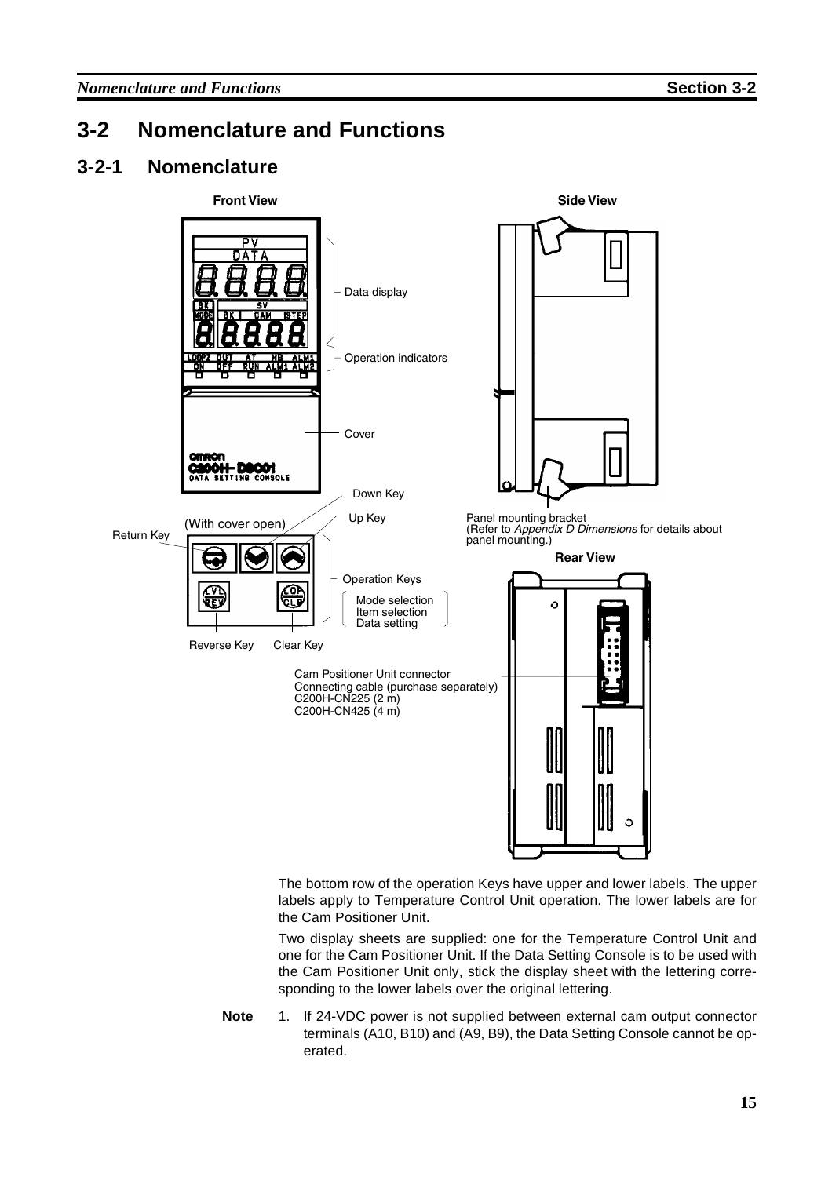# 3-2 Nomenclature and Functions

## 3-2-1 Nomenclature

**Front View**

Data display

Operation indicators

Cover

Down Key

Up Key

(With cover open)

Return Key

Operation Keys

Mode selection
Item selection
Data setting

Reverse Key    Clear Key

**Side View**

Panel mounting bracket
(Refer to *Appendix D Dimensions* for details about panel mounting.)

**Rear View**

Cam Positioner Unit connector
Connecting cable (purchase separately)
C200H-CN225 (2 m)
C200H-CN425 (4 m)

The bottom row of the operation Keys have upper and lower labels. The upper labels apply to Temperature Control Unit operation. The lower labels are for the Cam Positioner Unit.

Two display sheets are supplied: one for the Temperature Control Unit and one for the Cam Positioner Unit. If the Data Setting Console is to be used with the Cam Positioner Unit only, stick the display sheet with the lettering corresponding to the lower labels over the original lettering.

**Note** 1. If 24-VDC power is not supplied between external cam output connector terminals (A10, B10) and (A9, B9), the Data Setting Console cannot be operated.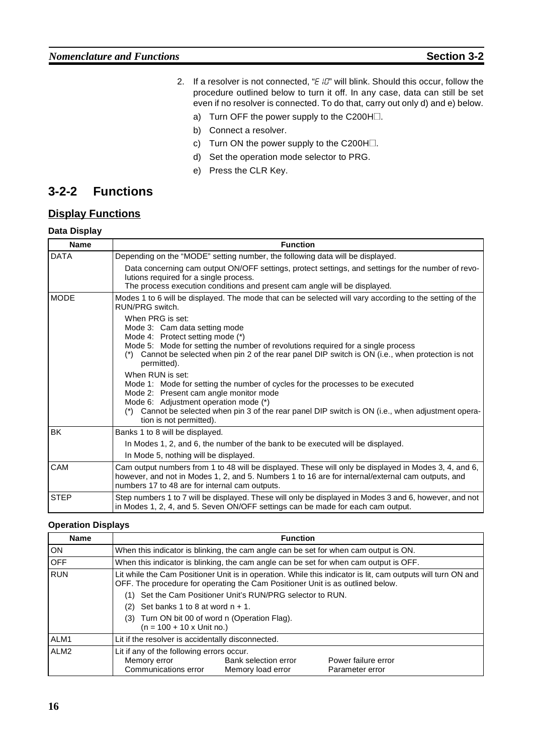2. If a resolver is not connected, "E 10" will blink. Should this occur, follow the procedure outlined below to turn it off. In any case, data can still be set even if no resolver is connected. To do that, carry out only d) and e) below.
   a) Turn OFF the power supply to the C200H□.
   b) Connect a resolver.
   c) Turn ON the power supply to the C200H□.
   d) Set the operation mode selector to PRG.
   e) Press the CLR Key.

## 3-2-2 Functions

### Display Functions

**Data Display**

| Name | Function |
|---|---|
| DATA | Depending on the "MODE" setting number, the following data will be displayed.<br>Data concerning cam output ON/OFF settings, protect settings, and settings for the number of revolutions required for a single process.<br>The process execution conditions and present cam angle will be displayed. |
| MODE | Modes 1 to 6 will be displayed. The mode that can be selected will vary according to the setting of the RUN/PRG switch.<br>When PRG is set:<br>Mode 3: Cam data setting mode<br>Mode 4: Protect setting mode (*)<br>Mode 5: Mode for setting the number of revolutions required for a single process<br>(*) Cannot be selected when pin 2 of the rear panel DIP switch is ON (i.e., when protection is not permitted).<br>When RUN is set:<br>Mode 1: Mode for setting the number of cycles for the processes to be executed<br>Mode 2: Present cam angle monitor mode<br>Mode 6: Adjustment operation mode (*)<br>(*) Cannot be selected when pin 3 of the rear panel DIP switch is ON (i.e., when adjustment operation is not permitted). |
| BK | Banks 1 to 8 will be displayed.<br>In Modes 1, 2, and 6, the number of the bank to be executed will be displayed.<br>In Mode 5, nothing will be displayed. |
| CAM | Cam output numbers from 1 to 48 will be displayed. These will only be displayed in Modes 3, 4, and 6, however, and not in Modes 1, 2, and 5. Numbers 1 to 16 are for internal/external cam outputs, and numbers 17 to 48 are for internal cam outputs. |
| STEP | Step numbers 1 to 7 will be displayed. These will only be displayed in Modes 3 and 6, however, and not in Modes 1, 2, 4, and 5. Seven ON/OFF settings can be made for each cam output. |

**Operation Displays**

| Name | Function |
|---|---|
| ON | When this indicator is blinking, the cam angle can be set for when cam output is ON. |
| OFF | When this indicator is blinking, the cam angle can be set for when cam output is OFF. |
| RUN | Lit while the Cam Positioner Unit is in operation. While this indicator is lit, cam outputs will turn ON and OFF. The procedure for operating the Cam Positioner Unit is as outlined below.<br>(1) Set the Cam Positioner Unit's RUN/PRG selector to RUN.<br>(2) Set banks 1 to 8 at word n + 1.<br>(3) Turn ON bit 00 of word n (Operation Flag).<br>(n = 100 + 10 x Unit no.) |
| ALM1 | Lit if the resolver is accidentally disconnected. |
| ALM2 | Lit if any of the following errors occur.<br>Memory error, Bank selection error, Power failure error<br>Communications error, Memory load error, Parameter error |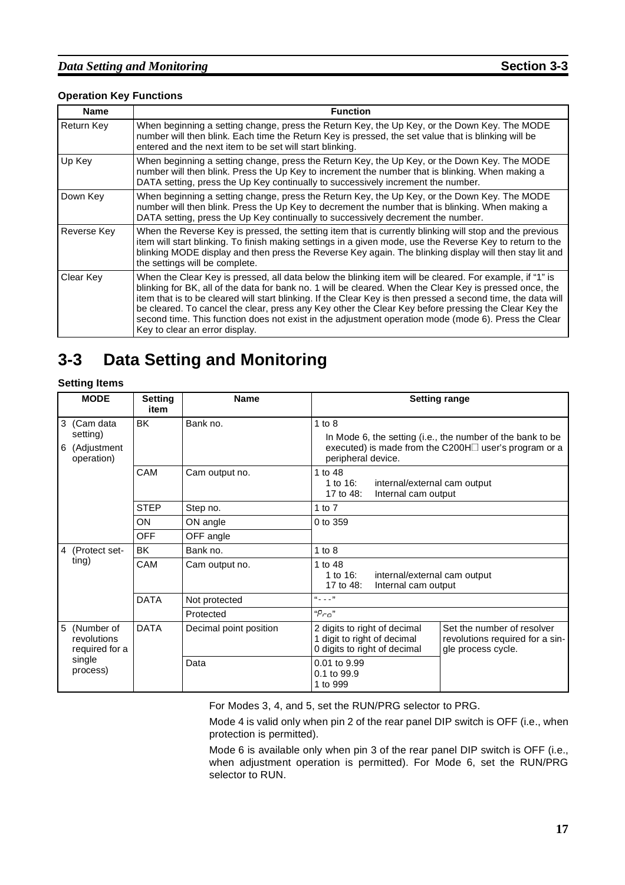**Operation Key Functions**

| Name | Function |
| --- | --- |
| Return Key | When beginning a setting change, press the Return Key, the Up Key, or the Down Key. The MODE number will then blink. Each time the Return Key is pressed, the set value that is blinking will be entered and the next item to be set will start blinking. |
| Up Key | When beginning a setting change, press the Return Key, the Up Key, or the Down Key. The MODE number will then blink. Press the Up Key to increment the number that is blinking. When making a DATA setting, press the Up Key continually to successively increment the number. |
| Down Key | When beginning a setting change, press the Return Key, the Up Key, or the Down Key. The MODE number will then blink. Press the Up Key to decrement the number that is blinking. When making a DATA setting, press the Up Key continually to successively decrement the number. |
| Reverse Key | When the Reverse Key is pressed, the setting item that is currently blinking will stop and the previous item will start blinking. To finish making settings in a given mode, use the Reverse Key to return to the blinking MODE display and then press the Reverse Key again. The blinking display will then stay lit and the settings will be complete. |
| Clear Key | When the Clear Key is pressed, all data below the blinking item will be cleared. For example, if "1" is blinking for BK, all of the data for bank no. 1 will be cleared. When the Clear Key is pressed once, the item that is to be cleared will start blinking. If the Clear Key is then pressed a second time, the data will be cleared. To cancel the clear, press any Key other the Clear Key before pressing the Clear Key the second time. This function does not exist in the adjustment operation mode (mode 6). Press the Clear Key to clear an error display. |

# 3-3 Data Setting and Monitoring

**Setting Items**

| MODE | Setting item | Name | Setting range | |
| --- | --- | --- | --- | --- |
| 3 (Cam data setting)<br>6 (Adjustment operation) | BK | Bank no. | 1 to 8<br>In Mode 6, the setting (i.e., the number of the bank to be executed) is made from the C200H□ user's program or a peripheral device. | |
| | CAM | Cam output no. | 1 to 48<br>1 to 16: internal/external cam output<br>17 to 48: Internal cam output | |
| | STEP | Step no. | 1 to 7 | |
| | ON | ON angle | 0 to 359 | |
| | OFF | OFF angle | | |
| 4 (Protect setting) | BK | Bank no. | 1 to 8 | |
| | CAM | Cam output no. | 1 to 48<br>1 to 16: internal/external cam output<br>17 to 48: Internal cam output | |
| | DATA | Not protected | "- - -" | |
| | | Protected | "Pro" | |
| 5 (Number of revolutions required for a single process) | DATA | Decimal point position | 2 digits to right of decimal<br>1 digit to right of decimal<br>0 digits to right of decimal | Set the number of resolver revolutions required for a single process cycle. |
| | | Data | 0.01 to 9.99<br>0.1 to 99.9<br>1 to 999 | |

For Modes 3, 4, and 5, set the RUN/PRG selector to PRG.

Mode 4 is valid only when pin 2 of the rear panel DIP switch is OFF (i.e., when protection is permitted).

Mode 6 is available only when pin 3 of the rear panel DIP switch is OFF (i.e., when adjustment operation is permitted). For Mode 6, set the RUN/PRG selector to RUN.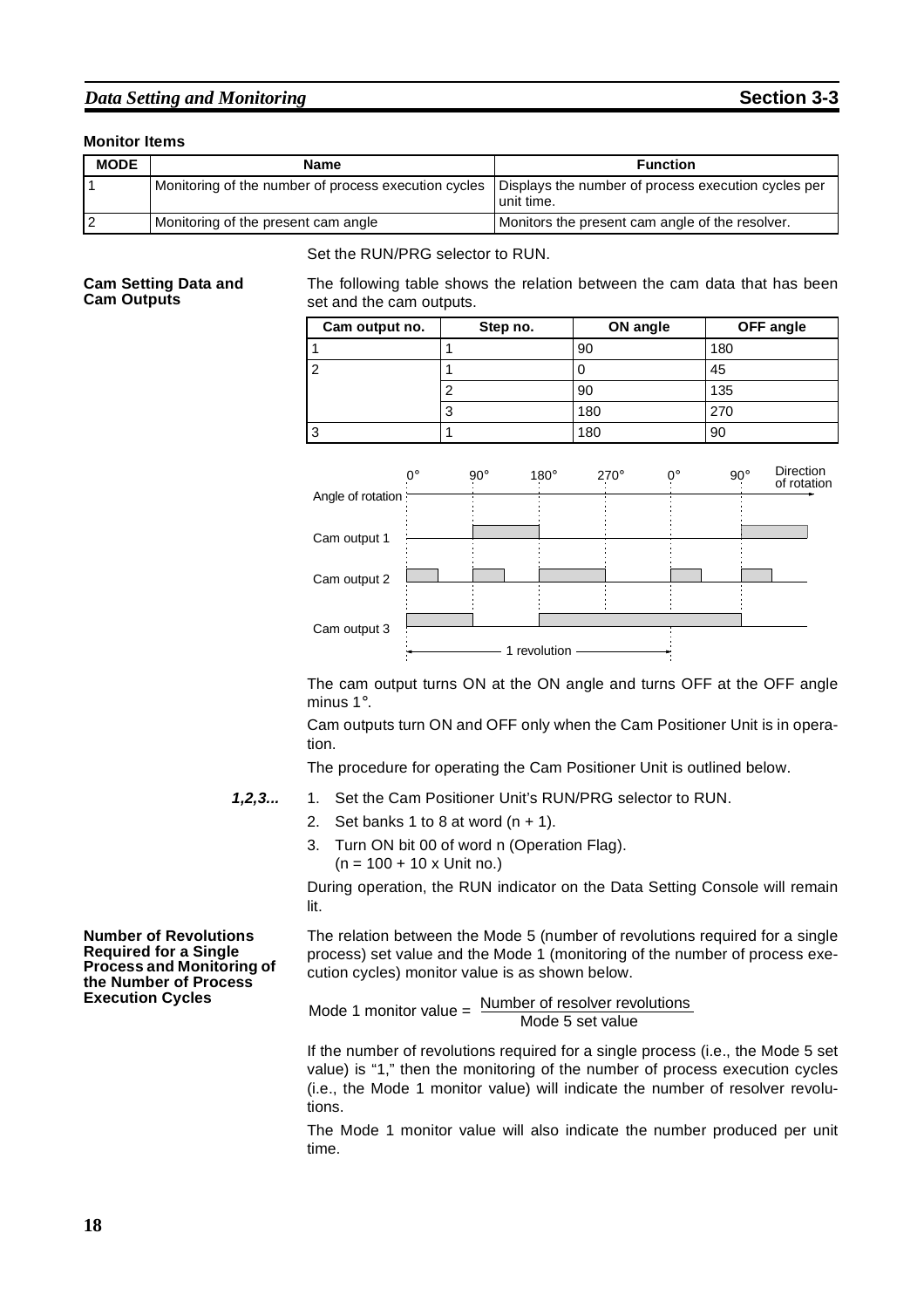**Monitor Items**

| MODE | Name | Function |
|---|---|---|
| 1 | Monitoring of the number of process execution cycles | Displays the number of process execution cycles per unit time. |
| 2 | Monitoring of the present cam angle | Monitors the present cam angle of the resolver. |

Set the RUN/PRG selector to RUN.

**Cam Setting Data and Cam Outputs**

The following table shows the relation between the cam data that has been set and the cam outputs.

| Cam output no. | Step no. | ON angle | OFF angle |
|---|---|---|---|
| 1 | 1 | 90 | 180 |
| 2 | 1 | 0 | 45 |
| | 2 | 90 | 135 |
| | 3 | 180 | 270 |
| 3 | 1 | 180 | 90 |

The cam output turns ON at the ON angle and turns OFF at the OFF angle minus 1°.

Cam outputs turn ON and OFF only when the Cam Positioner Unit is in operation.

The procedure for operating the Cam Positioner Unit is outlined below.

1. Set the Cam Positioner Unit's RUN/PRG selector to RUN.
2. Set banks 1 to 8 at word (n + 1).
3. Turn ON bit 00 of word n (Operation Flag).
   (n = 100 + 10 x Unit no.)

During operation, the RUN indicator on the Data Setting Console will remain lit.

**Number of Revolutions Required for a Single Process and Monitoring of the Number of Process Execution Cycles**

The relation between the Mode 5 (number of revolutions required for a single process) set value and the Mode 1 (monitoring of the number of process execution cycles) monitor value is as shown below.

$$\text{Mode 1 monitor value} = \frac{\text{Number of resolver revolutions}}{\text{Mode 5 set value}}$$

If the number of revolutions required for a single process (i.e., the Mode 5 set value) is "1," then the monitoring of the number of process execution cycles (i.e., the Mode 1 monitor value) will indicate the number of resolver revolutions.

The Mode 1 monitor value will also indicate the number produced per unit time.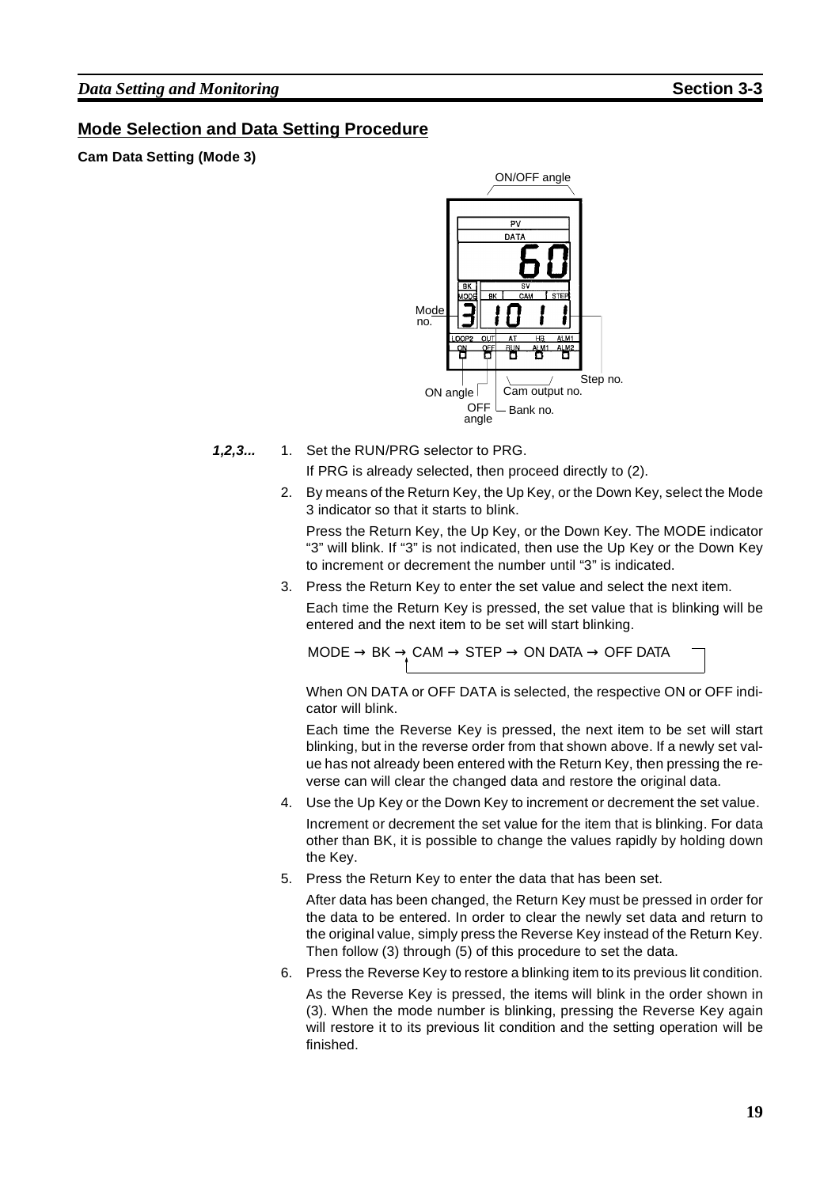## Mode Selection and Data Setting Procedure

**Cam Data Setting (Mode 3)**

ON/OFF angle

PV
DATA
60
BK
MODE
BK CAM STEP
3 1 0 1 1
LOOP2 OUT AT HB ALM1
ON OFF RUN ALM1 ALM2

Mode no.
ON angle
OFF angle
Cam output no.
Bank no.
Step no.

***1,2,3...***

1. Set the RUN/PRG selector to PRG.

   If PRG is already selected, then proceed directly to (2).

2. By means of the Return Key, the Up Key, or the Down Key, select the Mode 3 indicator so that it starts to blink.

   Press the Return Key, the Up Key, or the Down Key. The MODE indicator "3" will blink. If "3" is not indicated, then use the Up Key or the Down Key to increment or decrement the number until "3" is indicated.

3. Press the Return Key to enter the set value and select the next item.

   Each time the Return Key is pressed, the set value that is blinking will be entered and the next item to be set will start blinking.

   MODE → BK → CAM → STEP → ON DATA → OFF DATA

   When ON DATA or OFF DATA is selected, the respective ON or OFF indicator will blink.

   Each time the Reverse Key is pressed, the next item to be set will start blinking, but in the reverse order from that shown above. If a newly set value has not already been entered with the Return Key, then pressing the reverse can will clear the changed data and restore the original data.

4. Use the Up Key or the Down Key to increment or decrement the set value.

   Increment or decrement the set value for the item that is blinking. For data other than BK, it is possible to change the values rapidly by holding down the Key.

5. Press the Return Key to enter the data that has been set.

   After data has been changed, the Return Key must be pressed in order for the data to be entered. In order to clear the newly set data and return to the original value, simply press the Reverse Key instead of the Return Key. Then follow (3) through (5) of this procedure to set the data.

6. Press the Reverse Key to restore a blinking item to its previous lit condition.

   As the Reverse Key is pressed, the items will blink in the order shown in (3). When the mode number is blinking, pressing the Reverse Key again will restore it to its previous lit condition and the setting operation will be finished.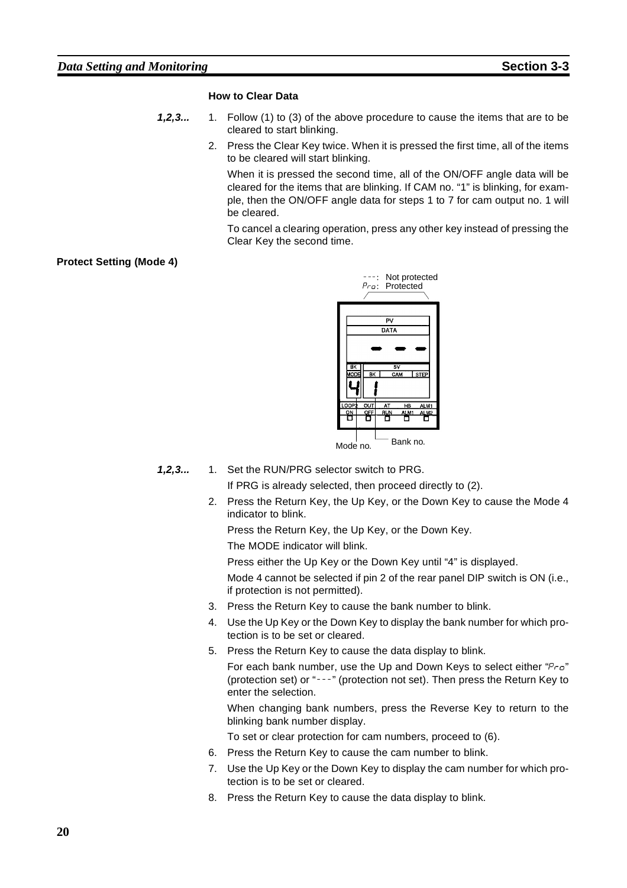**How to Clear Data**

*1,2,3...*

1. Follow (1) to (3) of the above procedure to cause the items that are to be cleared to start blinking.
2. Press the Clear Key twice. When it is pressed the first time, all of the items to be cleared will start blinking.

   When it is pressed the second time, all of the ON/OFF angle data will be cleared for the items that are blinking. If CAM no. "1" is blinking, for example, then the ON/OFF angle data for steps 1 to 7 for cam output no. 1 will be cleared.

   To cancel a clearing operation, press any other key instead of pressing the Clear Key the second time.

**Protect Setting (Mode 4)**

---: Not protected
Pro: Protected

Mode no. Bank no.

*1,2,3...*

1. Set the RUN/PRG selector switch to PRG.

   If PRG is already selected, then proceed directly to (2).
2. Press the Return Key, the Up Key, or the Down Key to cause the Mode 4 indicator to blink.

   Press the Return Key, the Up Key, or the Down Key.

   The MODE indicator will blink.

   Press either the Up Key or the Down Key until "4" is displayed.

   Mode 4 cannot be selected if pin 2 of the rear panel DIP switch is ON (i.e., if protection is not permitted).
3. Press the Return Key to cause the bank number to blink.
4. Use the Up Key or the Down Key to display the bank number for which protection is to be set or cleared.
5. Press the Return Key to cause the data display to blink.

   For each bank number, use the Up and Down Keys to select either "Pro" (protection set) or "---" (protection not set). Then press the Return Key to enter the selection.

   When changing bank numbers, press the Reverse Key to return to the blinking bank number display.

   To set or clear protection for cam numbers, proceed to (6).
6. Press the Return Key to cause the cam number to blink.
7. Use the Up Key or the Down Key to display the cam number for which protection is to be set or cleared.
8. Press the Return Key to cause the data display to blink.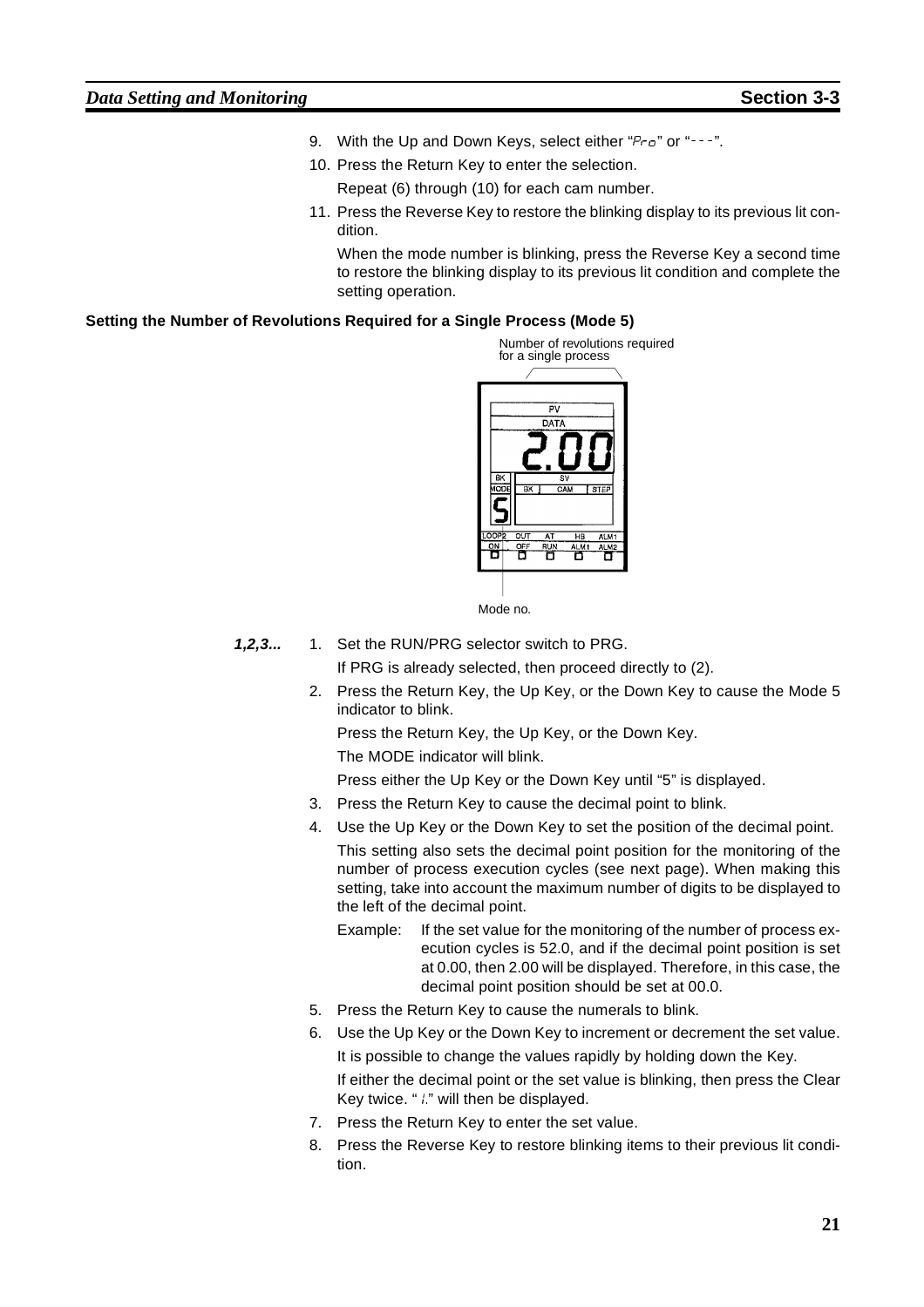9. With the Up and Down Keys, select either "Pro" or "- - -".
10. Press the Return Key to enter the selection.

    Repeat (6) through (10) for each cam number.
11. Press the Reverse Key to restore the blinking display to its previous lit condition.

    When the mode number is blinking, press the Reverse Key a second time to restore the blinking display to its previous lit condition and complete the setting operation.

**Setting the Number of Revolutions Required for a Single Process (Mode 5)**

Number of revolutions required for a single process

Mode no.

***1,2,3...***

1. Set the RUN/PRG selector switch to PRG.

   If PRG is already selected, then proceed directly to (2).
2. Press the Return Key, the Up Key, or the Down Key to cause the Mode 5 indicator to blink.

   Press the Return Key, the Up Key, or the Down Key.

   The MODE indicator will blink.

   Press either the Up Key or the Down Key until "5" is displayed.
3. Press the Return Key to cause the decimal point to blink.
4. Use the Up Key or the Down Key to set the position of the decimal point.

   This setting also sets the decimal point position for the monitoring of the number of process execution cycles (see next page). When making this setting, take into account the maximum number of digits to be displayed to the left of the decimal point.

   Example: If the set value for the monitoring of the number of process execution cycles is 52.0, and if the decimal point position is set at 0.00, then 2.00 will be displayed. Therefore, in this case, the decimal point position should be set at 00.0.
5. Press the Return Key to cause the numerals to blink.
6. Use the Up Key or the Down Key to increment or decrement the set value.

   It is possible to change the values rapidly by holding down the Key.

   If either the decimal point or the set value is blinking, then press the Clear Key twice. " 1." will then be displayed.
7. Press the Return Key to enter the set value.
8. Press the Reverse Key to restore blinking items to their previous lit condition.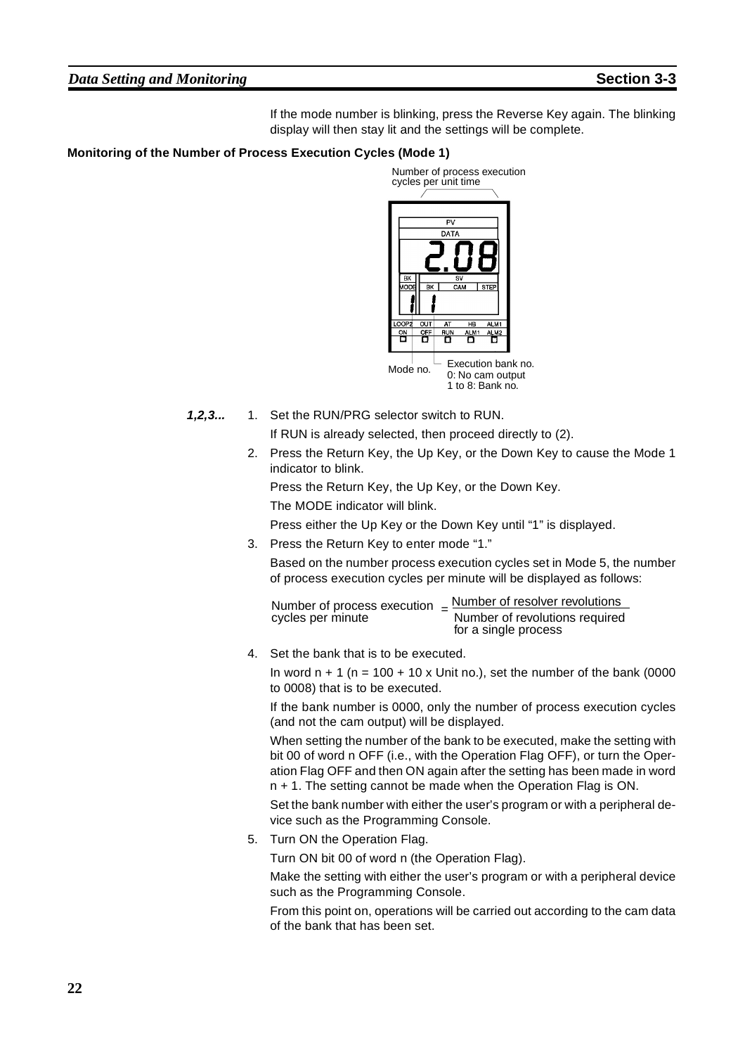If the mode number is blinking, press the Reverse Key again. The blinking display will then stay lit and the settings will be complete.

### Monitoring of the Number of Process Execution Cycles (Mode 1)

Number of process execution cycles per unit time

Mode no.

Execution bank no.
0: No cam output
1 to 8: Bank no.

***1,2,3...***

1. Set the RUN/PRG selector switch to RUN.

   If RUN is already selected, then proceed directly to (2).

2. Press the Return Key, the Up Key, or the Down Key to cause the Mode 1 indicator to blink.

   Press the Return Key, the Up Key, or the Down Key.

   The MODE indicator will blink.

   Press either the Up Key or the Down Key until "1" is displayed.

3. Press the Return Key to enter mode "1."

   Based on the number process execution cycles set in Mode 5, the number of process execution cycles per minute will be displayed as follows:

   $$\text{Number of process execution cycles per minute} = \frac{\text{Number of resolver revolutions}}{\text{Number of revolutions required for a single process}}$$

4. Set the bank that is to be executed.

   In word n + 1 (n = 100 + 10 x Unit no.), set the number of the bank (0000 to 0008) that is to be executed.

   If the bank number is 0000, only the number of process execution cycles (and not the cam output) will be displayed.

   When setting the number of the bank to be executed, make the setting with bit 00 of word n OFF (i.e., with the Operation Flag OFF), or turn the Operation Flag OFF and then ON again after the setting has been made in word n + 1. The setting cannot be made when the Operation Flag is ON.

   Set the bank number with either the user's program or with a peripheral device such as the Programming Console.

5. Turn ON the Operation Flag.

   Turn ON bit 00 of word n (the Operation Flag).

   Make the setting with either the user's program or with a peripheral device such as the Programming Console.

   From this point on, operations will be carried out according to the cam data of the bank that has been set.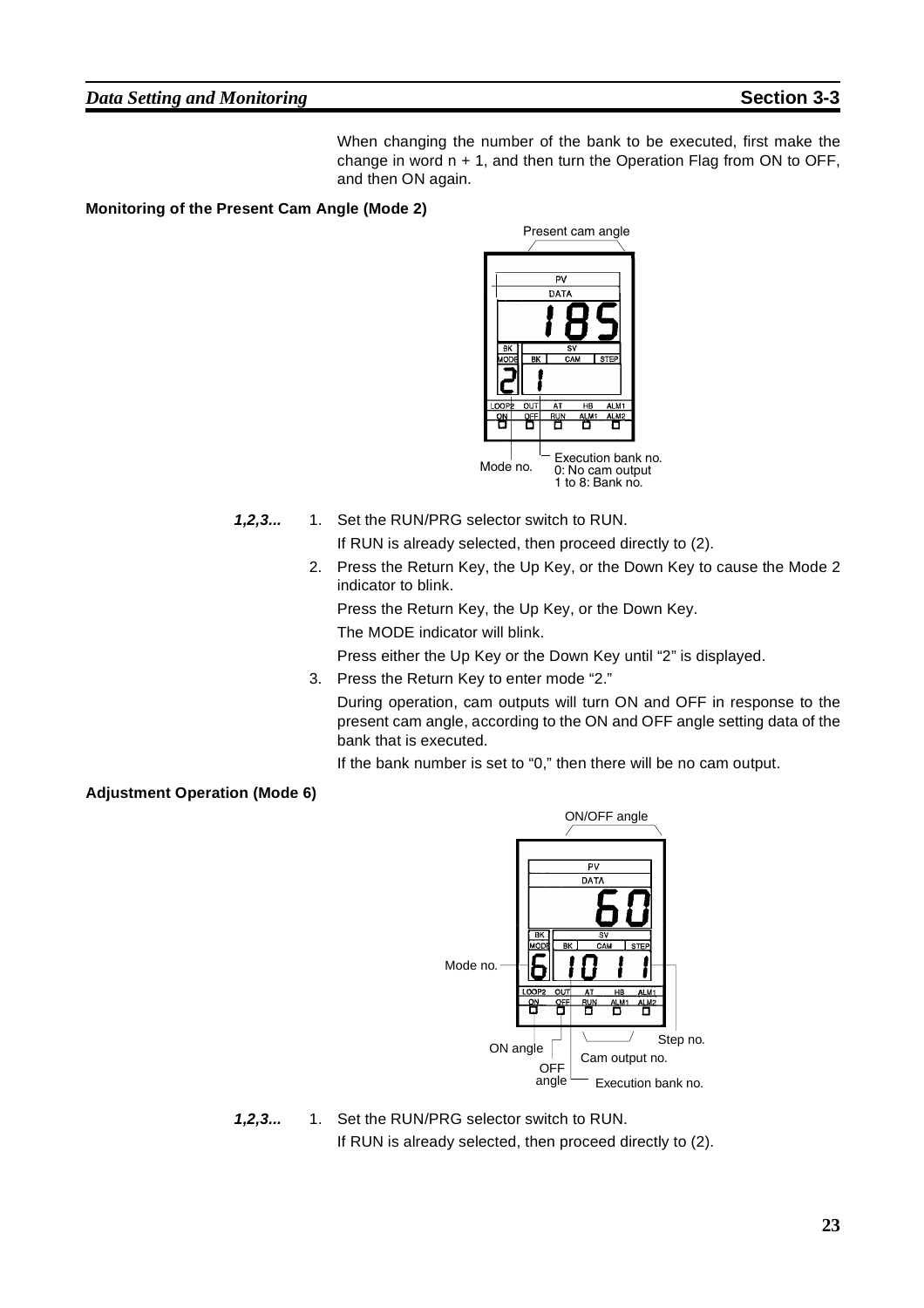When changing the number of the bank to be executed, first make the change in word n + 1, and then turn the Operation Flag from ON to OFF, and then ON again.

**Monitoring of the Present Cam Angle (Mode 2)**

*1,2,3...*

1. Set the RUN/PRG selector switch to RUN.

   If RUN is already selected, then proceed directly to (2).

2. Press the Return Key, the Up Key, or the Down Key to cause the Mode 2 indicator to blink.

   Press the Return Key, the Up Key, or the Down Key.

   The MODE indicator will blink.

   Press either the Up Key or the Down Key until "2" is displayed.

3. Press the Return Key to enter mode "2."

   During operation, cam outputs will turn ON and OFF in response to the present cam angle, according to the ON and OFF angle setting data of the bank that is executed.

   If the bank number is set to "0," then there will be no cam output.

**Adjustment Operation (Mode 6)**

*1,2,3...*

1. Set the RUN/PRG selector switch to RUN.

   If RUN is already selected, then proceed directly to (2).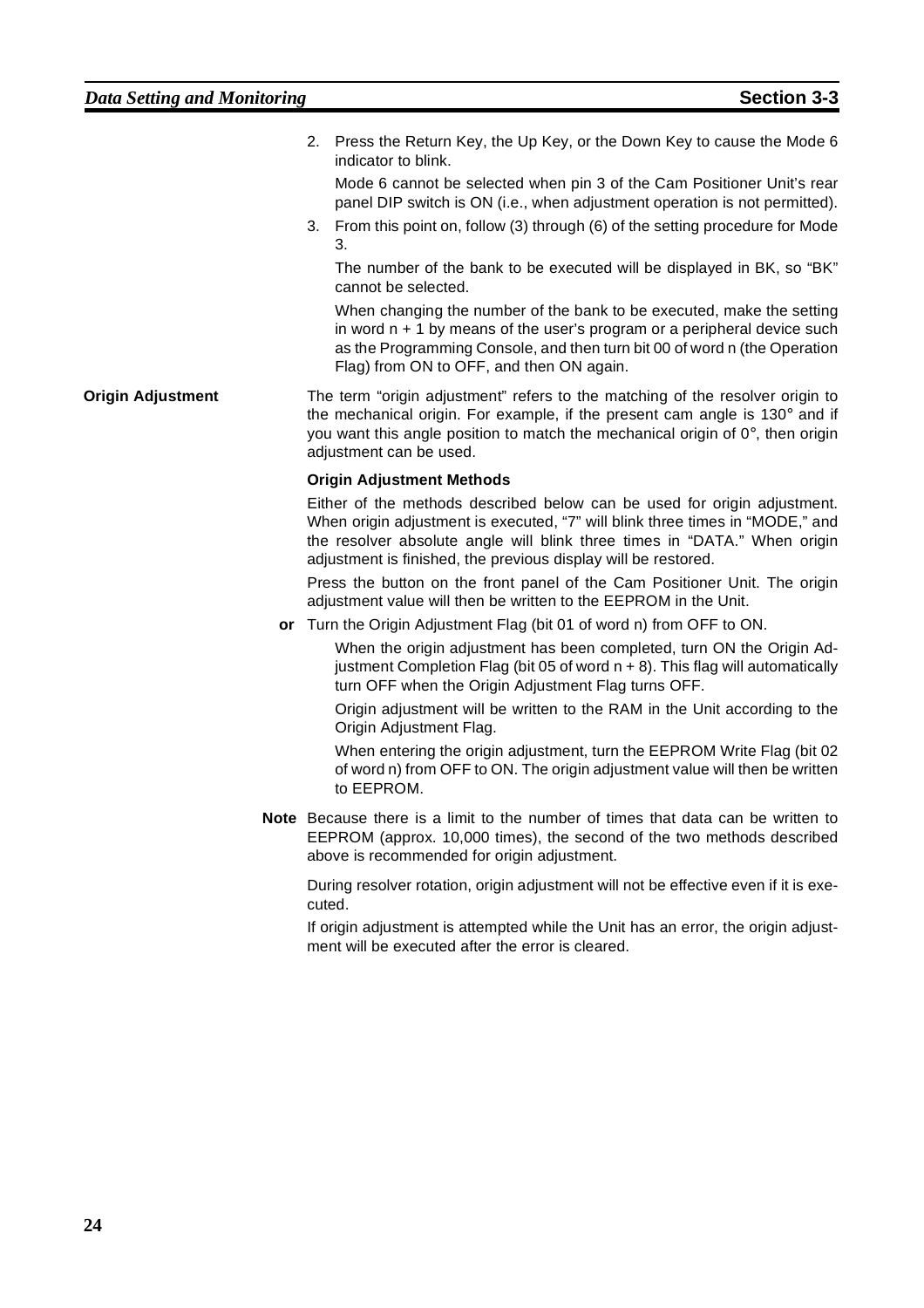2. Press the Return Key, the Up Key, or the Down Key to cause the Mode 6 indicator to blink.

   Mode 6 cannot be selected when pin 3 of the Cam Positioner Unit's rear panel DIP switch is ON (i.e., when adjustment operation is not permitted).

3. From this point on, follow (3) through (6) of the setting procedure for Mode 3.

   The number of the bank to be executed will be displayed in BK, so "BK" cannot be selected.

   When changing the number of the bank to be executed, make the setting in word n + 1 by means of the user's program or a peripheral device such as the Programming Console, and then turn bit 00 of word n (the Operation Flag) from ON to OFF, and then ON again.

### Origin Adjustment

The term "origin adjustment" refers to the matching of the resolver origin to the mechanical origin. For example, if the present cam angle is 130° and if you want this angle position to match the mechanical origin of 0°, then origin adjustment can be used.

**Origin Adjustment Methods**

Either of the methods described below can be used for origin adjustment. When origin adjustment is executed, "7" will blink three times in "MODE," and the resolver absolute angle will blink three times in "DATA." When origin adjustment is finished, the previous display will be restored.

Press the button on the front panel of the Cam Positioner Unit. The origin adjustment value will then be written to the EEPROM in the Unit.

**or** Turn the Origin Adjustment Flag (bit 01 of word n) from OFF to ON.

When the origin adjustment has been completed, turn ON the Origin Adjustment Completion Flag (bit 05 of word n + 8). This flag will automatically turn OFF when the Origin Adjustment Flag turns OFF.

Origin adjustment will be written to the RAM in the Unit according to the Origin Adjustment Flag.

When entering the origin adjustment, turn the EEPROM Write Flag (bit 02 of word n) from OFF to ON. The origin adjustment value will then be written to EEPROM.

**Note** Because there is a limit to the number of times that data can be written to EEPROM (approx. 10,000 times), the second of the two methods described above is recommended for origin adjustment.

During resolver rotation, origin adjustment will not be effective even if it is executed.

If origin adjustment is attempted while the Unit has an error, the origin adjustment will be executed after the error is cleared.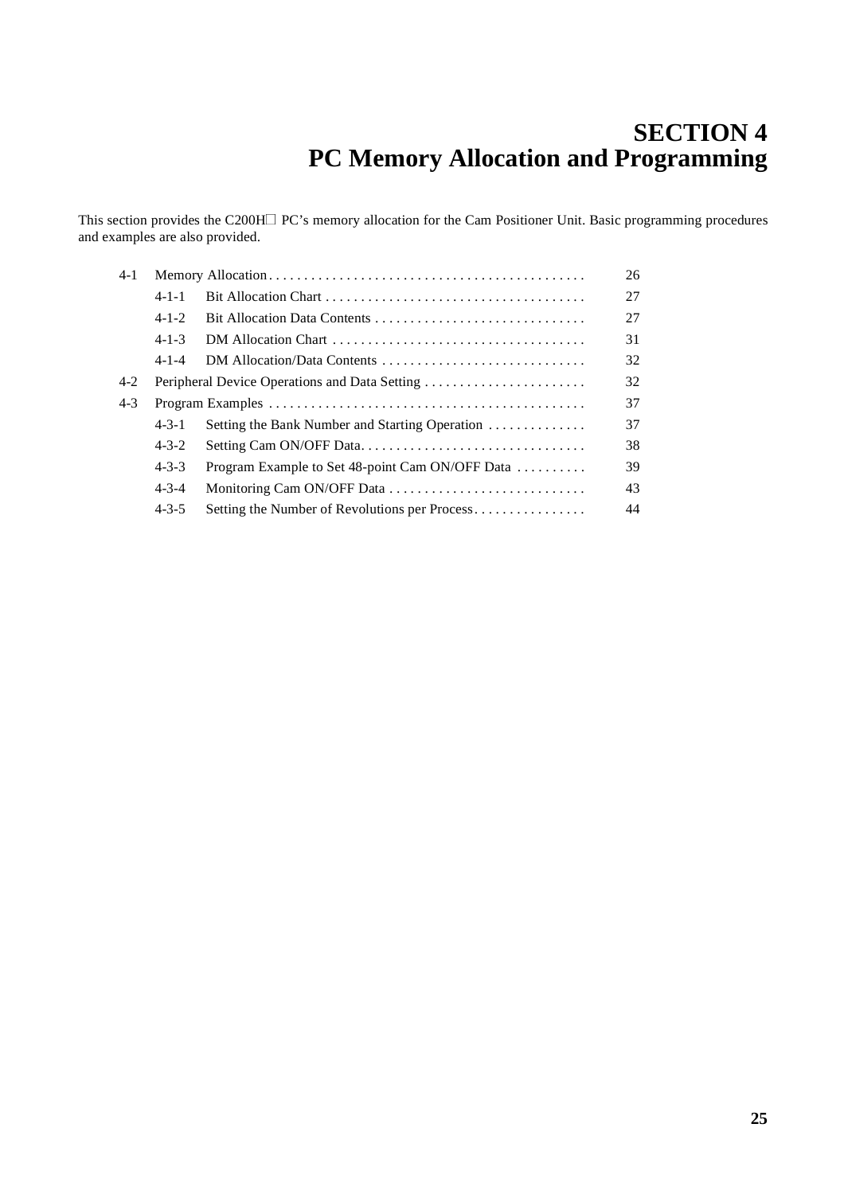# SECTION 4
# PC Memory Allocation and Programming

This section provides the C200H□ PC's memory allocation for the Cam Positioner Unit. Basic programming procedures and examples are also provided.

| | | | |
|---|---|---|---|
| 4-1 | | Memory Allocation | 26 |
| | 4-1-1 | Bit Allocation Chart | 27 |
| | 4-1-2 | Bit Allocation Data Contents | 27 |
| | 4-1-3 | DM Allocation Chart | 31 |
| | 4-1-4 | DM Allocation/Data Contents | 32 |
| 4-2 | | Peripheral Device Operations and Data Setting | 32 |
| 4-3 | | Program Examples | 37 |
| | 4-3-1 | Setting the Bank Number and Starting Operation | 37 |
| | 4-3-2 | Setting Cam ON/OFF Data | 38 |
| | 4-3-3 | Program Example to Set 48-point Cam ON/OFF Data | 39 |
| | 4-3-4 | Monitoring Cam ON/OFF Data | 43 |
| | 4-3-5 | Setting the Number of Revolutions per Process | 44 |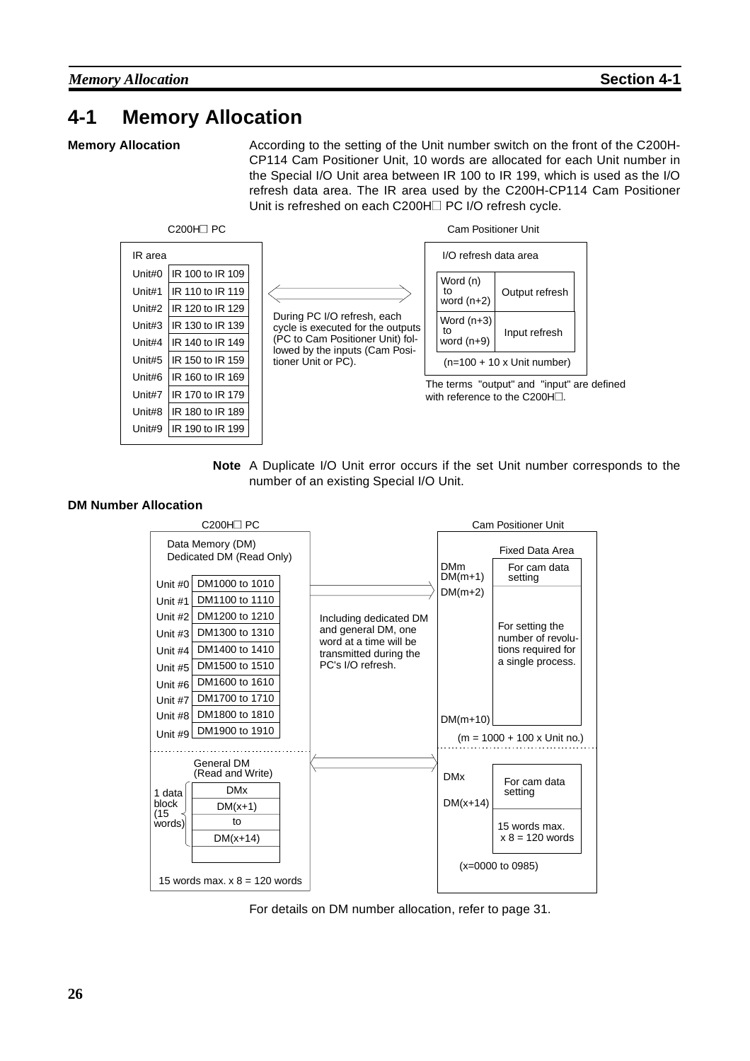# 4-1 Memory Allocation

**Memory Allocation**

According to the setting of the Unit number switch on the front of the C200H-CP114 Cam Positioner Unit, 10 words are allocated for each Unit number in the Special I/O Unit area between IR 100 to IR 199, which is used as the I/O refresh data area. The IR area used by the C200H-CP114 Cam Positioner Unit is refreshed on each C200H□ PC I/O refresh cycle.

C200H□ PC

| IR area | |
|---|---|
| Unit#0 | IR 100 to IR 109 |
| Unit#1 | IR 110 to IR 119 |
| Unit#2 | IR 120 to IR 129 |
| Unit#3 | IR 130 to IR 139 |
| Unit#4 | IR 140 to IR 149 |
| Unit#5 | IR 150 to IR 159 |
| Unit#6 | IR 160 to IR 169 |
| Unit#7 | IR 170 to IR 179 |
| Unit#8 | IR 180 to IR 189 |
| Unit#9 | IR 190 to IR 199 |

During PC I/O refresh, each cycle is executed for the outputs (PC to Cam Positioner Unit) followed by the inputs (Cam Positioner Unit or PC).

Cam Positioner Unit

| I/O refresh data area | |
|---|---|
| Word (n) to word (n+2) | Output refresh |
| Word (n+3) to word (n+9) | Input refresh |

(n=100 + 10 x Unit number)

The terms "output" and "input" are defined with reference to the C200H□.

**Note** A Duplicate I/O Unit error occurs if the set Unit number corresponds to the number of an existing Special I/O Unit.

**DM Number Allocation**

C200H□ PC

Data Memory (DM)
Dedicated DM (Read Only)

| Unit | DM |
|---|---|
| Unit #0 | DM1000 to 1010 |
| Unit #1 | DM1100 to 1110 |
| Unit #2 | DM1200 to 1210 |
| Unit #3 | DM1300 to 1310 |
| Unit #4 | DM1400 to 1410 |
| Unit #5 | DM1500 to 1510 |
| Unit #6 | DM1600 to 1610 |
| Unit #7 | DM1700 to 1710 |
| Unit #8 | DM1800 to 1810 |
| Unit #9 | DM1900 to 1910 |

General DM (Read and Write)

1 data block (15 words): DMx, DM(x+1), to, DM(x+14)

15 words max. x 8 = 120 words

Including dedicated DM and general DM, one word at a time will be transmitted during the PC's I/O refresh.

Cam Positioner Unit

Fixed Data Area

| Word | Use |
|---|---|
| DMm DM(m+1) | For cam data setting |
| DM(m+2) to DM(m+10) | For setting the number of revolutions required for a single process. |

(m = 1000 + 100 x Unit no.)

| Word | Use |
|---|---|
| DMx to DM(x+14) | For cam data setting |
| | 15 words max. x 8 = 120 words |

(x=0000 to 0985)

For details on DM number allocation, refer to page 31.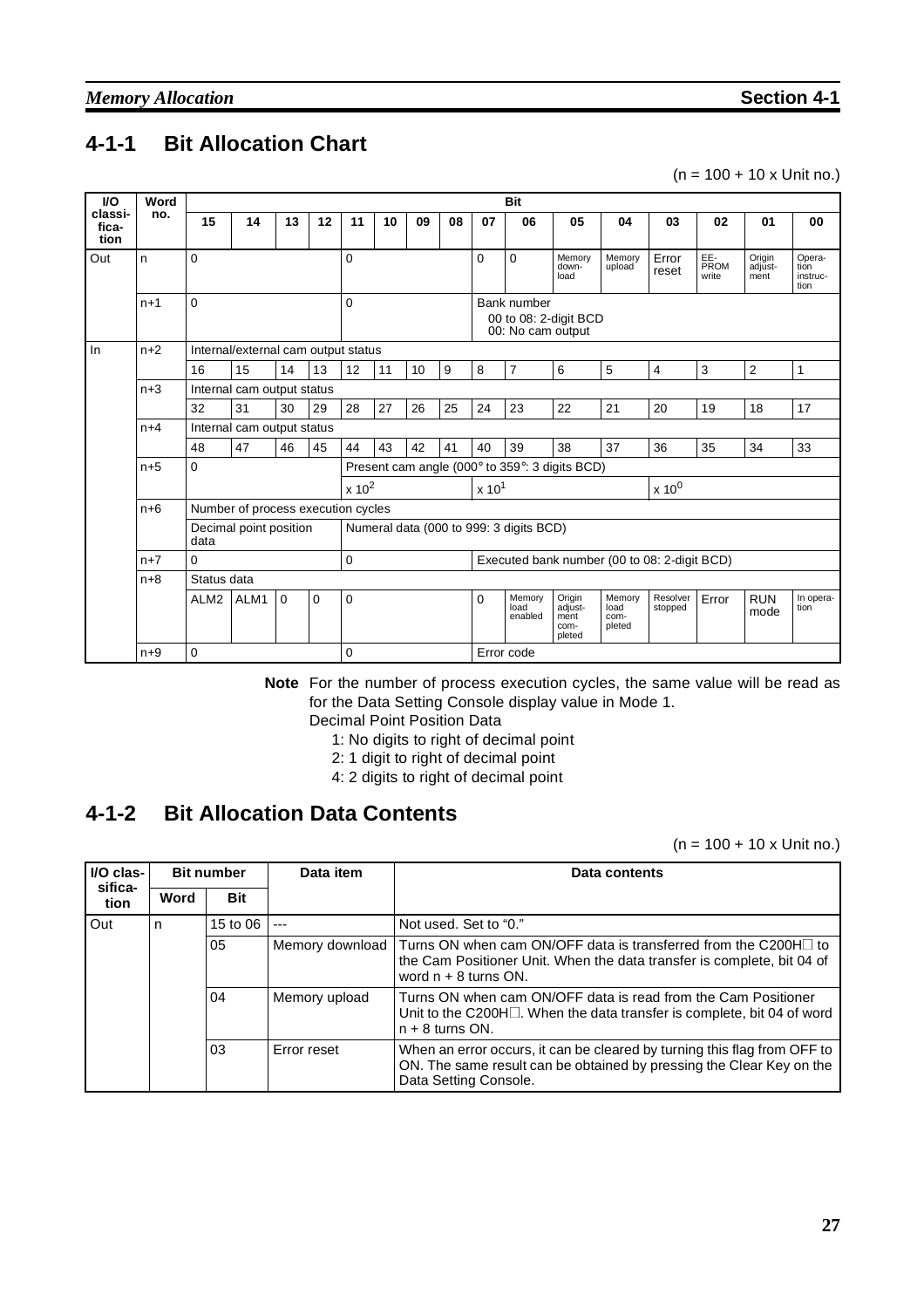## 4-1-1 Bit Allocation Chart

(n = 100 + 10 x Unit no.)

| I/O classi-fica-tion | Word no. | Bit 15 | 14 | 13 | 12 | 11 | 10 | 09 | 08 | 07 | 06 | 05 | 04 | 03 | 02 | 01 | 00 |
|---|---|---|---|---|---|---|---|---|---|---|---|---|---|---|---|---|---|
| Out | n | 0 | | | | 0 | | | | 0 | 0 | Memory down-load | Memory upload | Error reset | EE-PROM write | Origin adjust-ment | Opera-tion instruc-tion |
| | n+1 | 0 | | | | 0 | | | | Bank number 00 to 08: 2-digit BCD 00: No cam output | | | | | | | |
| In | n+2 | Internal/external cam output status | | | | | | | | | | | | | | | |
| | | 16 | 15 | 14 | 13 | 12 | 11 | 10 | 9 | 8 | 7 | 6 | 5 | 4 | 3 | 2 | 1 |
| | n+3 | Internal cam output status | | | | | | | | | | | | | | | |
| | | 32 | 31 | 30 | 29 | 28 | 27 | 26 | 25 | 24 | 23 | 22 | 21 | 20 | 19 | 18 | 17 |
| | n+4 | Internal cam output status | | | | | | | | | | | | | | | |
| | | 48 | 47 | 46 | 45 | 44 | 43 | 42 | 41 | 40 | 39 | 38 | 37 | 36 | 35 | 34 | 33 |
| | n+5 | 0 | | | | Present cam angle (000° to 359°: 3 digits BCD) | | | | | | | | | | | |
| | | | | | | $x\ 10^2$ | | | | $x\ 10^1$ | | | | $x\ 10^0$ | | | |
| | n+6 | Number of process execution cycles | | | | | | | | | | | | | | | |
| | | Decimal point position data | | | | Numeral data (000 to 999: 3 digits BCD) | | | | | | | | | | | |
| | n+7 | 0 | | | | 0 | | | | Executed bank number (00 to 08: 2-digit BCD) | | | | | | | |
| | n+8 | Status data | | | | | | | | | | | | | | | |
| | | ALM2 | ALM1 | 0 | 0 | 0 | | | | 0 | Memory load enabled | Origin adjust-ment com-pleted | Memory load com-pleted | Resolver stopped | Error | RUN mode | In opera-tion |
| | n+9 | 0 | | | | 0 | | | | Error code | | | | | | | |

**Note** For the number of process execution cycles, the same value will be read as for the Data Setting Console display value in Mode 1.

Decimal Point Position Data

1: No digits to right of decimal point

2: 1 digit to right of decimal point

4: 2 digits to right of decimal point

## 4-1-2 Bit Allocation Data Contents

(n = 100 + 10 x Unit no.)

| I/O clas-sifica-tion | Bit number: Word | Bit | Data item | Data contents |
|---|---|---|---|---|
| Out | n | 15 to 06 | --- | Not used. Set to "0." |
| | | 05 | Memory download | Turns ON when cam ON/OFF data is transferred from the C200H□ to the Cam Positioner Unit. When the data transfer is complete, bit 04 of word n + 8 turns ON. |
| | | 04 | Memory upload | Turns ON when cam ON/OFF data is read from the Cam Positioner Unit to the C200H□. When the data transfer is complete, bit 04 of word n + 8 turns ON. |
| | | 03 | Error reset | When an error occurs, it can be cleared by turning this flag from OFF to ON. The same result can be obtained by pressing the Clear Key on the Data Setting Console. |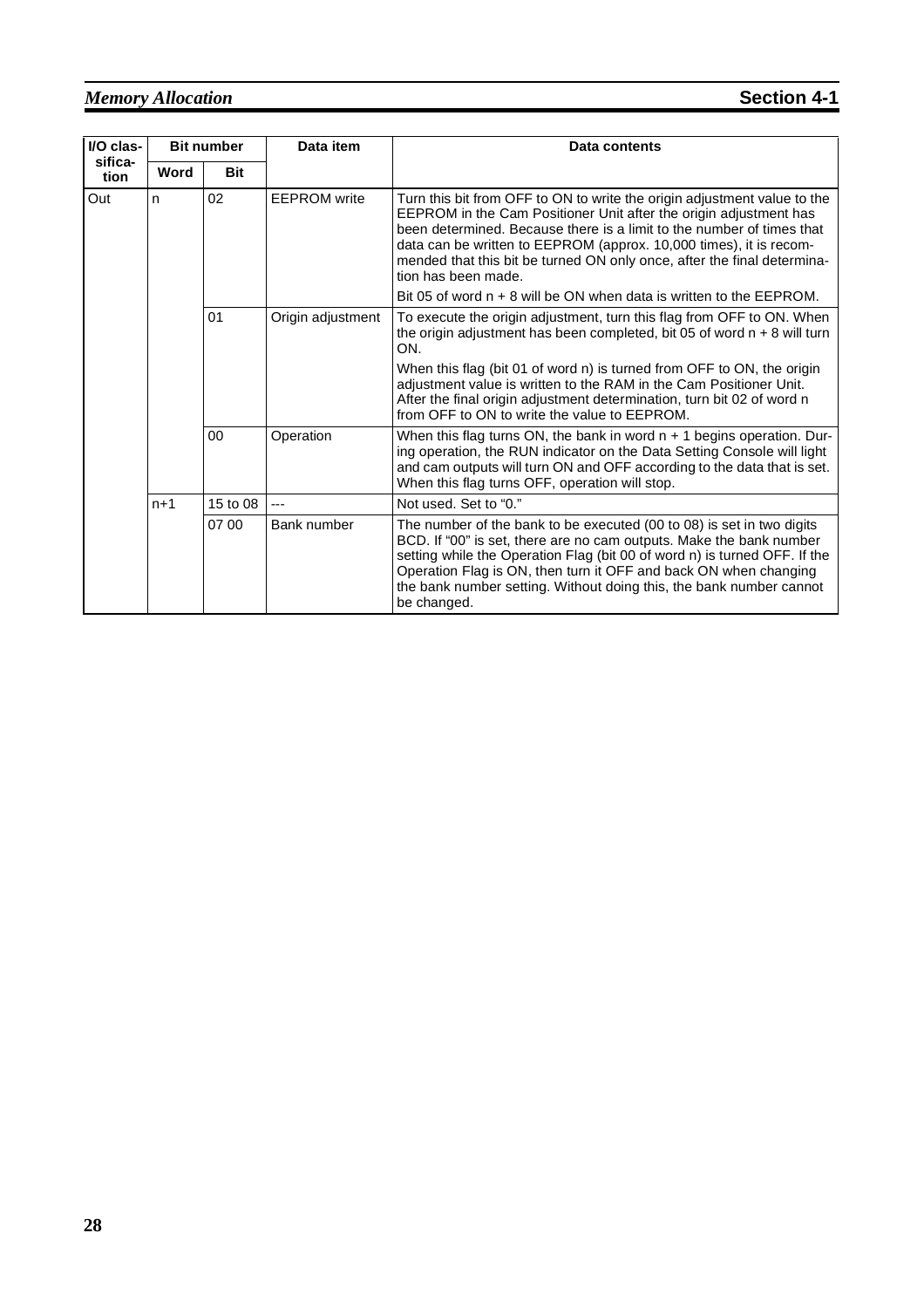| I/O classification | Bit number | | Data item | Data contents |
|---|---|---|---|---|
| | Word | Bit | | |
| Out | n | 02 | EEPROM write | Turn this bit from OFF to ON to write the origin adjustment value to the EEPROM in the Cam Positioner Unit after the origin adjustment has been determined. Because there is a limit to the number of times that data can be written to EEPROM (approx. 10,000 times), it is recommended that this bit be turned ON only once, after the final determination has been made.<br><br>Bit 05 of word n + 8 will be ON when data is written to the EEPROM. |
| | | 01 | Origin adjustment | To execute the origin adjustment, turn this flag from OFF to ON. When the origin adjustment has been completed, bit 05 of word n + 8 will turn ON.<br><br>When this flag (bit 01 of word n) is turned from OFF to ON, the origin adjustment value is written to the RAM in the Cam Positioner Unit. After the final origin adjustment determination, turn bit 02 of word n from OFF to ON to write the value to EEPROM. |
| | | 00 | Operation | When this flag turns ON, the bank in word n + 1 begins operation. During operation, the RUN indicator on the Data Setting Console will light and cam outputs will turn ON and OFF according to the data that is set. When this flag turns OFF, operation will stop. |
| | n+1 | 15 to 08 | --- | Not used. Set to "0." |
| | | 07 00 | Bank number | The number of the bank to be executed (00 to 08) is set in two digits BCD. If "00" is set, there are no cam outputs. Make the bank number setting while the Operation Flag (bit 00 of word n) is turned OFF. If the Operation Flag is ON, then turn it OFF and back ON when changing the bank number setting. Without doing this, the bank number cannot be changed. |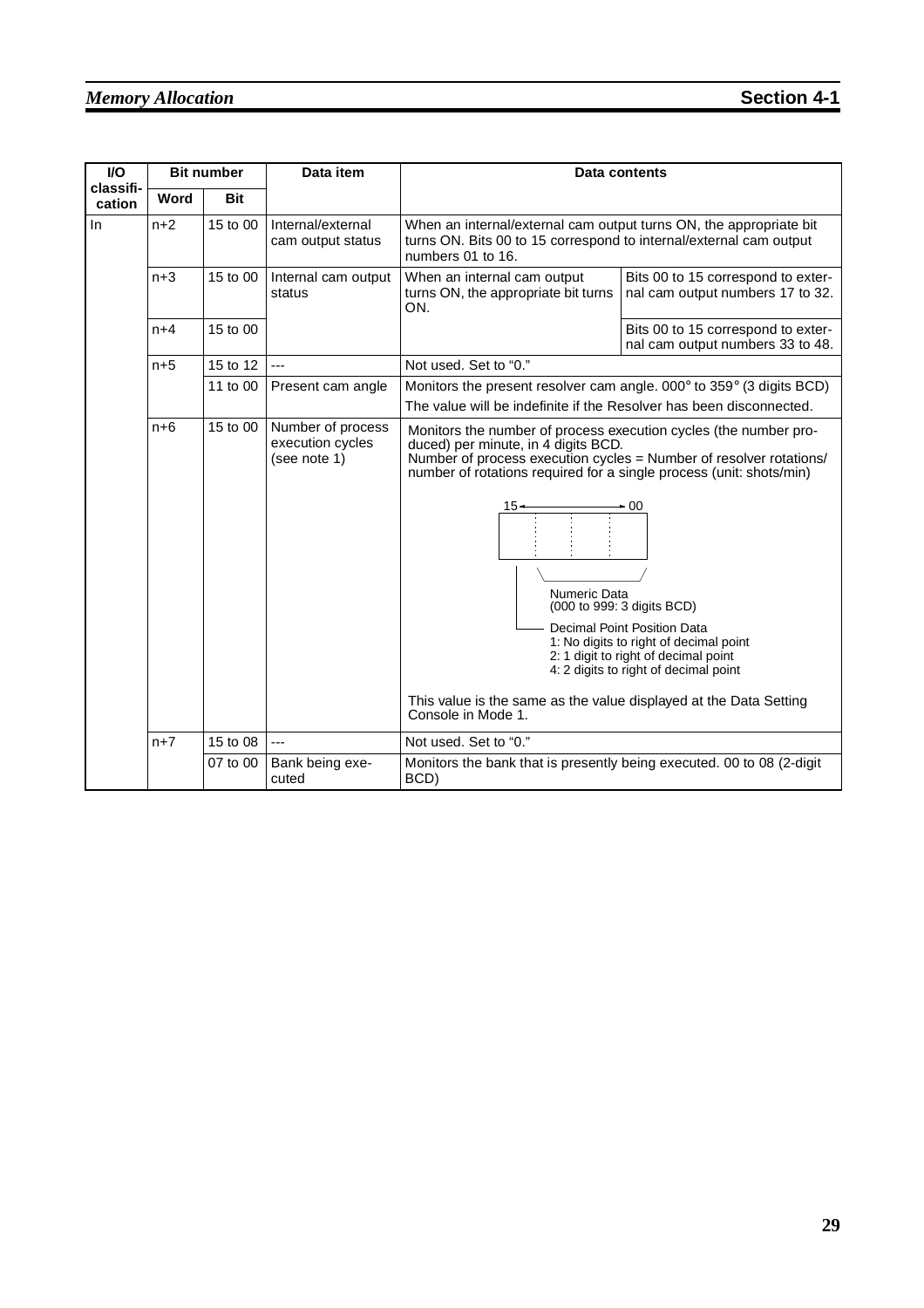| I/O classification | Bit number | | Data item | Data contents | |
|---|---|---|---|---|---|
| | Word | Bit | | | |
| In | n+2 | 15 to 00 | Internal/external cam output status | When an internal/external cam output turns ON, the appropriate bit turns ON. Bits 00 to 15 correspond to internal/external cam output numbers 01 to 16. | |
| | n+3 | 15 to 00 | Internal cam output status | When an internal cam output turns ON, the appropriate bit turns ON. | Bits 00 to 15 correspond to external cam output numbers 17 to 32. |
| | n+4 | 15 to 00 | | | Bits 00 to 15 correspond to external cam output numbers 33 to 48. |
| | n+5 | 15 to 12 | --- | Not used. Set to "0." | |
| | | 11 to 00 | Present cam angle | Monitors the present resolver cam angle. 000° to 359° (3 digits BCD)<br>The value will be indefinite if the Resolver has been disconnected. | |
| | n+6 | 15 to 00 | Number of process execution cycles (see note 1) | Monitors the number of process execution cycles (the number produced) per minute, in 4 digits BCD.<br>Number of process execution cycles = Number of resolver rotations/ number of rotations required for a single process (unit: shots/min)<br>15 ← → 00<br>Numeric Data (000 to 999: 3 digits BCD)<br>Decimal Point Position Data<br>1: No digits to right of decimal point<br>2: 1 digit to right of decimal point<br>4: 2 digits to right of decimal point<br>This value is the same as the value displayed at the Data Setting Console in Mode 1. | |
| | n+7 | 15 to 08 | --- | Not used. Set to "0." | |
| | | 07 to 00 | Bank being executed | Monitors the bank that is presently being executed. 00 to 08 (2-digit BCD) | |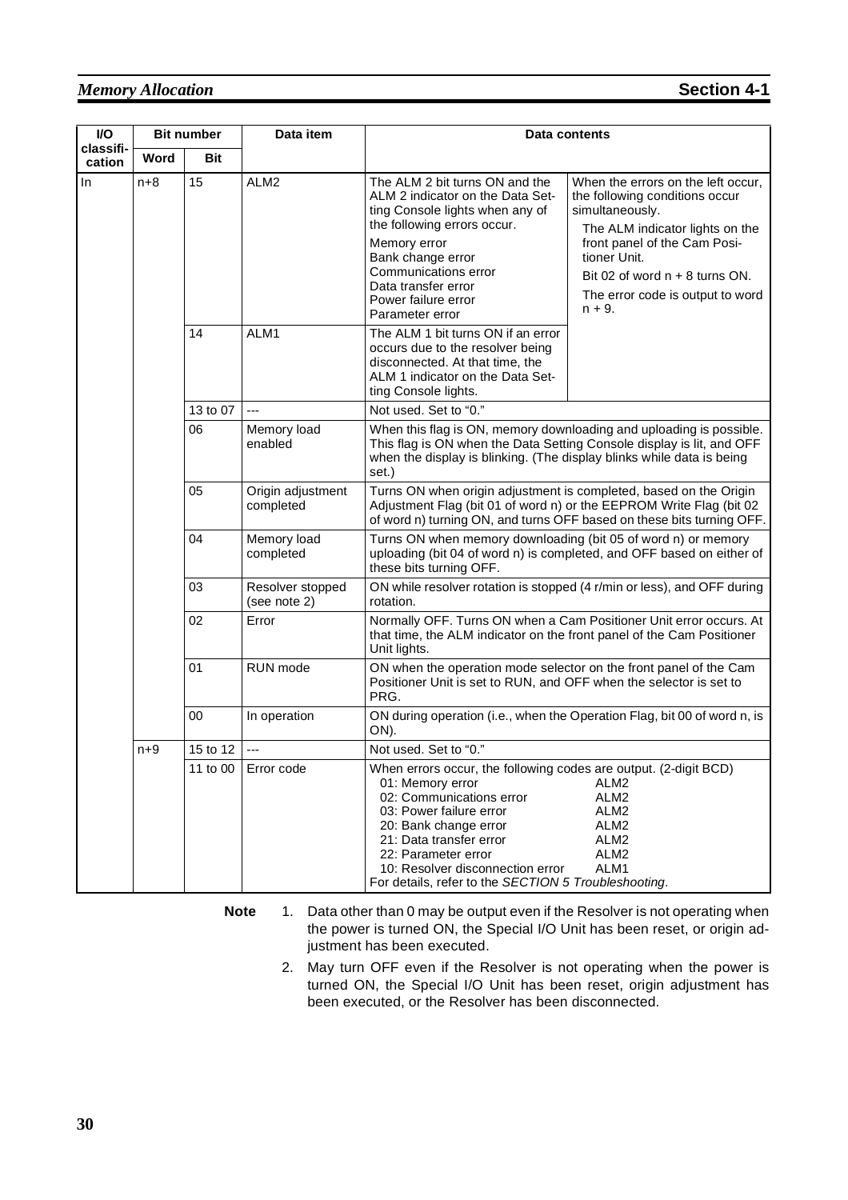| I/O classification | Bit number | | Data item | Data contents | |
|---|---|---|---|---|---|
| | Word | Bit | | | |
| In | n+8 | 15 | ALM2 | The ALM 2 bit turns ON and the ALM 2 indicator on the Data Setting Console lights when any of the following errors occur.<br>Memory error<br>Bank change error<br>Communications error<br>Data transfer error<br>Power failure error<br>Parameter error | When the errors on the left occur, the following conditions occur simultaneously.<br>The ALM indicator lights on the front panel of the Cam Positioner Unit.<br>Bit 02 of word n + 8 turns ON.<br>The error code is output to word n + 9. |
| | | 14 | ALM1 | The ALM 1 bit turns ON if an error occurs due to the resolver being disconnected. At that time, the ALM 1 indicator on the Data Setting Console lights. | |
| | | 13 to 07 | --- | Not used. Set to "0." | |
| | | 06 | Memory load enabled | When this flag is ON, memory downloading and uploading is possible. This flag is ON when the Data Setting Console display is lit, and OFF when the display is blinking. (The display blinks while data is being set.) | |
| | | 05 | Origin adjustment completed | Turns ON when origin adjustment is completed, based on the Origin Adjustment Flag (bit 01 of word n) or the EEPROM Write Flag (bit 02 of word n) turning ON, and turns OFF based on these bits turning OFF. | |
| | | 04 | Memory load completed | Turns ON when memory downloading (bit 05 of word n) or memory uploading (bit 04 of word n) is completed, and OFF based on either of these bits turning OFF. | |
| | | 03 | Resolver stopped (see note 2) | ON while resolver rotation is stopped (4 r/min or less), and OFF during rotation. | |
| | | 02 | Error | Normally OFF. Turns ON when a Cam Positioner Unit error occurs. At that time, the ALM indicator on the front panel of the Cam Positioner Unit lights. | |
| | | 01 | RUN mode | ON when the operation mode selector on the front panel of the Cam Positioner Unit is set to RUN, and OFF when the selector is set to PRG. | |
| | | 00 | In operation | ON during operation (i.e., when the Operation Flag, bit 00 of word n, is ON). | |
| | n+9 | 15 to 12 | --- | Not used. Set to "0." | |
| | | 11 to 00 | Error code | When errors occur, the following codes are output. (2-digit BCD)<br>01: Memory error — ALM2<br>02: Communications error — ALM2<br>03: Power failure error — ALM2<br>20: Bank change error — ALM2<br>21: Data transfer error — ALM2<br>22: Parameter error — ALM2<br>10: Resolver disconnection error — ALM1<br>For details, refer to the *SECTION 5 Troubleshooting*. | |

**Note**

1. Data other than 0 may be output even if the Resolver is not operating when the power is turned ON, the Special I/O Unit has been reset, or origin adjustment has been executed.
2. May turn OFF even if the Resolver is not operating when the power is turned ON, the Special I/O Unit has been reset, origin adjustment has been executed, or the Resolver has been disconnected.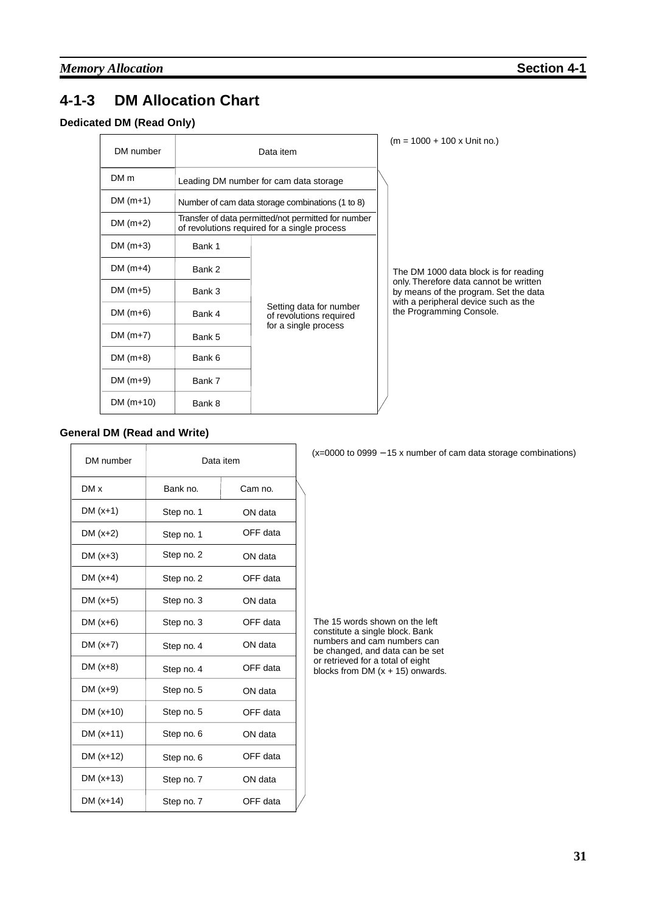## 4-1-3 DM Allocation Chart

**Dedicated DM (Read Only)**

(m = 1000 + 100 x Unit no.)

| DM number | Data item | |
|---|---|---|
| DM m | Leading DM number for cam data storage | |
| DM (m+1) | Number of cam data storage combinations (1 to 8) | |
| DM (m+2) | Transfer of data permitted/not permitted for number of revolutions required for a single process | |
| DM (m+3) | Bank 1 | Setting data for number of revolutions required for a single process |
| DM (m+4) | Bank 2 | |
| DM (m+5) | Bank 3 | |
| DM (m+6) | Bank 4 | |
| DM (m+7) | Bank 5 | |
| DM (m+8) | Bank 6 | |
| DM (m+9) | Bank 7 | |
| DM (m+10) | Bank 8 | |

The DM 1000 data block is for reading only. Therefore data cannot be written by means of the program. Set the data with a peripheral device such as the the Programming Console.

**General DM (Read and Write)**

(x=0000 to 0999 − 15 x number of cam data storage combinations)

| DM number | Data item | |
|---|---|---|
| DM x | Bank no. | Cam no. |
| DM (x+1) | Step no. 1 | ON data |
| DM (x+2) | Step no. 1 | OFF data |
| DM (x+3) | Step no. 2 | ON data |
| DM (x+4) | Step no. 2 | OFF data |
| DM (x+5) | Step no. 3 | ON data |
| DM (x+6) | Step no. 3 | OFF data |
| DM (x+7) | Step no. 4 | ON data |
| DM (x+8) | Step no. 4 | OFF data |
| DM (x+9) | Step no. 5 | ON data |
| DM (x+10) | Step no. 5 | OFF data |
| DM (x+11) | Step no. 6 | ON data |
| DM (x+12) | Step no. 6 | OFF data |
| DM (x+13) | Step no. 7 | ON data |
| DM (x+14) | Step no. 7 | OFF data |

The 15 words shown on the left constitute a single block. Bank numbers and cam numbers can be changed, and data can be set or retrieved for a total of eight blocks from DM (x + 15) onwards.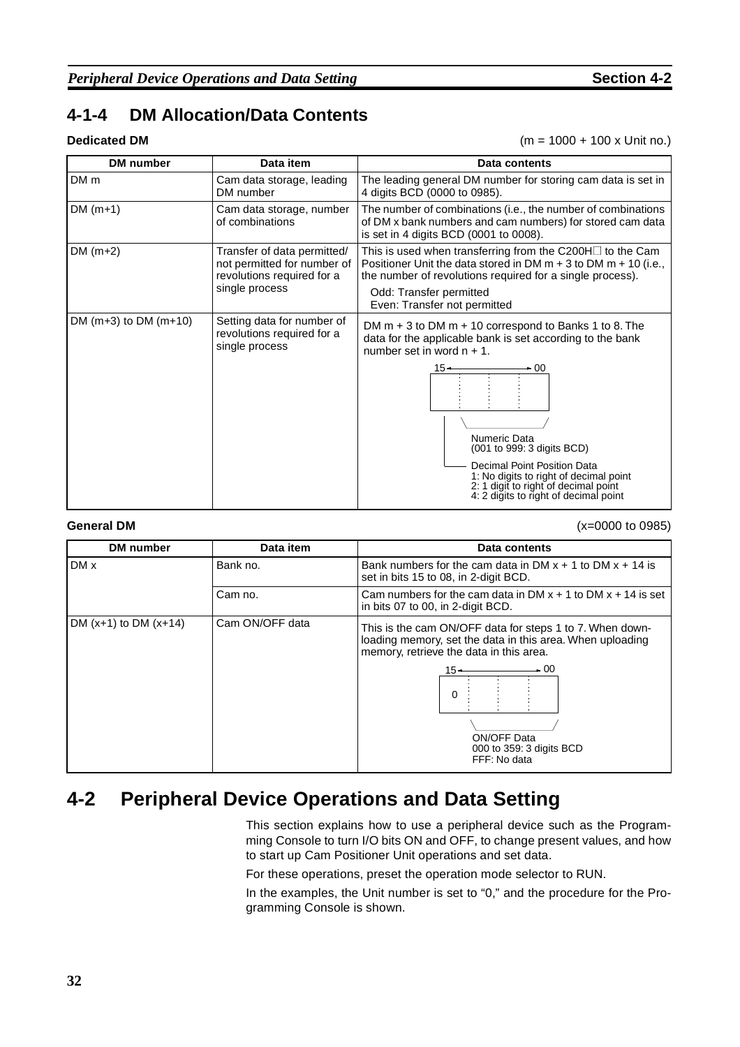## 4-1-4 DM Allocation/Data Contents

**Dedicated DM** (m = 1000 + 100 x Unit no.)

| DM number | Data item | Data contents |
|---|---|---|
| DM m | Cam data storage, leading DM number | The leading general DM number for storing cam data is set in 4 digits BCD (0000 to 0985). |
| DM (m+1) | Cam data storage, number of combinations | The number of combinations (i.e., the number of combinations of DM x bank numbers and cam numbers) for stored cam data is set in 4 digits BCD (0001 to 0008). |
| DM (m+2) | Transfer of data permitted/ not permitted for number of revolutions required for a single process | This is used when transferring from the C200H□ to the Cam Positioner Unit the data stored in DM m + 3 to DM m + 10 (i.e., the number of revolutions required for a single process).<br>Odd: Transfer permitted<br>Even: Transfer not permitted |
| DM (m+3) to DM (m+10) | Setting data for number of revolutions required for a single process | DM m + 3 to DM m + 10 correspond to Banks 1 to 8. The data for the applicable bank is set according to the bank number set in word n + 1.<br>Bits 15 to 00:<br>Numeric Data (001 to 999: 3 digits BCD)<br>Decimal Point Position Data<br>1: No digits to right of decimal point<br>2: 1 digit to right of decimal point<br>4: 2 digits to right of decimal point |

**General DM** (x=0000 to 0985)

| DM number | Data item | Data contents |
|---|---|---|
| DM x | Bank no. | Bank numbers for the cam data in DM x + 1 to DM x + 14 is set in bits 15 to 08, in 2-digit BCD. |
| | Cam no. | Cam numbers for the cam data in DM x + 1 to DM x + 14 is set in bits 07 to 00, in 2-digit BCD. |
| DM (x+1) to DM (x+14) | Cam ON/OFF data | This is the cam ON/OFF data for steps 1 to 7. When downloading memory, set the data in this area. When uploading memory, retrieve the data in this area.<br>Bits 15 to 00: 0 (leftmost digit)<br>ON/OFF Data<br>000 to 359: 3 digits BCD<br>FFF: No data |

# 4-2 Peripheral Device Operations and Data Setting

This section explains how to use a peripheral device such as the Programming Console to turn I/O bits ON and OFF, to change present values, and how to start up Cam Positioner Unit operations and set data.

For these operations, preset the operation mode selector to RUN.

In the examples, the Unit number is set to "0," and the procedure for the Programming Console is shown.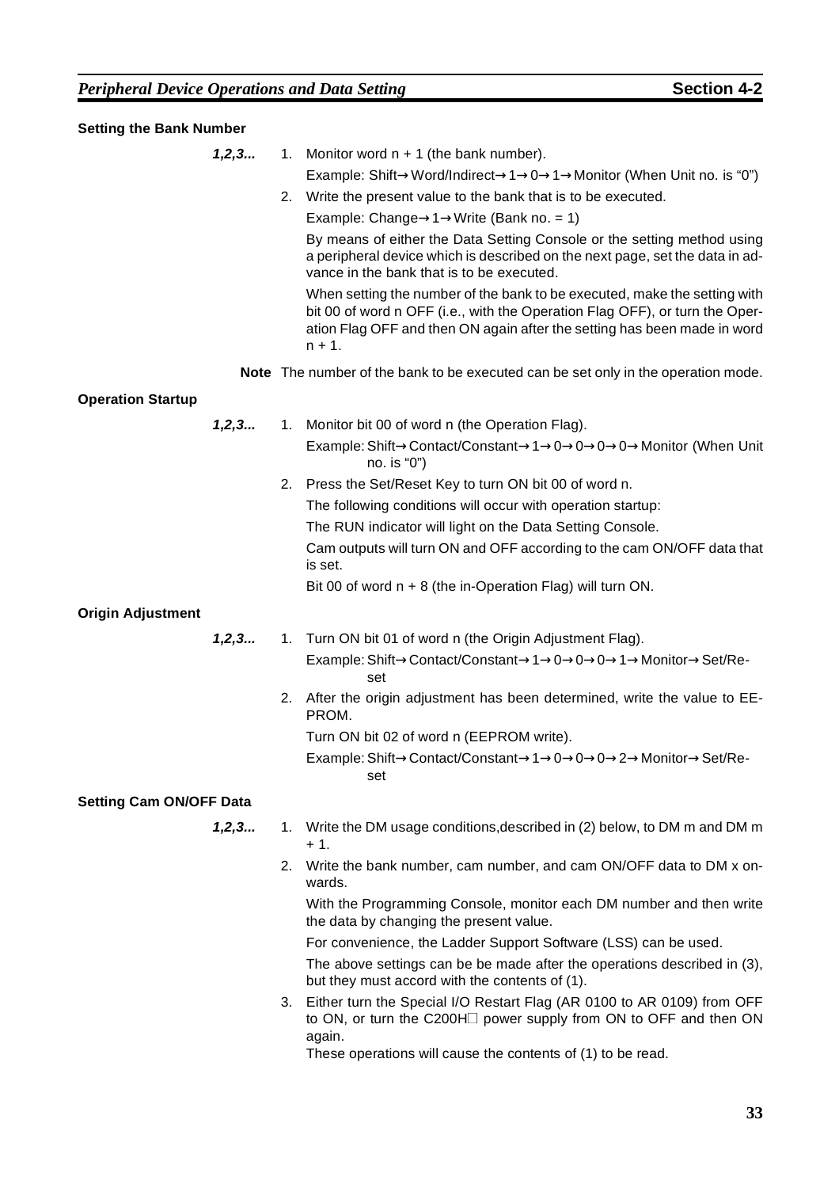### Setting the Bank Number

*1,2,3...*

1. Monitor word n + 1 (the bank number).

   Example: Shift→Word/Indirect→1→0→1→Monitor (When Unit no. is "0")

2. Write the present value to the bank that is to be executed.

   Example: Change→1→Write (Bank no. = 1)

   By means of either the Data Setting Console or the setting method using a peripheral device which is described on the next page, set the data in advance in the bank that is to be executed.

   When setting the number of the bank to be executed, make the setting with bit 00 of word n OFF (i.e., with the Operation Flag OFF), or turn the Operation Flag OFF and then ON again after the setting has been made in word n + 1.

**Note** The number of the bank to be executed can be set only in the operation mode.

### Operation Startup

*1,2,3...*

1. Monitor bit 00 of word n (the Operation Flag).

   Example: Shift→Contact/Constant→1→0→0→0→0→Monitor (When Unit no. is "0")

2. Press the Set/Reset Key to turn ON bit 00 of word n.

   The following conditions will occur with operation startup:

   The RUN indicator will light on the Data Setting Console.

   Cam outputs will turn ON and OFF according to the cam ON/OFF data that is set.

   Bit 00 of word n + 8 (the in-Operation Flag) will turn ON.

### Origin Adjustment

*1,2,3...*

1. Turn ON bit 01 of word n (the Origin Adjustment Flag).

   Example: Shift→Contact/Constant→1→0→0→0→1→Monitor→Set/Reset

2. After the origin adjustment has been determined, write the value to EEPROM.

   Turn ON bit 02 of word n (EEPROM write).

   Example: Shift→Contact/Constant→1→0→0→0→2→Monitor→Set/Reset

### Setting Cam ON/OFF Data

*1,2,3...*

1. Write the DM usage conditions,described in (2) below, to DM m and DM m + 1.

2. Write the bank number, cam number, and cam ON/OFF data to DM x onwards.

   With the Programming Console, monitor each DM number and then write the data by changing the present value.

   For convenience, the Ladder Support Software (LSS) can be used.

   The above settings can be be made after the operations described in (3), but they must accord with the contents of (1).

3. Either turn the Special I/O Restart Flag (AR 0100 to AR 0109) from OFF to ON, or turn the C200H□ power supply from ON to OFF and then ON again.

   These operations will cause the contents of (1) to be read.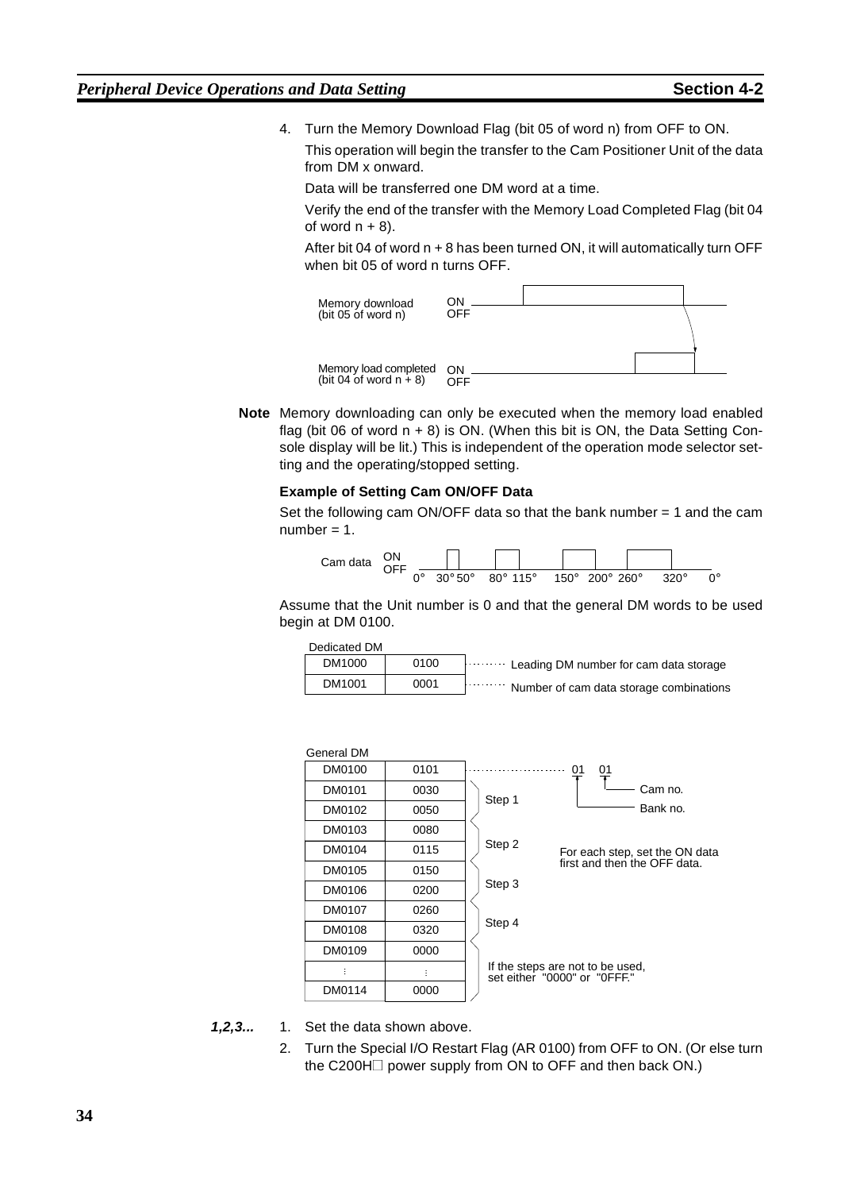4. Turn the Memory Download Flag (bit 05 of word n) from OFF to ON.

   This operation will begin the transfer to the Cam Positioner Unit of the data from DM x onward.

   Data will be transferred one DM word at a time.

   Verify the end of the transfer with the Memory Load Completed Flag (bit 04 of word n + 8).

   After bit 04 of word n + 8 has been turned ON, it will automatically turn OFF when bit 05 of word n turns OFF.

Memory download (bit 05 of word n) ON/OFF

Memory load completed (bit 04 of word n + 8) ON/OFF

**Note** Memory downloading can only be executed when the memory load enabled flag (bit 06 of word n + 8) is ON. (When this bit is ON, the Data Setting Console display will be lit.) This is independent of the operation mode selector setting and the operating/stopped setting.

**Example of Setting Cam ON/OFF Data**

Set the following cam ON/OFF data so that the bank number = 1 and the cam number = 1.

Cam data ON/OFF: 0° 30° 50° 80° 115° 150° 200° 260° 320° 0°

Assume that the Unit number is 0 and that the general DM words to be used begin at DM 0100.

Dedicated DM

| DM | Value | Description |
|---|---|---|
| DM1000 | 0100 | Leading DM number for cam data storage |
| DM1001 | 0001 | Number of cam data storage combinations |

General DM

| DM | Value | Description |
|---|---|---|
| DM0100 | 0101 | 01 (Bank no.) 01 (Cam no.) |
| DM0101 | 0030 | Step 1 |
| DM0102 | 0050 | |
| DM0103 | 0080 | Step 2 |
| DM0104 | 0115 | |
| DM0105 | 0150 | Step 3 |
| DM0106 | 0200 | |
| DM0107 | 0260 | Step 4 |
| DM0108 | 0320 | |
| DM0109 | 0000 | If the steps are not to be used, set either "0000" or "0FFF." |
| ⋮ | ⋮ | |
| DM0114 | 0000 | |

For each step, set the ON data first and then the OFF data.

**1,2,3...**

1. Set the data shown above.
2. Turn the Special I/O Restart Flag (AR 0100) from OFF to ON. (Or else turn the C200H□ power supply from ON to OFF and then back ON.)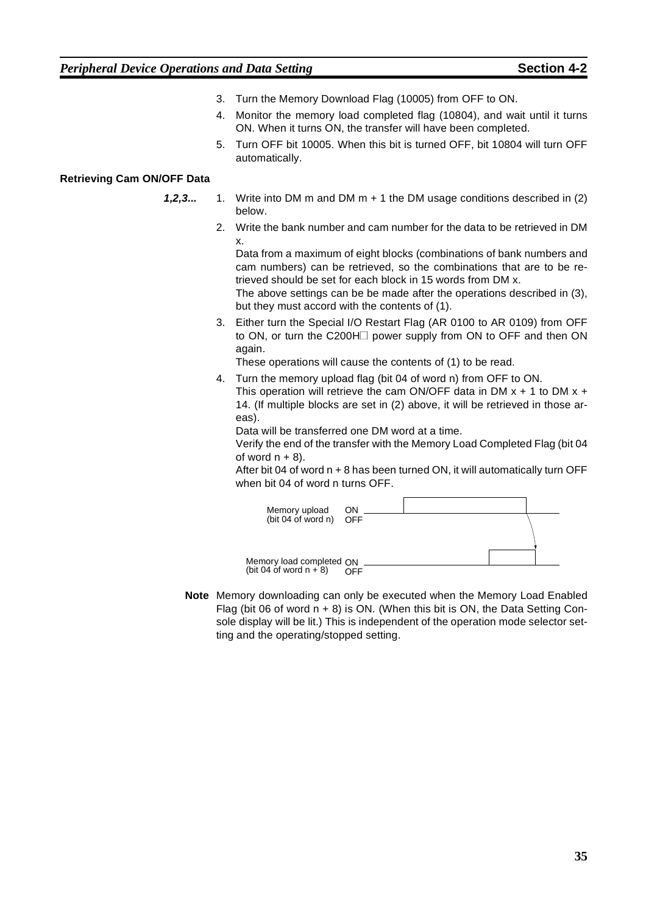3. Turn the Memory Download Flag (10005) from OFF to ON.
4. Monitor the memory load completed flag (10804), and wait until it turns ON. When it turns ON, the transfer will have been completed.
5. Turn OFF bit 10005. When this bit is turned OFF, bit 10804 will turn OFF automatically.

### Retrieving Cam ON/OFF Data

***1,2,3...***

1. Write into DM m and DM m + 1 the DM usage conditions described in (2) below.
2. Write the bank number and cam number for the data to be retrieved in DM x.
   Data from a maximum of eight blocks (combinations of bank numbers and cam numbers) can be retrieved, so the combinations that are to be retrieved should be set for each block in 15 words from DM x.
   The above settings can be be made after the operations described in (3), but they must accord with the contents of (1).
3. Either turn the Special I/O Restart Flag (AR 0100 to AR 0109) from OFF to ON, or turn the C200H□ power supply from ON to OFF and then ON again.
   These operations will cause the contents of (1) to be read.
4. Turn the memory upload flag (bit 04 of word n) from OFF to ON.
   This operation will retrieve the cam ON/OFF data in DM x + 1 to DM x + 14. (If multiple blocks are set in (2) above, it will be retrieved in those areas).
   Data will be transferred one DM word at a time.
   Verify the end of the transfer with the Memory Load Completed Flag (bit 04 of word n + 8).
   After bit 04 of word n + 8 has been turned ON, it will automatically turn OFF when bit 04 of word n turns OFF.

Memory upload (bit 04 of word n) ON / OFF

Memory load completed (bit 04 of word n + 8) ON / OFF

**Note** Memory downloading can only be executed when the Memory Load Enabled Flag (bit 06 of word n + 8) is ON. (When this bit is ON, the Data Setting Console display will be lit.) This is independent of the operation mode selector setting and the operating/stopped setting.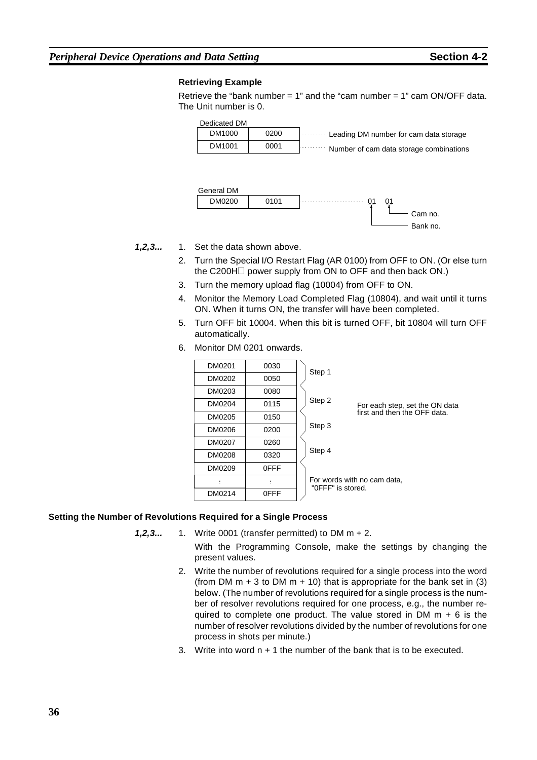### Retrieving Example

Retrieve the "bank number = 1" and the "cam number = 1" cam ON/OFF data. The Unit number is 0.

Dedicated DM

| DM | Value | Description |
|---|---|---|
| DM1000 | 0200 | Leading DM number for cam data storage |
| DM1001 | 0001 | Number of cam data storage combinations |

General DM

| DM | Value | Description |
|---|---|---|
| DM0200 | 0101 | 01 (Bank no.) 01 (Cam no.) |

*1,2,3...*

1. Set the data shown above.
2. Turn the Special I/O Restart Flag (AR 0100) from OFF to ON. (Or else turn the C200H□ power supply from ON to OFF and then back ON.)
3. Turn the memory upload flag (10004) from OFF to ON.
4. Monitor the Memory Load Completed Flag (10804), and wait until it turns ON. When it turns ON, the transfer will have been completed.
5. Turn OFF bit 10004. When this bit is turned OFF, bit 10804 will turn OFF automatically.
6. Monitor DM 0201 onwards.

| DM | Value | |
|---|---|---|
| DM0201 | 0030 | Step 1 |
| DM0202 | 0050 | |
| DM0203 | 0080 | Step 2 |
| DM0204 | 0115 | |
| DM0205 | 0150 | Step 3 |
| DM0206 | 0200 | |
| DM0207 | 0260 | Step 4 |
| DM0208 | 0320 | |
| DM0209 | 0FFF | For words with no cam data, "0FFF" is stored. |
| ⋮ | ⋮ | |
| DM0214 | 0FFF | |

For each step, set the ON data first and then the OFF data.

### Setting the Number of Revolutions Required for a Single Process

*1,2,3...*

1. Write 0001 (transfer permitted) to DM m + 2.

   With the Programming Console, make the settings by changing the present values.
2. Write the number of revolutions required for a single process into the word (from DM m + 3 to DM m + 10) that is appropriate for the bank set in (3) below. (The number of revolutions required for a single process is the number of resolver revolutions required for one process, e.g., the number required to complete one product. The value stored in DM m + 6 is the number of resolver revolutions divided by the number of revolutions for one process in shots per minute.)
3. Write into word n + 1 the number of the bank that is to be executed.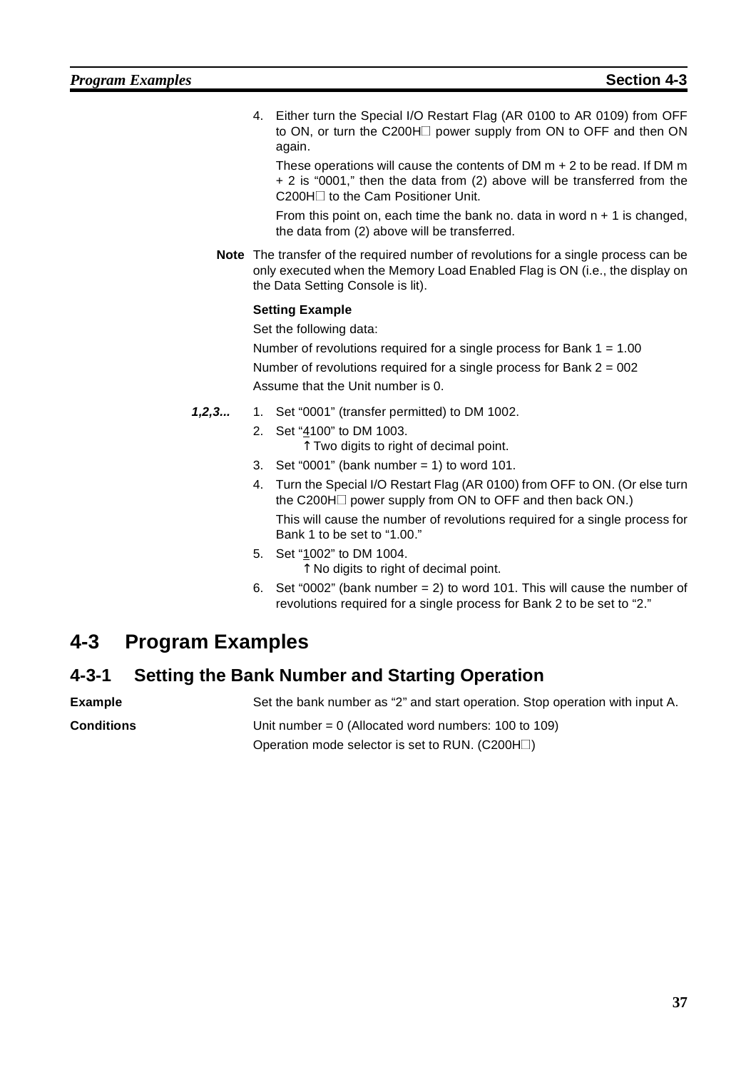4. Either turn the Special I/O Restart Flag (AR 0100 to AR 0109) from OFF to ON, or turn the C200H□ power supply from ON to OFF and then ON again.

   These operations will cause the contents of DM m + 2 to be read. If DM m + 2 is "0001," then the data from (2) above will be transferred from the C200H□ to the Cam Positioner Unit.

   From this point on, each time the bank no. data in word n + 1 is changed, the data from (2) above will be transferred.

**Note** The transfer of the required number of revolutions for a single process can be only executed when the Memory Load Enabled Flag is ON (i.e., the display on the Data Setting Console is lit).

**Setting Example**

Set the following data:

Number of revolutions required for a single process for Bank 1 = 1.00

Number of revolutions required for a single process for Bank 2 = 002

Assume that the Unit number is 0.

***1,2,3...***

1. Set "0001" (transfer permitted) to DM 1002.
2. Set "4100" to DM 1003.
   ↑ Two digits to right of decimal point.
3. Set "0001" (bank number = 1) to word 101.
4. Turn the Special I/O Restart Flag (AR 0100) from OFF to ON. (Or else turn the C200H□ power supply from ON to OFF and then back ON.)

   This will cause the number of revolutions required for a single process for Bank 1 to be set to "1.00."
5. Set "1002" to DM 1004.
   ↑ No digits to right of decimal point.
6. Set "0002" (bank number = 2) to word 101. This will cause the number of revolutions required for a single process for Bank 2 to be set to "2."

# 4-3 Program Examples

## 4-3-1 Setting the Bank Number and Starting Operation

**Example** Set the bank number as "2" and start operation. Stop operation with input A.

**Conditions** Unit number = 0 (Allocated word numbers: 100 to 109)

Operation mode selector is set to RUN. (C200H□)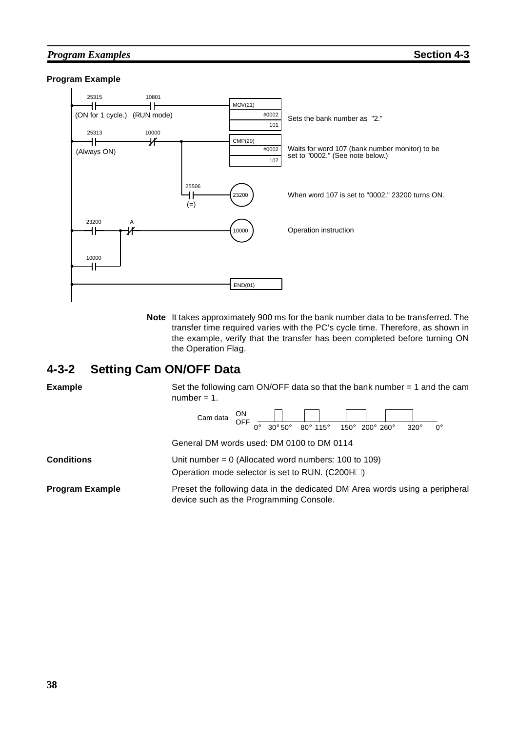**Program Example**

```
 25315      10801
--| |--------| |----------------------------[MOV(21)  #0002  101]   Sets the bank number as "2."
(ON for 1 cycle.) (RUN mode)

 25313      10000
--| |--------|/|-----+----------------------[CMP(20)  #0002  107]   Waits for word 107 (bank number monitor) to be
(Always ON)          |                                               set to "0002." (See note below.)
                     |
                     |  25506
                     +--| |-----------------( 23200 )              When word 107 is set to "0002," 23200 turns ON.
                        (=)

 23200        A
--| |----+----|/|---------------------------( 10000 )              Operation instruction
         |
 10000   |
--| |----+

-------------------------------------------[END(01)]
```

**Note** It takes approximately 900 ms for the bank number data to be transferred. The transfer time required varies with the PC's cycle time. Therefore, as shown in the example, verify that the transfer has been completed before turning ON the Operation Flag.

## 4-3-2 Setting Cam ON/OFF Data

**Example**

Set the following cam ON/OFF data so that the bank number = 1 and the cam number = 1.

Cam data: ON/OFF — 0°, 30° 50°, 80° 115°, 150° 200° 260°, 320°, 0°

General DM words used: DM 0100 to DM 0114

**Conditions**

Unit number = 0 (Allocated word numbers: 100 to 109)

Operation mode selector is set to RUN. (C200H☐)

**Program Example**

Preset the following data in the dedicated DM Area words using a peripheral device such as the Programming Console.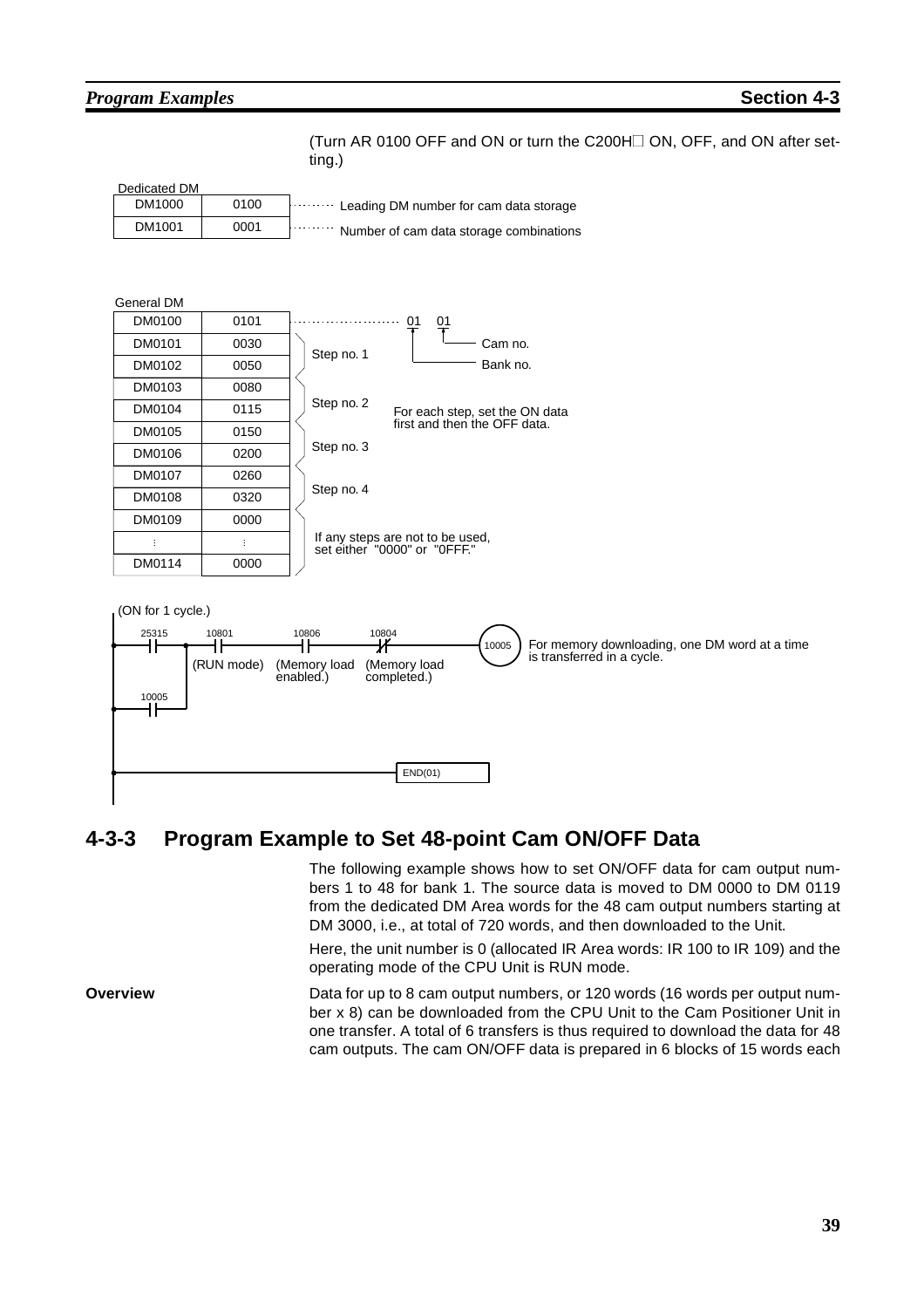(Turn AR 0100 OFF and ON or turn the C200H□ ON, OFF, and ON after setting.)

Dedicated DM

| DM | Value | Description |
|---|---|---|
| DM1000 | 0100 | Leading DM number for cam data storage |
| DM1001 | 0001 | Number of cam data storage combinations |

General DM

| DM | Value | Description |
|---|---|---|
| DM0100 | 0101 | 01 (Bank no.) 01 (Cam no.) |
| DM0101 | 0030 | Step no. 1 |
| DM0102 | 0050 | |
| DM0103 | 0080 | Step no. 2 |
| DM0104 | 0115 | |
| DM0105 | 0150 | Step no. 3 |
| DM0106 | 0200 | |
| DM0107 | 0260 | Step no. 4 |
| DM0108 | 0320 | |
| DM0109 | 0000 | If any steps are not to be used, set either "0000" or "0FFF." |
| ⋮ | ⋮ | |
| DM0114 | 0000 | |

For each step, set the ON data first and then the OFF data.

```
(ON for 1 cycle.)
   25315      10801        10806          10804
|---| |---+---| |----------| |-----------|/|-----------( 10005 )
          |  (RUN mode)  (Memory load   (Memory load
   10005  |               enabled.)      completed.)
|---| |---+

|------------------------------------------[ END(01) ]
```

10005: For memory downloading, one DM word at a time is transferred in a cycle.

## 4-3-3 Program Example to Set 48-point Cam ON/OFF Data

The following example shows how to set ON/OFF data for cam output numbers 1 to 48 for bank 1. The source data is moved to DM 0000 to DM 0119 from the dedicated DM Area words for the 48 cam output numbers starting at DM 3000, i.e., at total of 720 words, and then downloaded to the Unit.

Here, the unit number is 0 (allocated IR Area words: IR 100 to IR 109) and the operating mode of the CPU Unit is RUN mode.

**Overview**

Data for up to 8 cam output numbers, or 120 words (16 words per output number x 8) can be downloaded from the CPU Unit to the Cam Positioner Unit in one transfer. A total of 6 transfers is thus required to download the data for 48 cam outputs. The cam ON/OFF data is prepared in 6 blocks of 15 words each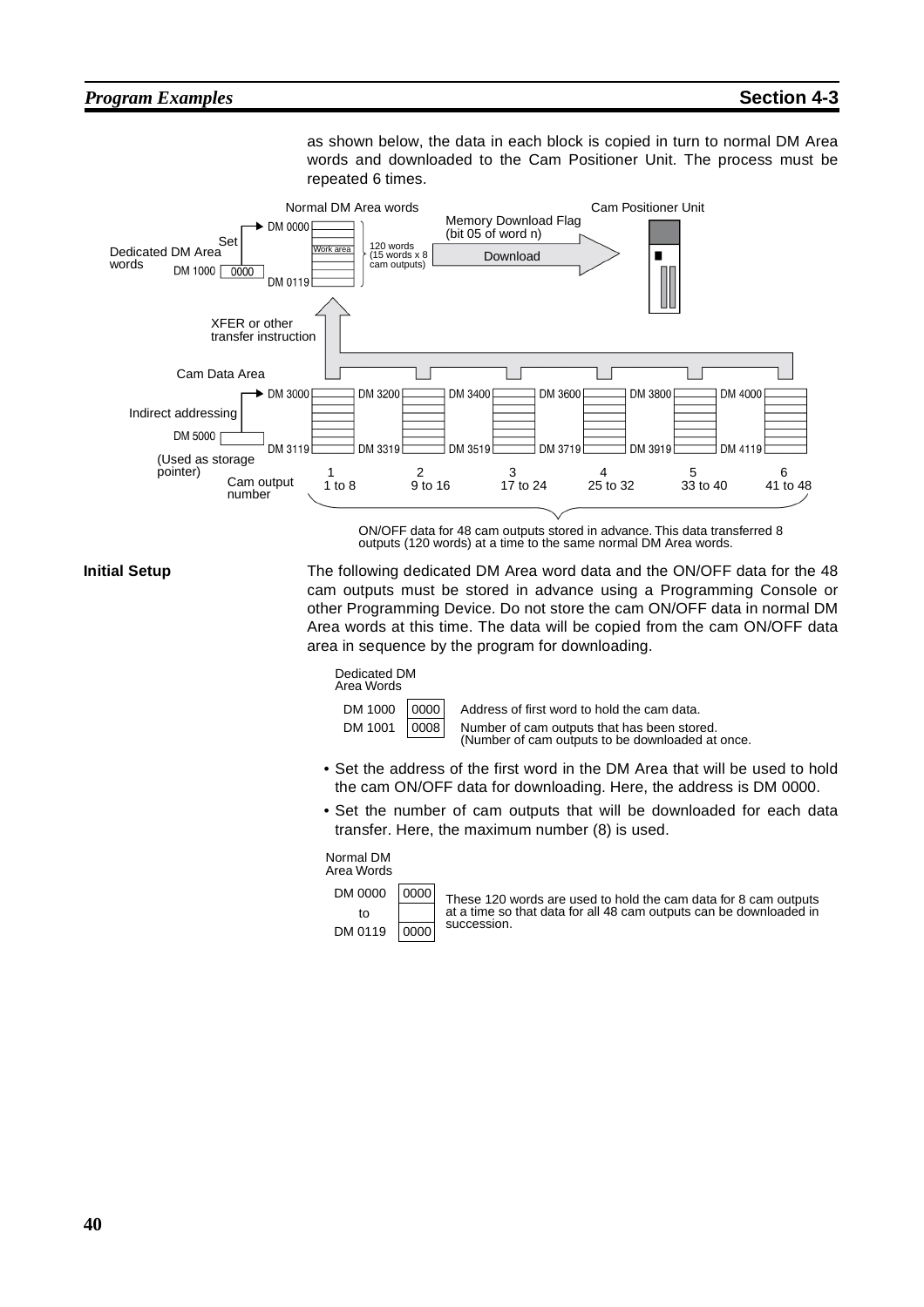as shown below, the data in each block is copied in turn to normal DM Area words and downloaded to the Cam Positioner Unit. The process must be repeated 6 times.

Normal DM Area words

Cam Positioner Unit

Memory Download Flag (bit 05 of word n)

Set

Dedicated DM Area words

DM 1000 0000

DM 0000

Work area

DM 0119

120 words (15 words x 8 cam outputs)

Download

XFER or other transfer instruction

Cam Data Area

Indirect addressing

DM 5000

(Used as storage pointer)

| Cam output number | 1 | 2 | 3 | 4 | 5 | 6 |
|---|---|---|---|---|---|---|
| | 1 to 8 | 9 to 16 | 17 to 24 | 25 to 32 | 33 to 40 | 41 to 48 |
| First word | DM 3000 | DM 3200 | DM 3400 | DM 3600 | DM 3800 | DM 4000 |
| Last word | DM 3119 | DM 3319 | DM 3519 | DM 3719 | DM 3919 | DM 4119 |

ON/OFF data for 48 cam outputs stored in advance. This data transferred 8 outputs (120 words) at a time to the same normal DM Area words.

**Initial Setup**

The following dedicated DM Area word data and the ON/OFF data for the 48 cam outputs must be stored in advance using a Programming Console or other Programming Device. Do not store the cam ON/OFF data in normal DM Area words at this time. The data will be copied from the cam ON/OFF data area in sequence by the program for downloading.

Dedicated DM Area Words

| Word | Data | Description |
|---|---|---|
| DM 1000 | 0000 | Address of first word to hold the cam data. |
| DM 1001 | 0008 | Number of cam outputs that has been stored. (Number of cam outputs to be downloaded at once. |

- Set the address of the first word in the DM Area that will be used to hold the cam ON/OFF data for downloading. Here, the address is DM 0000.
- Set the number of cam outputs that will be downloaded for each data transfer. Here, the maximum number (8) is used.

Normal DM Area Words

| Word | Data |
|---|---|
| DM 0000 | 0000 |
| to | |
| DM 0119 | 0000 |

These 120 words are used to hold the cam data for 8 cam outputs at a time so that data for all 48 cam outputs can be downloaded in succession.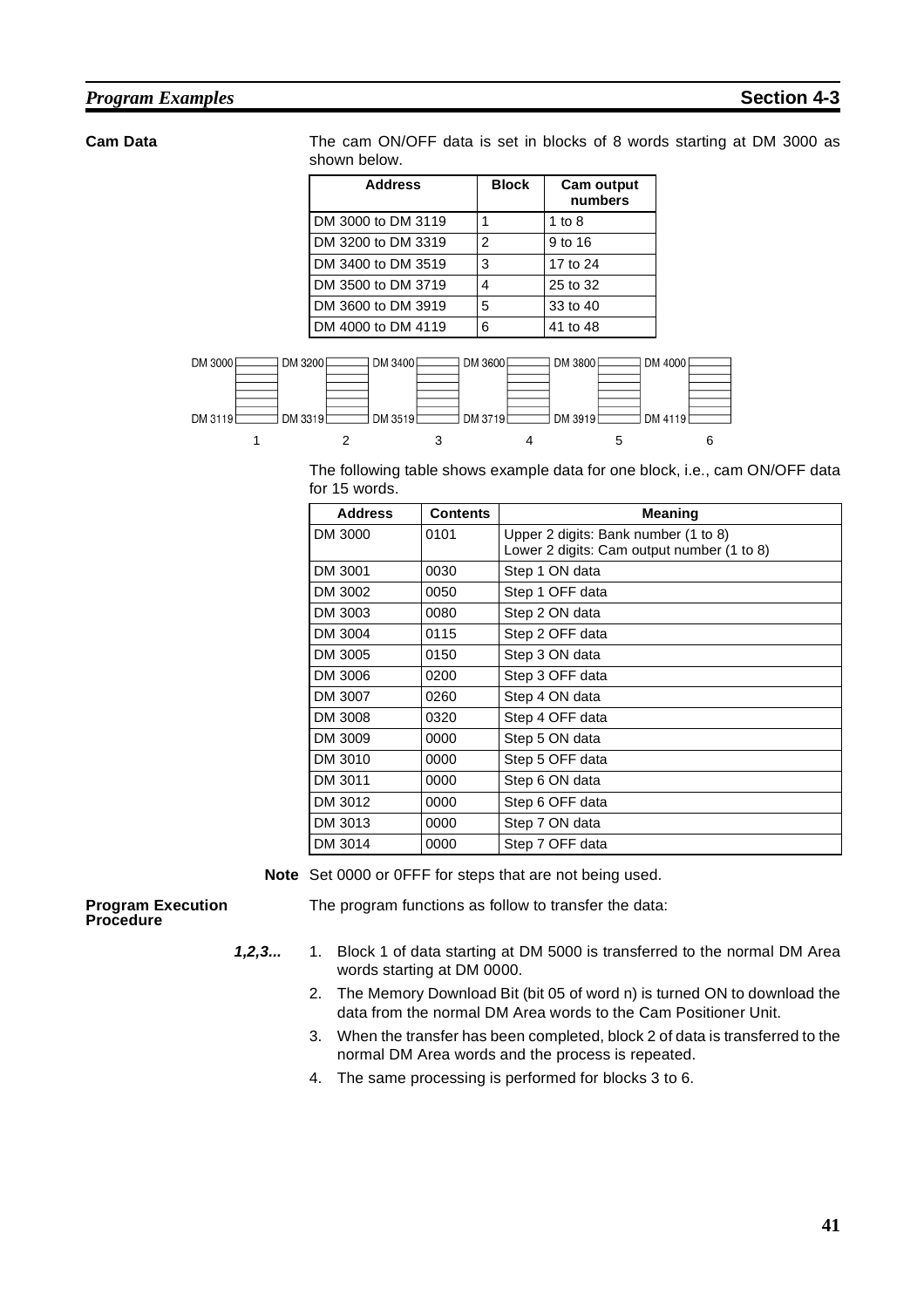**Cam Data**

The cam ON/OFF data is set in blocks of 8 words starting at DM 3000 as shown below.

| Address | Block | Cam output numbers |
|---|---|---|
| DM 3000 to DM 3119 | 1 | 1 to 8 |
| DM 3200 to DM 3319 | 2 | 9 to 16 |
| DM 3400 to DM 3519 | 3 | 17 to 24 |
| DM 3500 to DM 3719 | 4 | 25 to 32 |
| DM 3600 to DM 3919 | 5 | 33 to 40 |
| DM 4000 to DM 4119 | 6 | 41 to 48 |

| Block | Start | End |
|---|---|---|
| 1 | DM 3000 | DM 3119 |
| 2 | DM 3200 | DM 3319 |
| 3 | DM 3400 | DM 3519 |
| 4 | DM 3600 | DM 3719 |
| 5 | DM 3800 | DM 3919 |
| 6 | DM 4000 | DM 4119 |

The following table shows example data for one block, i.e., cam ON/OFF data for 15 words.

| Address | Contents | Meaning |
|---|---|---|
| DM 3000 | 0101 | Upper 2 digits: Bank number (1 to 8)<br>Lower 2 digits: Cam output number (1 to 8) |
| DM 3001 | 0030 | Step 1 ON data |
| DM 3002 | 0050 | Step 1 OFF data |
| DM 3003 | 0080 | Step 2 ON data |
| DM 3004 | 0115 | Step 2 OFF data |
| DM 3005 | 0150 | Step 3 ON data |
| DM 3006 | 0200 | Step 3 OFF data |
| DM 3007 | 0260 | Step 4 ON data |
| DM 3008 | 0320 | Step 4 OFF data |
| DM 3009 | 0000 | Step 5 ON data |
| DM 3010 | 0000 | Step 5 OFF data |
| DM 3011 | 0000 | Step 6 ON data |
| DM 3012 | 0000 | Step 6 OFF data |
| DM 3013 | 0000 | Step 7 ON data |
| DM 3014 | 0000 | Step 7 OFF data |

**Note** Set 0000 or 0FFF for steps that are not being used.

**Program Execution Procedure**

The program functions as follow to transfer the data:

*1,2,3...*

1. Block 1 of data starting at DM 5000 is transferred to the normal DM Area words starting at DM 0000.
2. The Memory Download Bit (bit 05 of word n) is turned ON to download the data from the normal DM Area words to the Cam Positioner Unit.
3. When the transfer has been completed, block 2 of data is transferred to the normal DM Area words and the process is repeated.
4. The same processing is performed for blocks 3 to 6.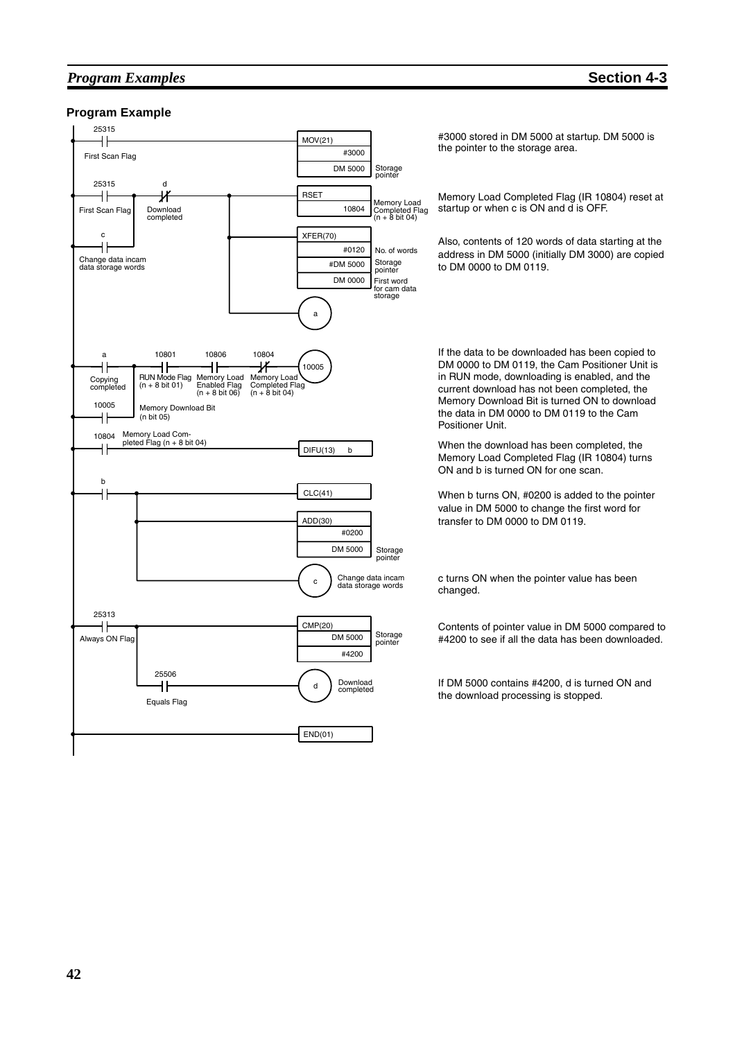### Program Example

| Ladder rung | Instruction | Description |
|---|---|---|
| 25315 (First Scan Flag) | MOV(21) #3000 DM 5000 (Storage pointer) | #3000 stored in DM 5000 at startup. DM 5000 is the pointer to the storage area. |
| 25315 (First Scan Flag) AND NOT d (Download completed), OR c (Change data incam data storage words) | RSET 10804 (Memory Load Completed Flag (n + 8 bit 04)) | Memory Load Completed Flag (IR 10804) reset at startup or when c is ON and d is OFF. |
| | XFER(70) #0120 (No. of words) #DM 5000 (Storage pointer) DM 0000 (First word for cam data storage); a | Also, contents of 120 words of data starting at the address in DM 5000 (initially DM 3000) are copied to DM 0000 to DM 0119. |
| a (Copying completed) OR 10005 (Memory Download Bit (n bit 05)), AND 10801 (RUN Mode Flag (n + 8 bit 01)) AND 10806 (Memory Load Enabled Flag (n + 8 bit 06)) AND NOT 10804 (Memory Load Completed Flag (n + 8 bit 04)) | 10005 | If the data to be downloaded has been copied to DM 0000 to DM 0119, the Cam Positioner Unit is in RUN mode, downloading is enabled, and the current download has not been completed, the Memory Download Bit is turned ON to download the data in DM 0000 to DM 0119 to the Cam Positioner Unit. |
| 10804 (Memory Load Completed Flag (n + 8 bit 04)) | DIFU(13) b | When the download has been completed, the Memory Load Completed Flag (IR 10804) turns ON and b is turned ON for one scan. |
| b | CLC(41); ADD(30) #0200 DM 5000 (Storage pointer) | When b turns ON, #0200 is added to the pointer value in DM 5000 to change the first word for transfer to DM 0000 to DM 0119. |
| | c (Change data incam data storage words) | c turns ON when the pointer value has been changed. |
| 25313 (Always ON Flag) | CMP(20) DM 5000 (Storage pointer) #4200 | Contents of pointer value in DM 5000 compared to #4200 to see if all the data has been downloaded. |
| 25313 AND 25506 (Equals Flag) | d (Download completed) | If DM 5000 contains #4200, d is turned ON and the download processing is stopped. |
| | END(01) | |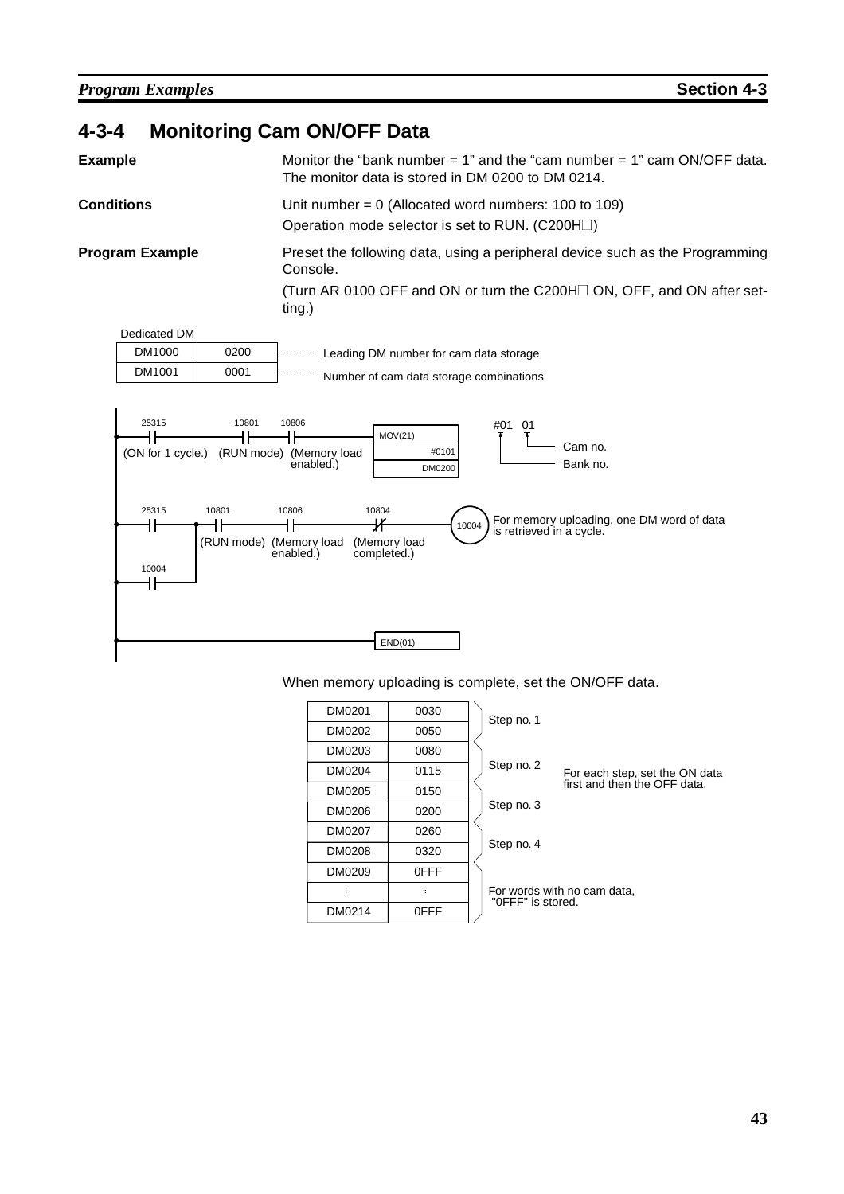## 4-3-4 Monitoring Cam ON/OFF Data

**Example**

Monitor the "bank number = 1" and the "cam number = 1" cam ON/OFF data. The monitor data is stored in DM 0200 to DM 0214.

**Conditions**

Unit number = 0 (Allocated word numbers: 100 to 109)

Operation mode selector is set to RUN. (C200H☐)

**Program Example**

Preset the following data, using a peripheral device such as the Programming Console.

(Turn AR 0100 OFF and ON or turn the C200H☐ ON, OFF, and ON after setting.)

Dedicated DM

| DM1000 | 0200 | Leading DM number for cam data storage |
|---|---|---|
| DM1001 | 0001 | Number of cam data storage combinations |

```
Rung 1:
 25315                 10801        10806                  MOV(21)
 --| |--------------------| |----------| |----------------  #0101
 (ON for 1 cycle.)   (RUN mode)  (Memory load              DM0200
                                  enabled.)

   #01 01
    |   |__ Cam no.
    |______ Bank no.

Rung 2:
 25315        10801        10806         10804
 --| |----+----| |-----------| |-----------|/|---------------(10004)
          |  (RUN mode)  (Memory load   (Memory load
 10004    |               enabled.)      completed.)
 --| |----+

 For memory uploading, one DM word of data is retrieved in a cycle.

Rung 3:
 ------------------------------------------------------- END(01)
```

When memory uploading is complete, set the ON/OFF data.

| DM word | Data | Step | Note |
|---|---|---|---|
| DM0201 | 0030 | Step no. 1 | For each step, set the ON data first and then the OFF data. |
| DM0202 | 0050 | | |
| DM0203 | 0080 | Step no. 2 | |
| DM0204 | 0115 | | |
| DM0205 | 0150 | Step no. 3 | |
| DM0206 | 0200 | | |
| DM0207 | 0260 | Step no. 4 | |
| DM0208 | 0320 | | |
| DM0209 | 0FFF | For words with no cam data, "0FFF" is stored. | |
| ⋮ | ⋮ | | |
| DM0214 | 0FFF | | |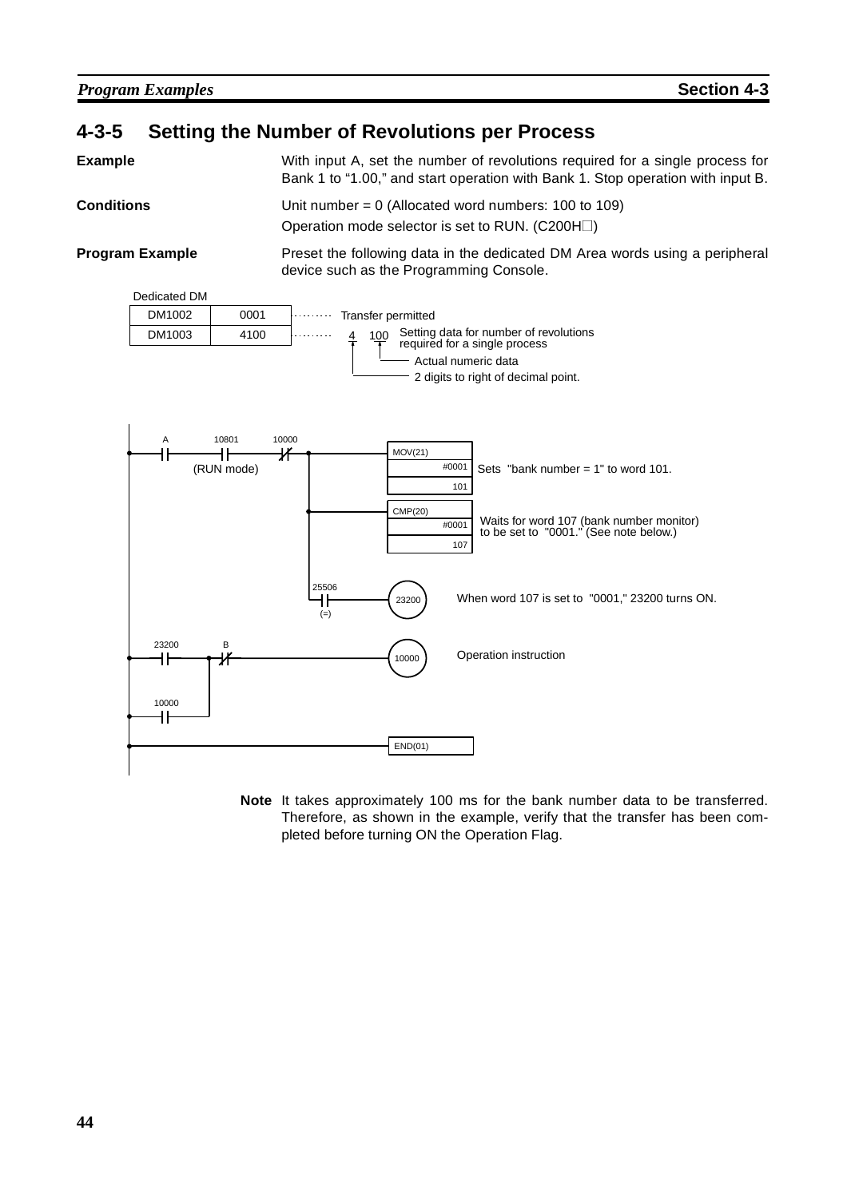## 4-3-5 Setting the Number of Revolutions per Process

**Example**

With input A, set the number of revolutions required for a single process for Bank 1 to “1.00,” and start operation with Bank 1. Stop operation with input B.

**Conditions**

Unit number = 0 (Allocated word numbers: 100 to 109)

Operation mode selector is set to RUN. (C200H□)

**Program Example**

Preset the following data in the dedicated DM Area words using a peripheral device such as the Programming Console.

Dedicated DM

| DM1002 | 0001 | Transfer permitted |
|---|---|---|
| DM1003 | 4100 | 4 100 Setting data for number of revolutions required for a single process |

- 100: Actual numeric data
- 4: 2 digits to right of decimal point.

```
A        10801      10000
--| |------| |------|/|----+---------------- MOV(21)
         (RUN mode)        |                 #0001   Sets "bank number = 1" to word 101.
                           |                 101
                           |
                           +---------------- CMP(20)
                           |                 #0001   Waits for word 107 (bank number monitor)
                           |                 107     to be set to "0001." (See note below.)
                           |
                           |  25506
                           +---| |---------- (23200)  When word 107 is set to "0001," 23200 turns ON.
                               (=)

23200        B
--| |----+--|/|------------------------------ (10000)  Operation instruction
         |
10000    |
--| |----+

------------------------------------------- END(01)
```

**Note** It takes approximately 100 ms for the bank number data to be transferred. Therefore, as shown in the example, verify that the transfer has been completed before turning ON the Operation Flag.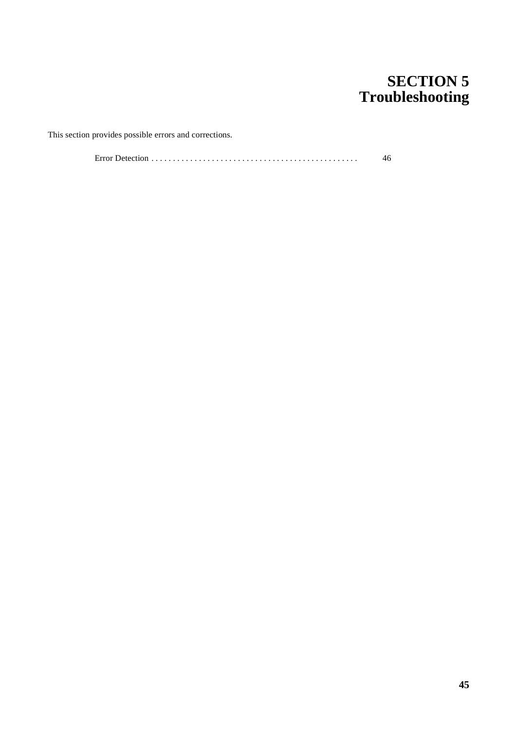# SECTION 5
# Troubleshooting

This section provides possible errors and corrections.

Error Detection . . . . . . . . . . . . . . . . . . . . . . . . . . . . . . . . . . . . . . . . . . . . . . 46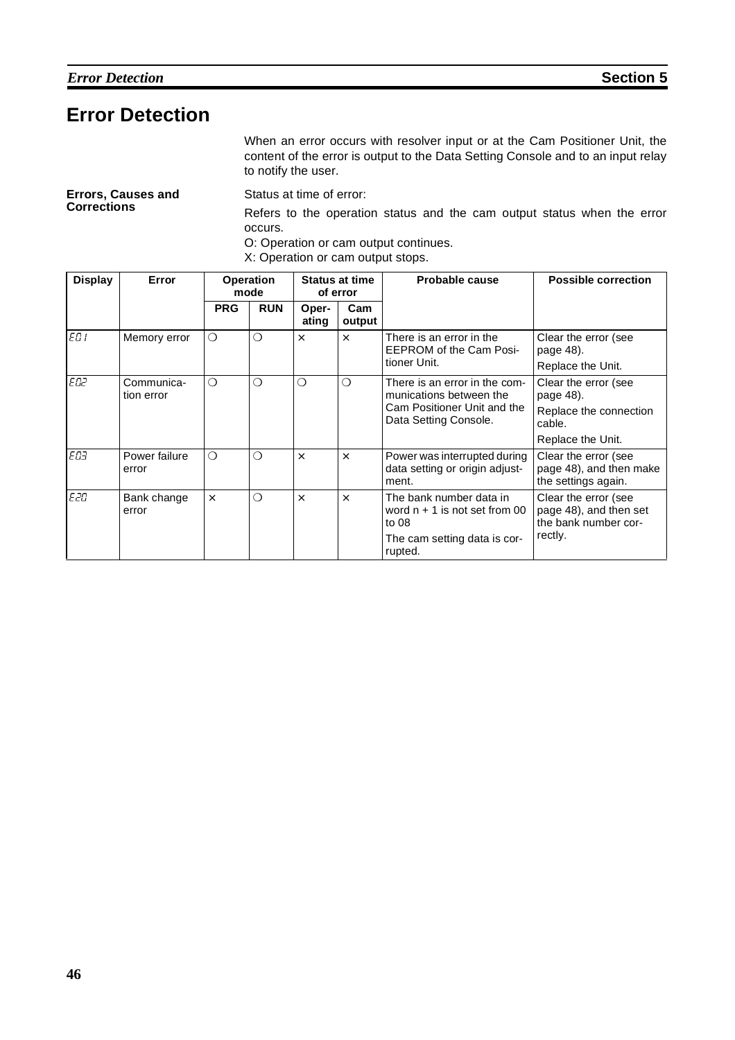# Error Detection

When an error occurs with resolver input or at the Cam Positioner Unit, the content of the error is output to the Data Setting Console and to an input relay to notify the user.

**Errors, Causes and Corrections**

Status at time of error:

Refers to the operation status and the cam output status when the error occurs.

O: Operation or cam output continues.

X: Operation or cam output stops.

| Display | Error | Operation mode | | Status at time of error | | Probable cause | Possible correction |
|---|---|---|---|---|---|---|---|
| | | PRG | RUN | Operating | Cam output | | |
| E01 | Memory error | ❍ | ❍ | × | × | There is an error in the EEPROM of the Cam Positioner Unit. | Clear the error (see page 48). Replace the Unit. |
| E02 | Communication error | ❍ | ❍ | ❍ | ❍ | There is an error in the communications between the Cam Positioner Unit and the Data Setting Console. | Clear the error (see page 48). Replace the connection cable. Replace the Unit. |
| E03 | Power failure error | ❍ | ❍ | × | × | Power was interrupted during data setting or origin adjustment. | Clear the error (see page 48), and then make the settings again. |
| E20 | Bank change error | × | ❍ | × | × | The bank number data in word n + 1 is not set from 00 to 08. The cam setting data is corrupted. | Clear the error (see page 48), and then set the bank number correctly. |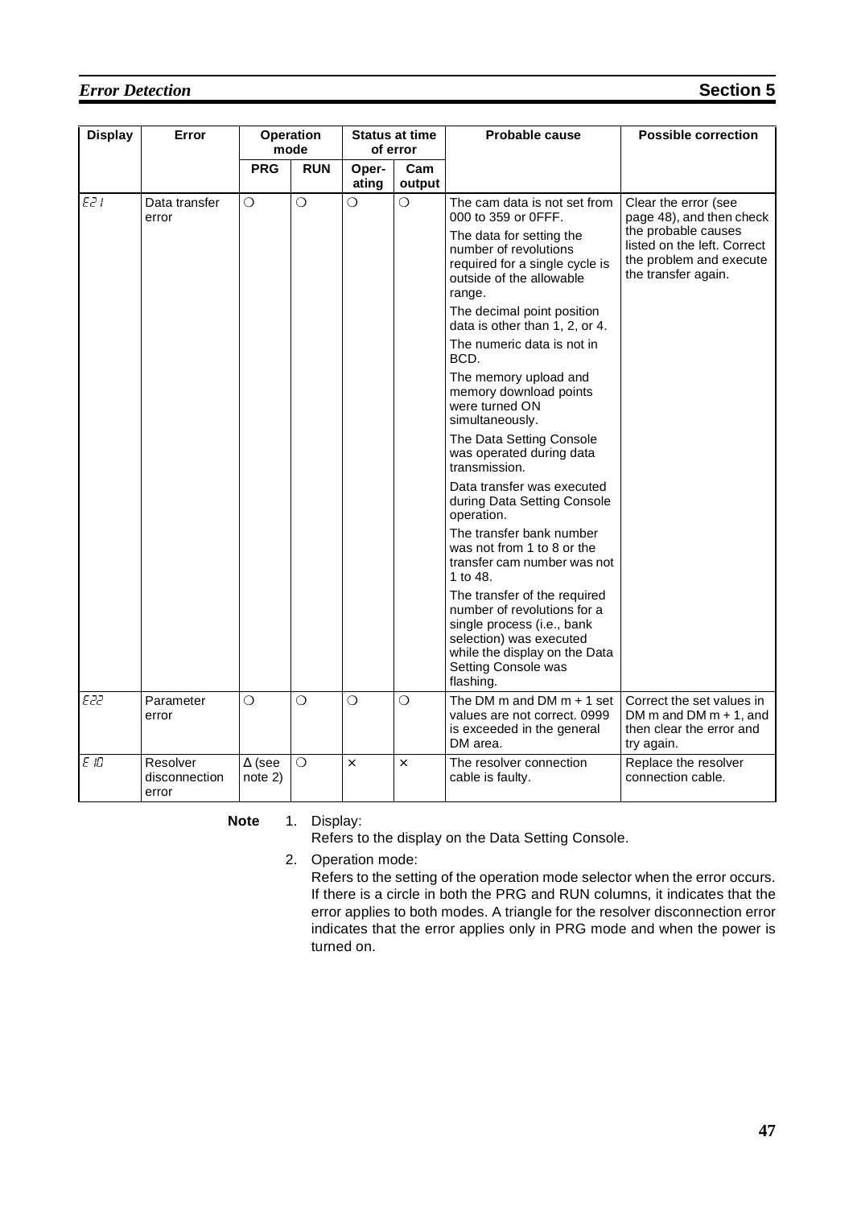| Display | Error | Operation mode | | Status at time of error | | Probable cause | Possible correction |
|---|---|---|---|---|---|---|---|
| | | PRG | RUN | Operating | Cam output | | |
| E21 | Data transfer error | ○ | ○ | ○ | ○ | The cam data is not set from 000 to 359 or 0FFF.<br><br>The data for setting the number of revolutions required for a single cycle is outside of the allowable range.<br><br>The decimal point position data is other than 1, 2, or 4.<br><br>The numeric data is not in BCD.<br><br>The memory upload and memory download points were turned ON simultaneously.<br><br>The Data Setting Console was operated during data transmission.<br><br>Data transfer was executed during Data Setting Console operation.<br><br>The transfer bank number was not from 1 to 8 or the transfer cam number was not 1 to 48.<br><br>The transfer of the required number of revolutions for a single process (i.e., bank selection) was executed while the display on the Data Setting Console was flashing. | Clear the error (see page 48), and then check the probable causes listed on the left. Correct the problem and execute the transfer again. |
| E22 | Parameter error | ○ | ○ | ○ | ○ | The DM m and DM m + 1 set values are not correct. 0999 is exceeded in the general DM area. | Correct the set values in DM m and DM m + 1, and then clear the error and try again. |
| E10 | Resolver disconnection error | Δ (see note 2) | ○ | × | × | The resolver connection cable is faulty. | Replace the resolver connection cable. |

**Note**

1. Display:
   Refers to the display on the Data Setting Console.
2. Operation mode:
   Refers to the setting of the operation mode selector when the error occurs. If there is a circle in both the PRG and RUN columns, it indicates that the error applies to both modes. A triangle for the resolver disconnection error indicates that the error applies only in PRG mode and when the power is turned on.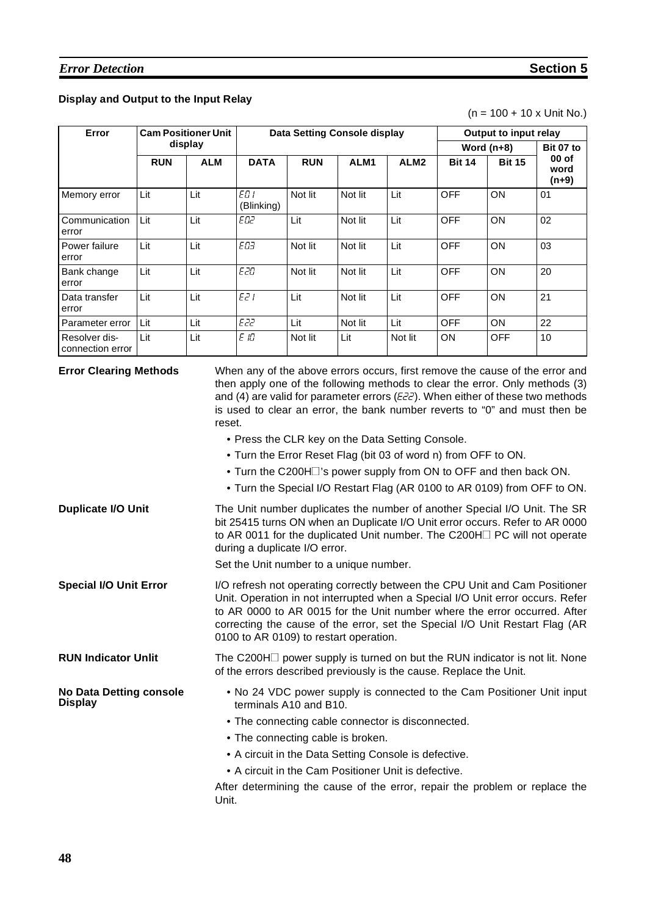### Display and Output to the Input Relay

(n = 100 + 10 x Unit No.)

| Error | Cam Positioner Unit display | | Data Setting Console display | | | | Output to input relay | | |
|---|---|---|---|---|---|---|---|---|---|
| | | | | | | | Word (n+8) | | Bit 07 to 00 of word (n+9) |
| | RUN | ALM | DATA | RUN | ALM1 | ALM2 | Bit 14 | Bit 15 | |
| Memory error | Lit | Lit | E01 (Blinking) | Not lit | Not lit | Lit | OFF | ON | 01 |
| Communication error | Lit | Lit | E02 | Lit | Not lit | Lit | OFF | ON | 02 |
| Power failure error | Lit | Lit | E03 | Not lit | Not lit | Lit | OFF | ON | 03 |
| Bank change error | Lit | Lit | E20 | Not lit | Not lit | Lit | OFF | ON | 20 |
| Data transfer error | Lit | Lit | E21 | Lit | Not lit | Lit | OFF | ON | 21 |
| Parameter error | Lit | Lit | E22 | Lit | Not lit | Lit | OFF | ON | 22 |
| Resolver disconnection error | Lit | Lit | E10 | Not lit | Lit | Not lit | ON | OFF | 10 |

**Error Clearing Methods**

When any of the above errors occurs, first remove the cause of the error and then apply one of the following methods to clear the error. Only methods (3) and (4) are valid for parameter errors (E22). When either of these two methods is used to clear an error, the bank number reverts to "0" and must then be reset.

- Press the CLR key on the Data Setting Console.
- Turn the Error Reset Flag (bit 03 of word n) from OFF to ON.
- Turn the C200H□'s power supply from ON to OFF and then back ON.
- Turn the Special I/O Restart Flag (AR 0100 to AR 0109) from OFF to ON.

**Duplicate I/O Unit**

The Unit number duplicates the number of another Special I/O Unit. The SR bit 25415 turns ON when an Duplicate I/O Unit error occurs. Refer to AR 0000 to AR 0011 for the duplicated Unit number. The C200H□ PC will not operate during a duplicate I/O error.

Set the Unit number to a unique number.

**Special I/O Unit Error**

I/O refresh not operating correctly between the CPU Unit and Cam Positioner Unit. Operation in not interrupted when a Special I/O Unit error occurs. Refer to AR 0000 to AR 0015 for the Unit number where the error occurred. After correcting the cause of the error, set the Special I/O Unit Restart Flag (AR 0100 to AR 0109) to restart operation.

**RUN Indicator Unlit**

The C200H□ power supply is turned on but the RUN indicator is not lit. None of the errors described previously is the cause. Replace the Unit.

**No Data Detting console Display**

- No 24 VDC power supply is connected to the Cam Positioner Unit input terminals A10 and B10.
- The connecting cable connector is disconnected.
- The connecting cable is broken.
- A circuit in the Data Setting Console is defective.
- A circuit in the Cam Positioner Unit is defective.

After determining the cause of the error, repair the problem or replace the Unit.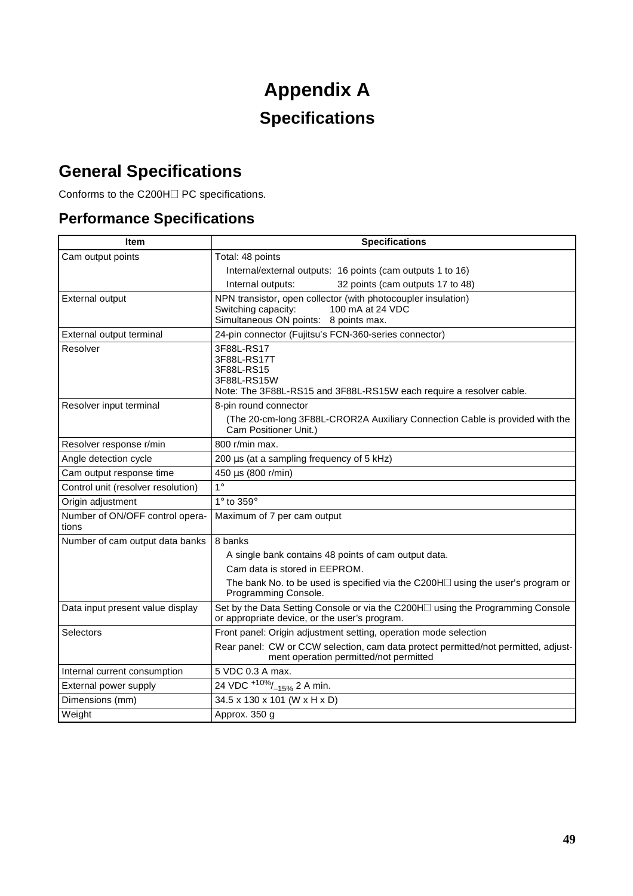# Appendix A

## Specifications

## General Specifications

Conforms to the C200H□ PC specifications.

### Performance Specifications

| Item | Specifications |
|---|---|
| Cam output points | Total: 48 points<br>Internal/external outputs: 16 points (cam outputs 1 to 16)<br>Internal outputs: 32 points (cam outputs 17 to 48) |
| External output | NPN transistor, open collector (with photocoupler insulation)<br>Switching capacity: 100 mA at 24 VDC<br>Simultaneous ON points: 8 points max. |
| External output terminal | 24-pin connector (Fujitsu's FCN-360-series connector) |
| Resolver | 3F88L-RS17<br>3F88L-RS17T<br>3F88L-RS15<br>3F88L-RS15W<br>Note: The 3F88L-RS15 and 3F88L-RS15W each require a resolver cable. |
| Resolver input terminal | 8-pin round connector<br>(The 20-cm-long 3F88L-CROR2A Auxiliary Connection Cable is provided with the Cam Positioner Unit.) |
| Resolver response r/min | 800 r/min max. |
| Angle detection cycle | 200 µs (at a sampling frequency of 5 kHz) |
| Cam output response time | 450 µs (800 r/min) |
| Control unit (resolver resolution) | 1° |
| Origin adjustment | 1° to 359° |
| Number of ON/OFF control operations | Maximum of 7 per cam output |
| Number of cam output data banks | 8 banks<br>A single bank contains 48 points of cam output data.<br>Cam data is stored in EEPROM.<br>The bank No. to be used is specified via the C200H□ using the user's program or Programming Console. |
| Data input present value display | Set by the Data Setting Console or via the C200H□ using the Programming Console or appropriate device, or the user's program. |
| Selectors | Front panel: Origin adjustment setting, operation mode selection<br>Rear panel: CW or CCW selection, cam data protect permitted/not permitted, adjustment operation permitted/not permitted |
| Internal current consumption | 5 VDC 0.3 A max. |
| External power supply | 24 VDC $^{+10\%}/_{-15\%}$ 2 A min. |
| Dimensions (mm) | 34.5 x 130 x 101 (W x H x D) |
| Weight | Approx. 350 g |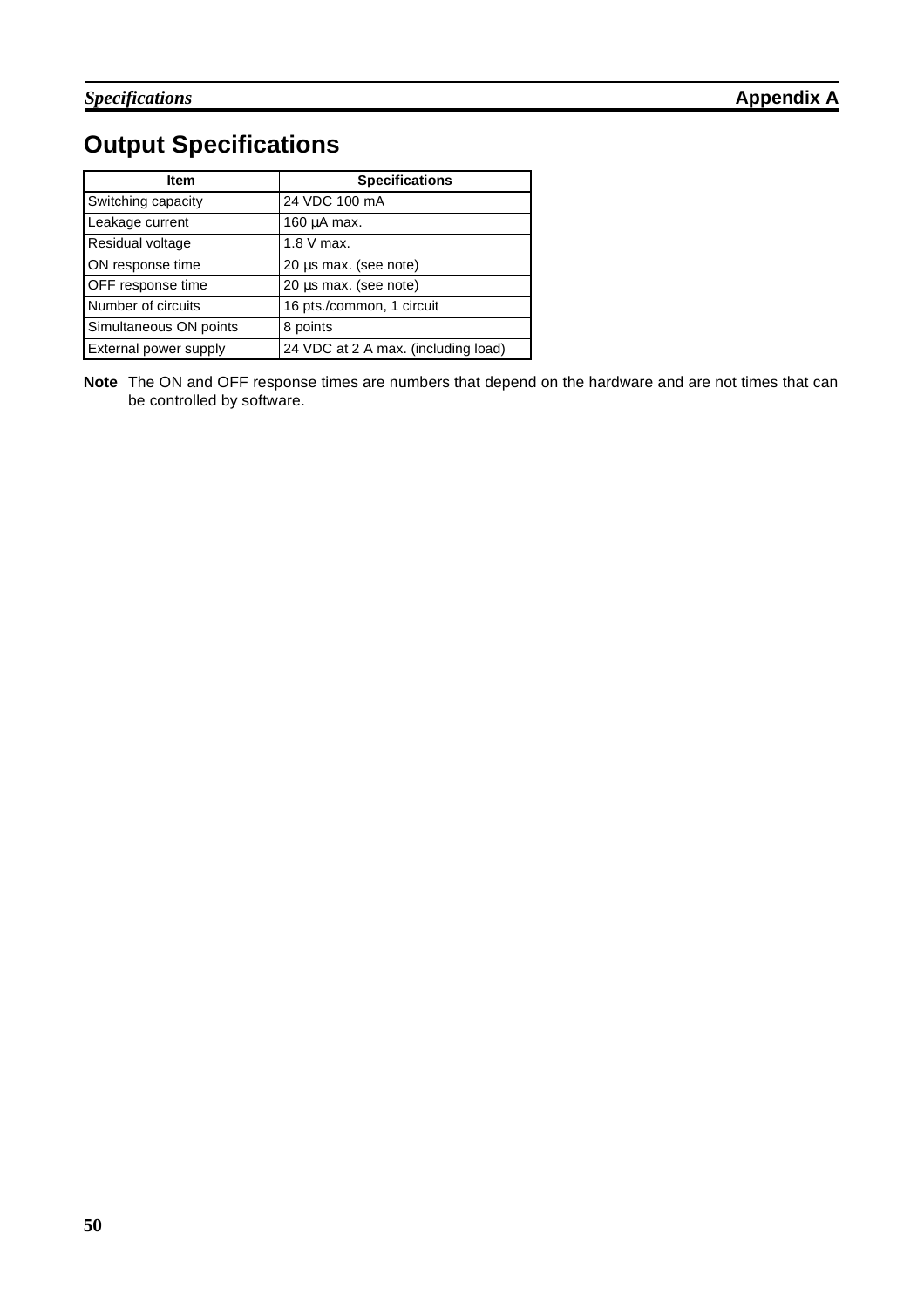# Output Specifications

| Item | Specifications |
|---|---|
| Switching capacity | 24 VDC 100 mA |
| Leakage current | 160 µA max. |
| Residual voltage | 1.8 V max. |
| ON response time | 20 µs max. (see note) |
| OFF response time | 20 µs max. (see note) |
| Number of circuits | 16 pts./common, 1 circuit |
| Simultaneous ON points | 8 points |
| External power supply | 24 VDC at 2 A max. (including load) |

**Note** The ON and OFF response times are numbers that depend on the hardware and are not times that can be controlled by software.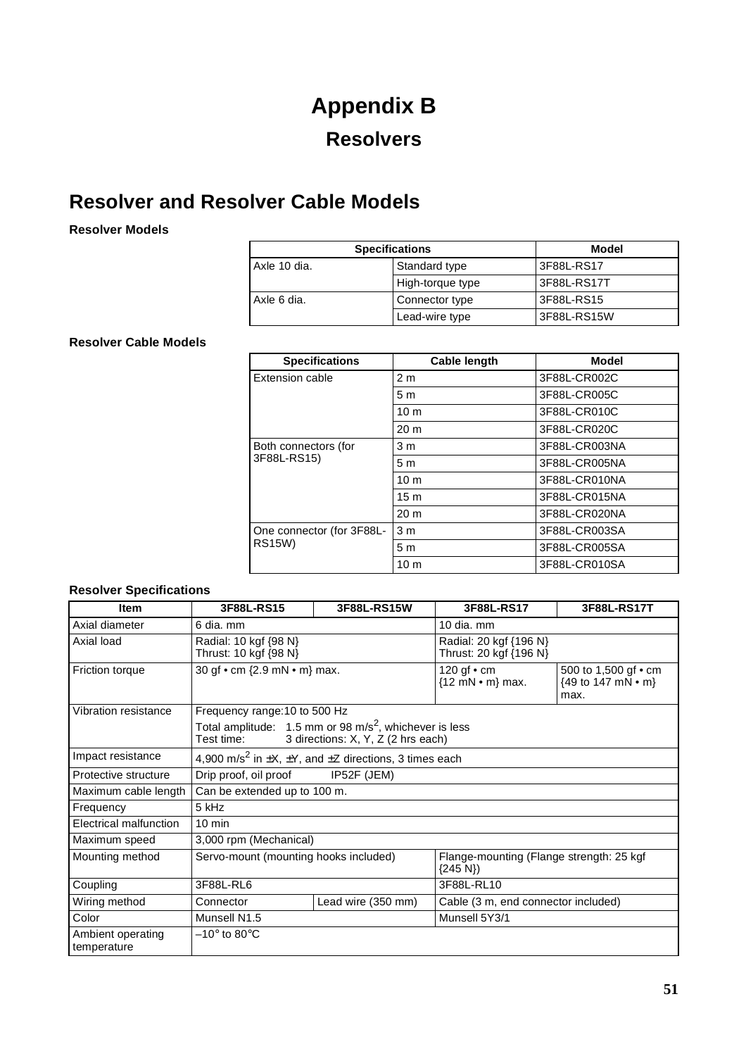# Appendix B

## Resolvers

## Resolver and Resolver Cable Models

### Resolver Models

| Specifications | | Model |
|---|---|---|
| Axle 10 dia. | Standard type | 3F88L-RS17 |
| | High-torque type | 3F88L-RS17T |
| Axle 6 dia. | Connector type | 3F88L-RS15 |
| | Lead-wire type | 3F88L-RS15W |

### Resolver Cable Models

| Specifications | Cable length | Model |
|---|---|---|
| Extension cable | 2 m | 3F88L-CR002C |
| | 5 m | 3F88L-CR005C |
| | 10 m | 3F88L-CR010C |
| | 20 m | 3F88L-CR020C |
| Both connectors (for 3F88L-RS15) | 3 m | 3F88L-CR003NA |
| | 5 m | 3F88L-CR005NA |
| | 10 m | 3F88L-CR010NA |
| | 15 m | 3F88L-CR015NA |
| | 20 m | 3F88L-CR020NA |
| One connector (for 3F88L-RS15W) | 3 m | 3F88L-CR003SA |
| | 5 m | 3F88L-CR005SA |
| | 10 m | 3F88L-CR010SA |

### Resolver Specifications

| Item | 3F88L-RS15 | 3F88L-RS15W | 3F88L-RS17 | 3F88L-RS17T |
|---|---|---|---|---|
| Axial diameter | 6 dia. mm | | 10 dia. mm | |
| Axial load | Radial: 10 kgf {98 N}<br>Thrust: 10 kgf {98 N} | | Radial: 20 kgf {196 N}<br>Thrust: 20 kgf {196 N} | |
| Friction torque | 30 gf • cm {2.9 mN • m} max. | | 120 gf • cm {12 mN • m} max. | 500 to 1,500 gf • cm {49 to 147 mN • m} max. |
| Vibration resistance | Frequency range:10 to 500 Hz<br>Total amplitude: 1.5 mm or 98 m/s², whichever is less<br>Test time: 3 directions: X, Y, Z (2 hrs each) | | | |
| Impact resistance | 4,900 m/s² in ±X, ±Y, and ±Z directions, 3 times each | | | |
| Protective structure | Drip proof, oil proof IP52F (JEM) | | | |
| Maximum cable length | Can be extended up to 100 m. | | | |
| Frequency | 5 kHz | | | |
| Electrical malfunction | 10 min | | | |
| Maximum speed | 3,000 rpm (Mechanical) | | | |
| Mounting method | Servo-mount (mounting hooks included) | | Flange-mounting (Flange strength: 25 kgf {245 N}) | |
| Coupling | 3F88L-RL6 | | 3F88L-RL10 | |
| Wiring method | Connector | Lead wire (350 mm) | Cable (3 m, end connector included) | |
| Color | Munsell N1.5 | | Munsell 5Y3/1 | |
| Ambient operating temperature | –10° to 80°C | | | |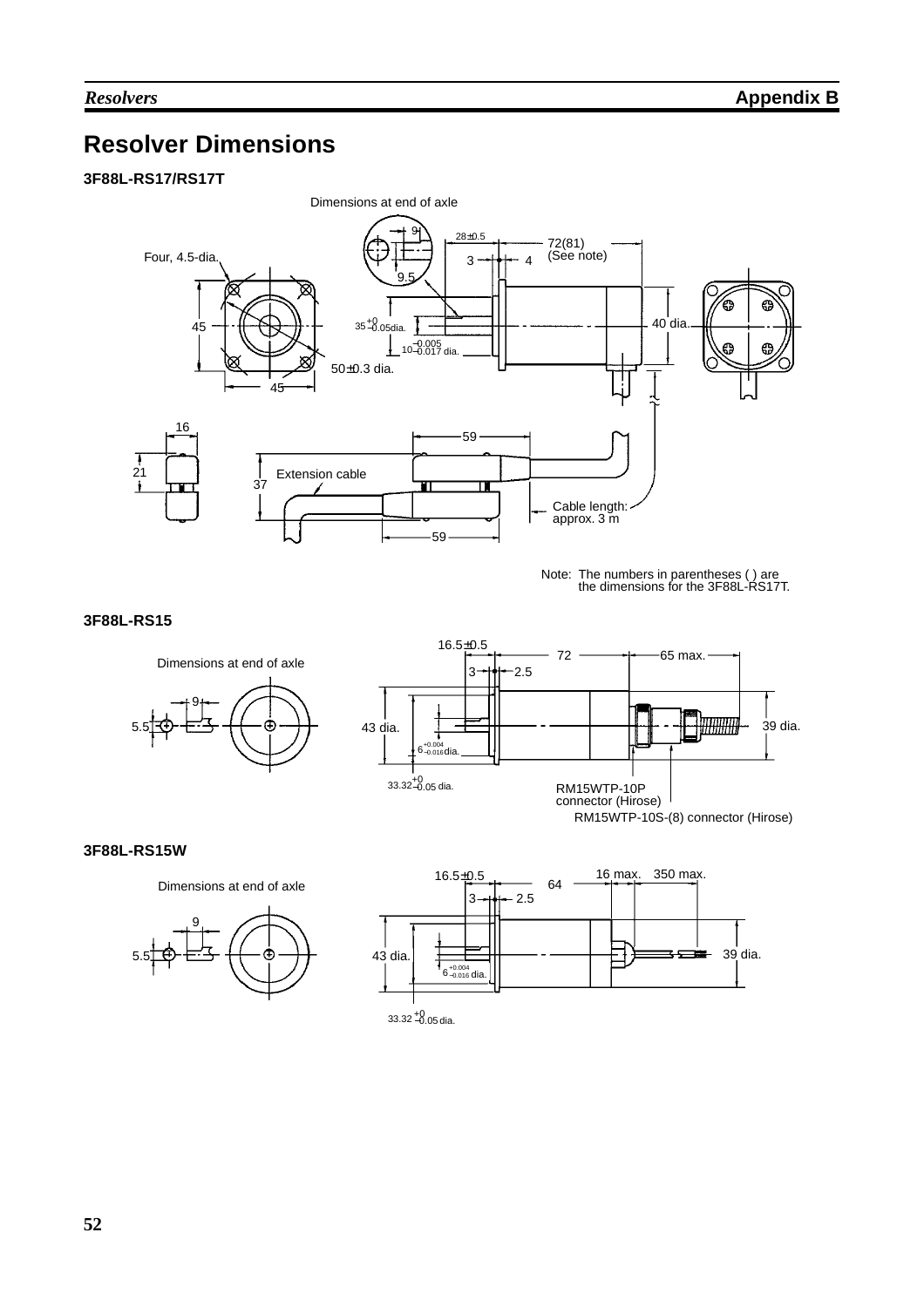# Resolver Dimensions

### 3F88L-RS17/RS17T

Dimensions at end of axle

9

9.5

28±0.5

72(81)
(See note)

3

4

Four, 4.5-dia.

45

45

$35^{+0}_{-0.05}$dia.

$10^{-0.005}_{-0.017}$ dia.

50±0.3 dia.

40 dia.

16

21

37

59

59

Extension cable

Cable length:
approx. 3 m

Note: The numbers in parentheses ( ) are the dimensions for the 3F88L-RS17T.

### 3F88L-RS15

Dimensions at end of axle

9

5.5

16.5±0.5

72

65 max.

3

2.5

43 dia.

$6^{+0.004}_{-0.016}$dia.

$33.32^{+0}_{-0.05}$ dia.

39 dia.

RM15WTP-10P
connector (Hirose)

RM15WTP-10S-(8) connector (Hirose)

### 3F88L-RS15W

Dimensions at end of axle

9

5.5

16.5±0.5

64

16 max.

350 max.

3

2.5

43 dia.

$6^{+0.004}_{-0.016}$ dia.

$33.32^{+0}_{-0.05}$ dia.

39 dia.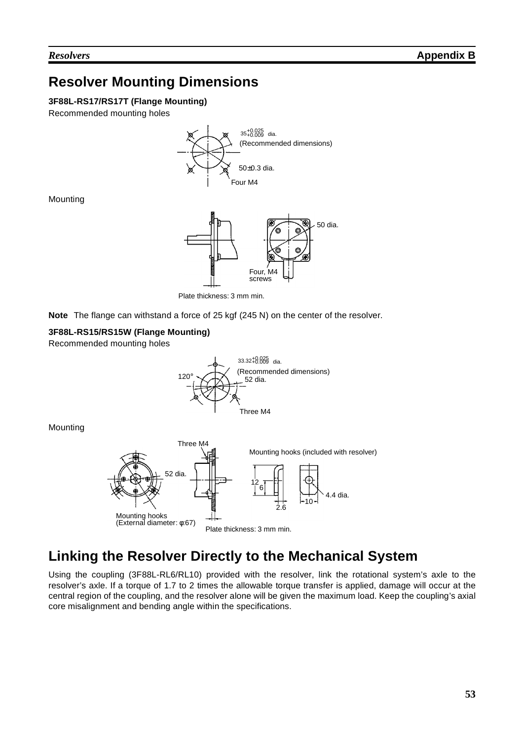# Resolver Mounting Dimensions

### 3F88L-RS17/RS17T (Flange Mounting)

Recommended mounting holes

$35^{+0.025}_{+0.009}$ dia.
(Recommended dimensions)

50±0.3 dia.

Four M4

Mounting

50 dia.

Four, M4 screws

Plate thickness: 3 mm min.

**Note** The flange can withstand a force of 25 kgf (245 N) on the center of the resolver.

### 3F88L-RS15/RS15W (Flange Mounting)

Recommended mounting holes

$33.32^{+0.025}_{+0.009}$ dia.
(Recommended dimensions)

120°

52 dia.

Three M4

Mounting

Three M4

Mounting hooks (included with resolver)

52 dia.

12

6

2.6

10

4.4 dia.

Mounting hooks
(External diameter: φ67)

Plate thickness: 3 mm min.

# Linking the Resolver Directly to the Mechanical System

Using the coupling (3F88L-RL6/RL10) provided with the resolver, link the rotational system's axle to the resolver's axle. If a torque of 1.7 to 2 times the allowable torque transfer is applied, damage will occur at the central region of the coupling, and the resolver alone will be given the maximum load. Keep the coupling's axial core misalignment and bending angle within the specifications.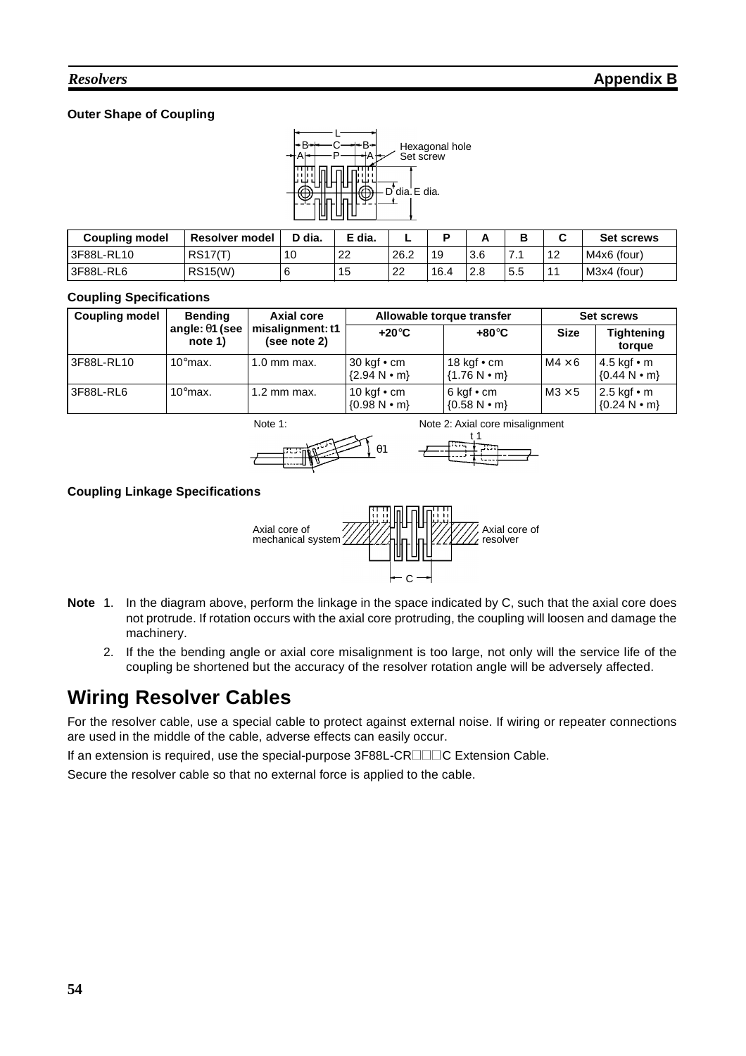**Outer Shape of Coupling**

| Coupling model | Resolver model | D dia. | E dia. | L | P | A | B | C | Set screws |
|---|---|---|---|---|---|---|---|---|---|
| 3F88L-RL10 | RS17(T) | 10 | 22 | 26.2 | 19 | 3.6 | 7.1 | 12 | M4x6 (four) |
| 3F88L-RL6 | RS15(W) | 6 | 15 | 22 | 16.4 | 2.8 | 5.5 | 11 | M3x4 (four) |

**Coupling Specifications**

| Coupling model | Bending angle: θ1 (see note 1) | Axial core misalignment: t1 (see note 2) | Allowable torque transfer | | Set screws | |
|---|---|---|---|---|---|---|
| | | | +20°C | +80°C | Size | Tightening torque |
| 3F88L-RL10 | 10°max. | 1.0 mm max. | 30 kgf • cm {2.94 N • m} | 18 kgf • cm {1.76 N • m} | M4 × 6 | 4.5 kgf • m {0.44 N • m} |
| 3F88L-RL6 | 10°max. | 1.2 mm max. | 10 kgf • cm {0.98 N • m} | 6 kgf • cm {0.58 N • m} | M3 × 5 | 2.5 kgf • m {0.24 N • m} |

Note 1:

Note 2: Axial core misalignment

**Coupling Linkage Specifications**

**Note** 1. In the diagram above, perform the linkage in the space indicated by C, such that the axial core does not protrude. If rotation occurs with the axial core protruding, the coupling will loosen and damage the machinery.

2. If the the bending angle or axial core misalignment is too large, not only will the service life of the coupling be shortened but the accuracy of the resolver rotation angle will be adversely affected.

# Wiring Resolver Cables

For the resolver cable, use a special cable to protect against external noise. If wiring or repeater connections are used in the middle of the cable, adverse effects can easily occur.

If an extension is required, use the special-purpose 3F88L-CR☐☐☐C Extension Cable.

Secure the resolver cable so that no external force is applied to the cable.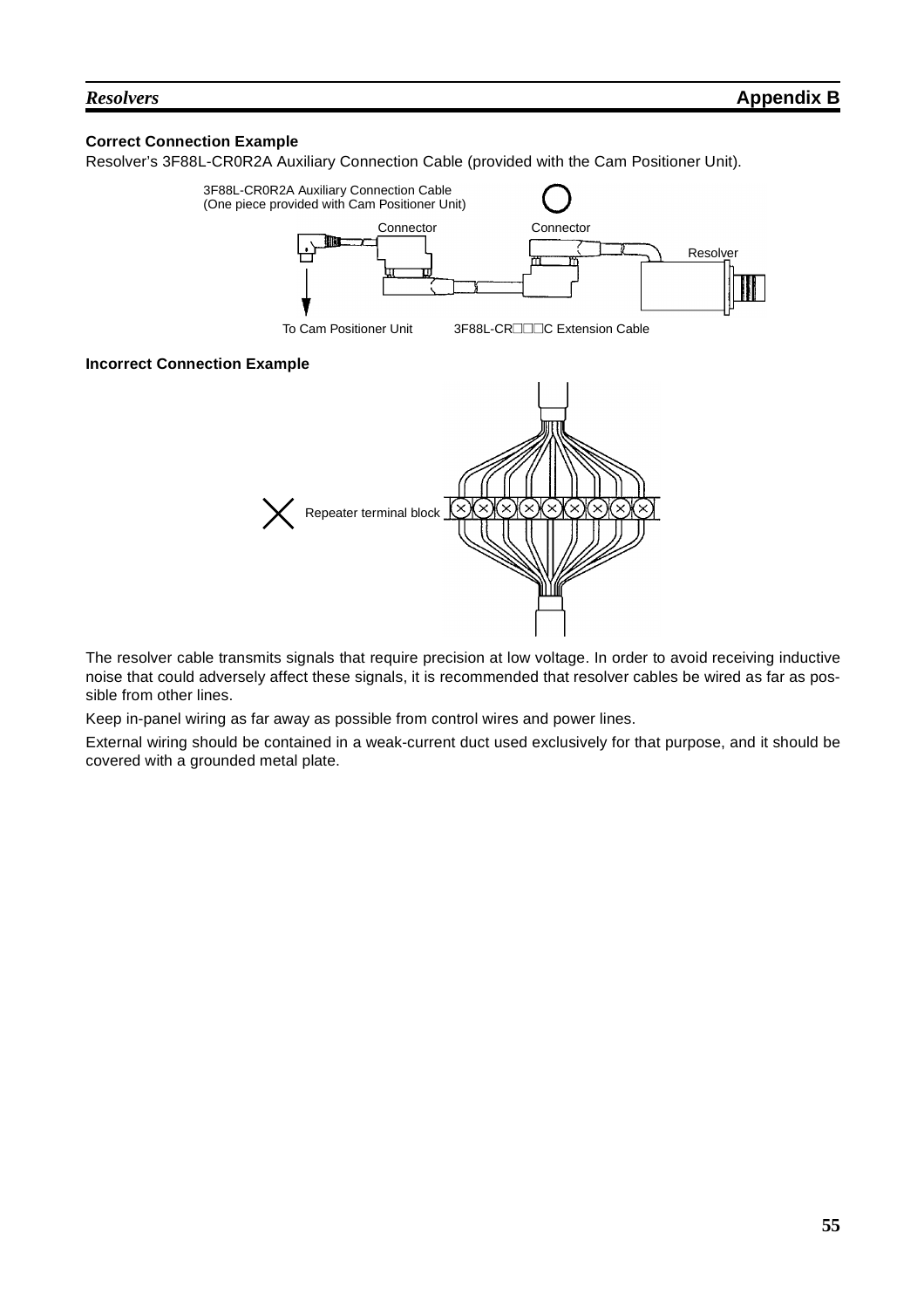**Correct Connection Example**

Resolver's 3F88L-CR0R2A Auxiliary Connection Cable (provided with the Cam Positioner Unit).

3F88L-CR0R2A Auxiliary Connection Cable
(One piece provided with Cam Positioner Unit)

Connector

Connector

Resolver

To Cam Positioner Unit

3F88L-CR□□□C Extension Cable

**Incorrect Connection Example**

Repeater terminal block

The resolver cable transmits signals that require precision at low voltage. In order to avoid receiving inductive noise that could adversely affect these signals, it is recommended that resolver cables be wired as far as possible from other lines.

Keep in-panel wiring as far away as possible from control wires and power lines.

External wiring should be contained in a weak-current duct used exclusively for that purpose, and it should be covered with a grounded metal plate.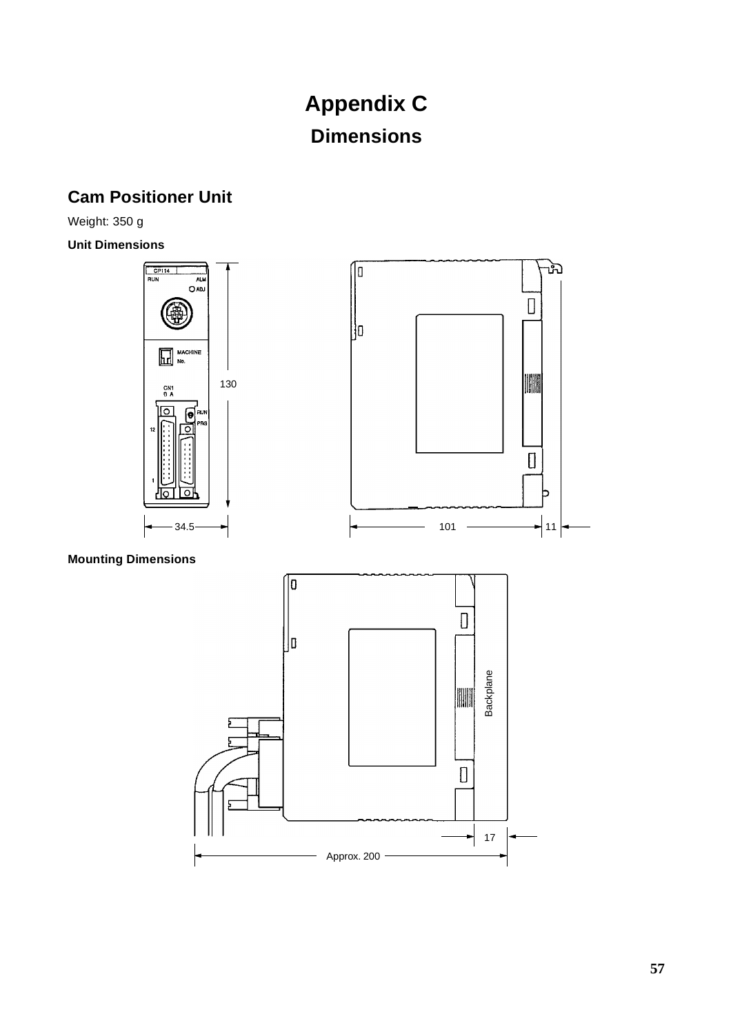# Appendix C

## Dimensions

### Cam Positioner Unit

Weight: 350 g

**Unit Dimensions**

**Mounting Dimensions**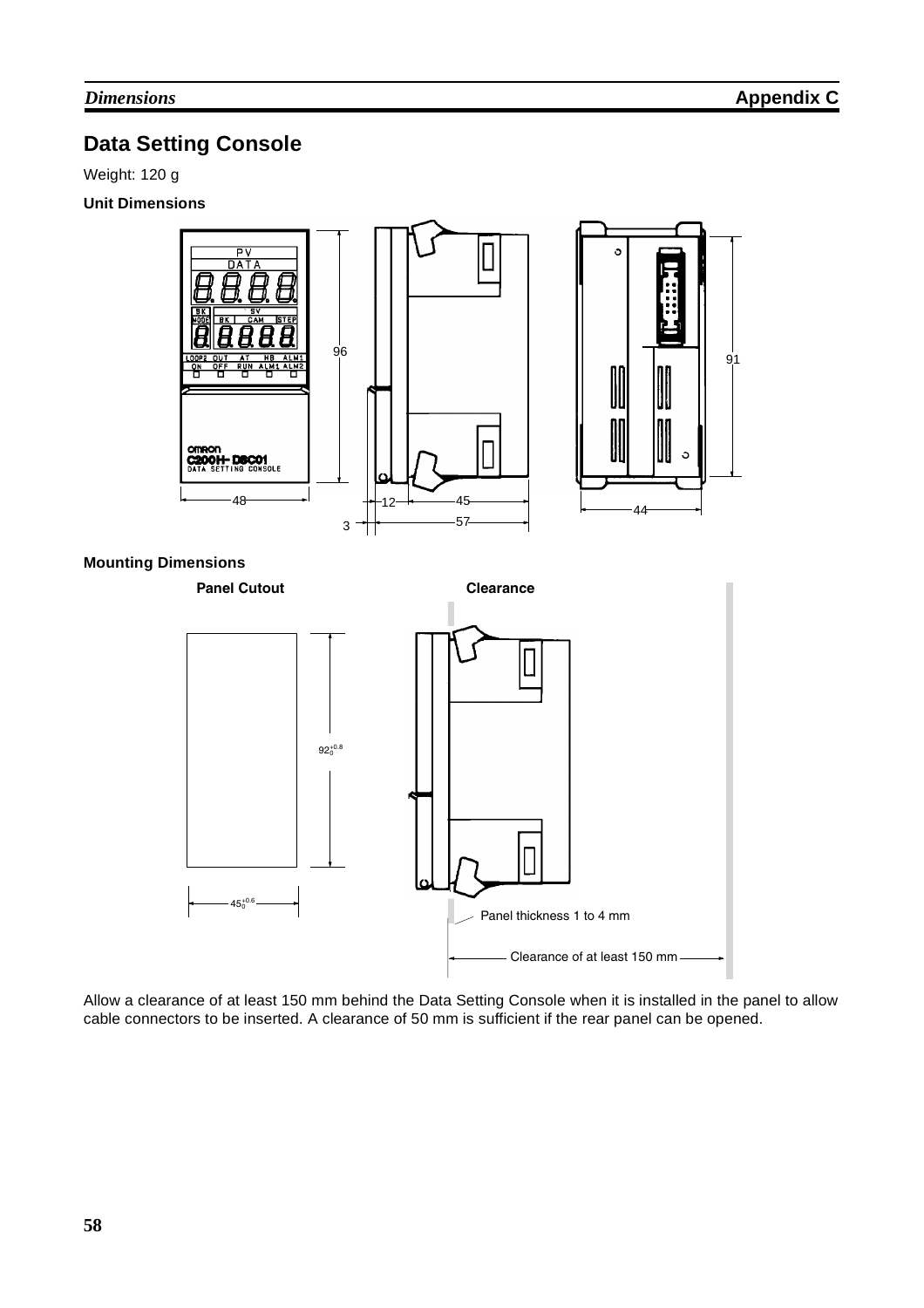## Data Setting Console

Weight: 120 g

**Unit Dimensions**

**Mounting Dimensions**

**Panel Cutout**

**Clearance**

Panel thickness 1 to 4 mm

Clearance of at least 150 mm

Allow a clearance of at least 150 mm behind the Data Setting Console when it is installed in the panel to allow cable connectors to be inserted. A clearance of 50 mm is sufficient if the rear panel can be opened.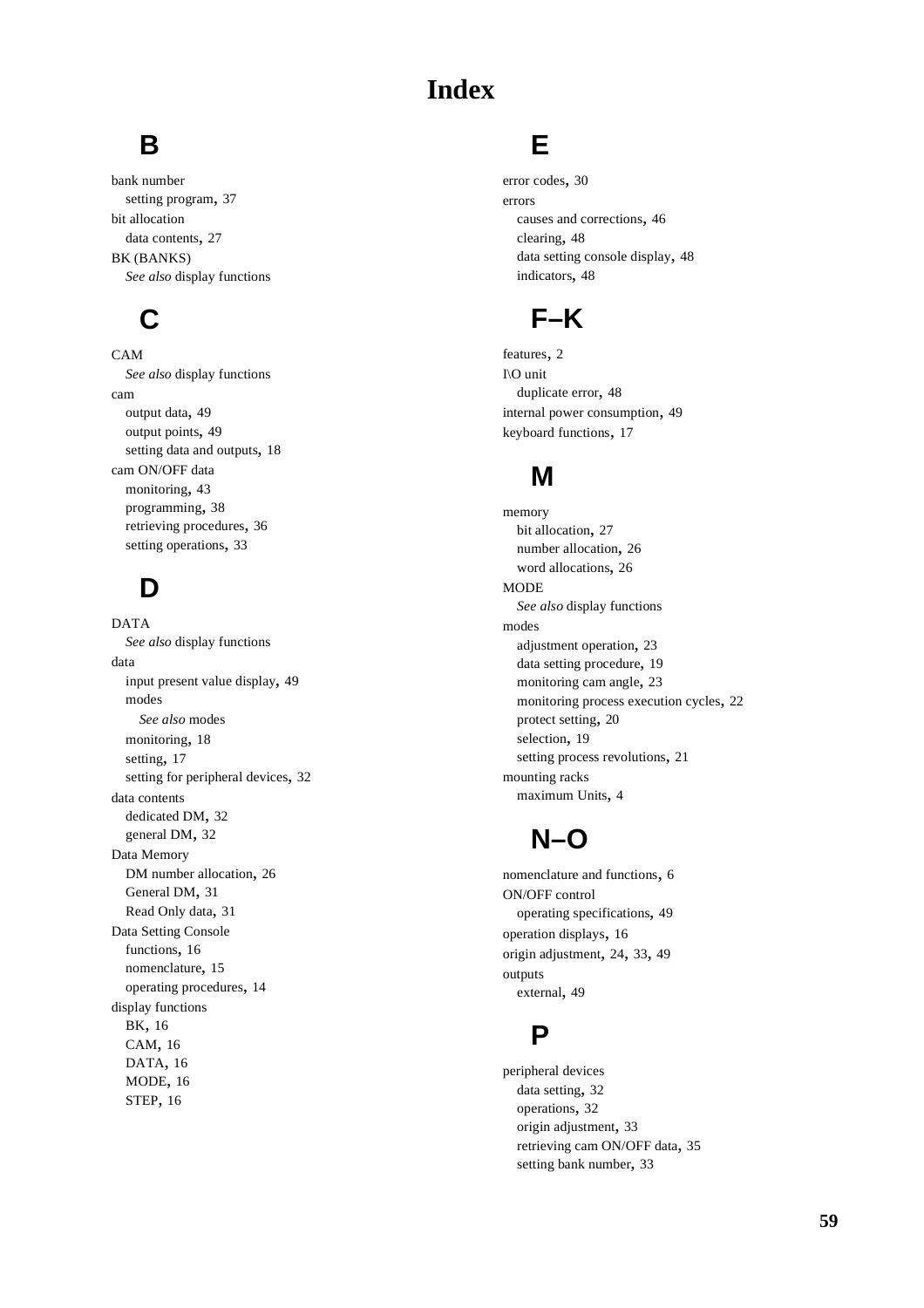# Index

## B

bank number
- setting program, 37

bit allocation
- data contents, 27

BK (BANKS)
- *See also* display functions

## C

CAM
- *See also* display functions

cam
- output data, 49
- output points, 49
- setting data and outputs, 18

cam ON/OFF data
- monitoring, 43
- programming, 38
- retrieving procedures, 36
- setting operations, 33

## D

DATA
- *See also* display functions

data
- input present value display, 49
- modes
  - *See also* modes
- monitoring, 18
- setting, 17
- setting for peripheral devices, 32

data contents
- dedicated DM, 32
- general DM, 32

Data Memory
- DM number allocation, 26
- General DM, 31
- Read Only data, 31

Data Setting Console
- functions, 16
- nomenclature, 15
- operating procedures, 14

display functions
- BK, 16
- CAM, 16
- DATA, 16
- MODE, 16
- STEP, 16

## E

error codes, 30

errors
- causes and corrections, 46
- clearing, 48
- data setting console display, 48
- indicators, 48

## F–K

features, 2

I\O unit
- duplicate error, 48

internal power consumption, 49

keyboard functions, 17

## M

memory
- bit allocation, 27
- number allocation, 26
- word allocations, 26

MODE
- *See also* display functions

modes
- adjustment operation, 23
- data setting procedure, 19
- monitoring cam angle, 23
- monitoring process execution cycles, 22
- protect setting, 20
- selection, 19
- setting process revolutions, 21

mounting racks
- maximum Units, 4

## N–O

nomenclature and functions, 6

ON/OFF control
- operating specifications, 49

operation displays, 16

origin adjustment, 24, 33, 49

outputs
- external, 49

## P

peripheral devices
- data setting, 32
- operations, 32
- origin adjustment, 33
- retrieving cam ON/OFF data, 35
- setting bank number, 33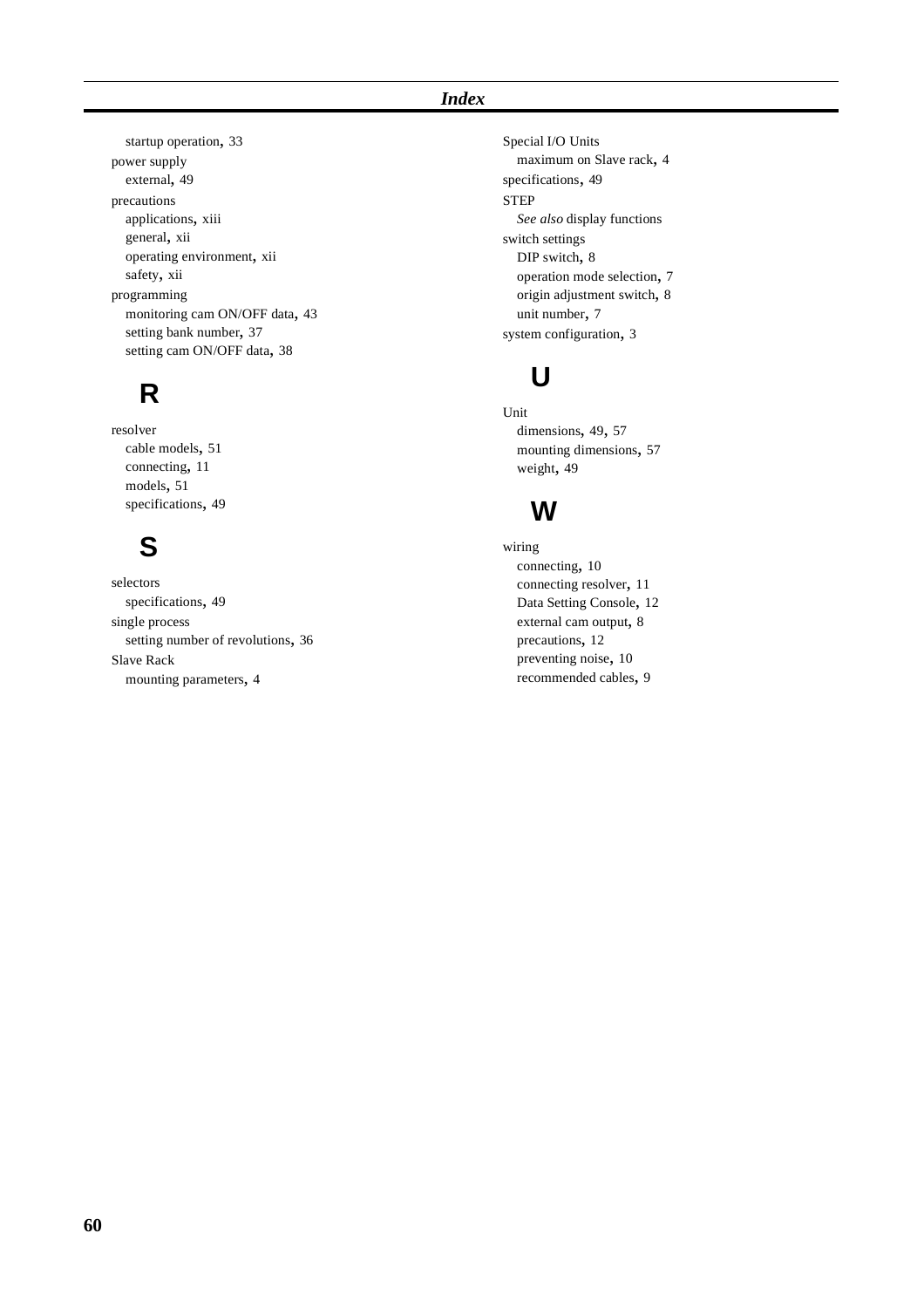startup operation, 33

power supply
- external, 49

precautions
- applications, xiii
- general, xii
- operating environment, xii
- safety, xii

programming
- monitoring cam ON/OFF data, 43
- setting bank number, 37
- setting cam ON/OFF data, 38

## R

resolver
- cable models, 51
- connecting, 11
- models, 51
- specifications, 49

## S

selectors
- specifications, 49

single process
- setting number of revolutions, 36

Slave Rack
- mounting parameters, 4

Special I/O Units
- maximum on Slave rack, 4

specifications, 49

STEP
- *See also* display functions

switch settings
- DIP switch, 8
- operation mode selection, 7
- origin adjustment switch, 8
- unit number, 7

system configuration, 3

## U

Unit
- dimensions, 49, 57
- mounting dimensions, 57
- weight, 49

## W

wiring
- connecting, 10
- connecting resolver, 11
- Data Setting Console, 12
- external cam output, 8
- precautions, 12
- preventing noise, 10
- recommended cables, 9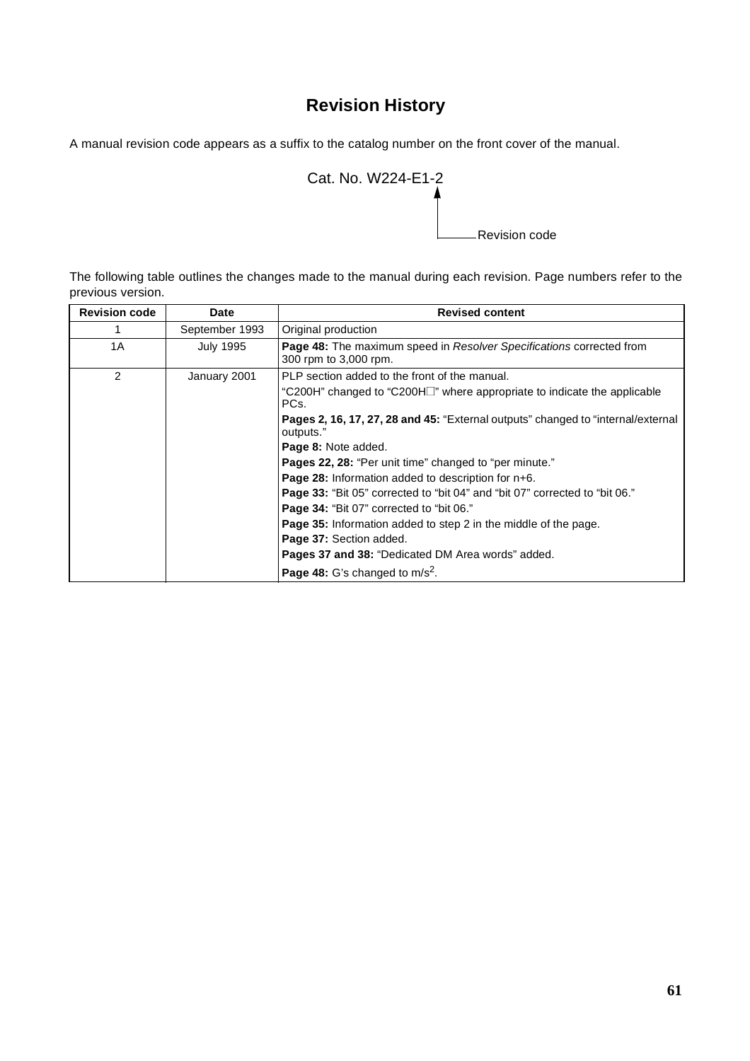# Revision History

A manual revision code appears as a suffix to the catalog number on the front cover of the manual.

Cat. No. W224-E1-2

Revision code

The following table outlines the changes made to the manual during each revision. Page numbers refer to the previous version.

| Revision code | Date | Revised content |
|---|---|---|
| 1 | September 1993 | Original production |
| 1A | July 1995 | **Page 48:** The maximum speed in *Resolver Specifications* corrected from 300 rpm to 3,000 rpm. |
| 2 | January 2001 | PLP section added to the front of the manual.<br>“C200H” changed to “C200H☐” where appropriate to indicate the applicable PCs.<br>**Pages 2, 16, 17, 27, 28 and 45:** “External outputs” changed to “internal/external outputs.”<br>**Page 8:** Note added.<br>**Pages 22, 28:** “Per unit time” changed to “per minute.”<br>**Page 28:** Information added to description for n+6.<br>**Page 33:** “Bit 05” corrected to “bit 04” and “bit 07” corrected to “bit 06.”<br>**Page 34:** “Bit 07” corrected to “bit 06.”<br>**Page 35:** Information added to step 2 in the middle of the page.<br>**Page 37:** Section added.<br>**Pages 37 and 38:** “Dedicated DM Area words” added.<br>**Page 48:** G’s changed to $m/s^2$. |